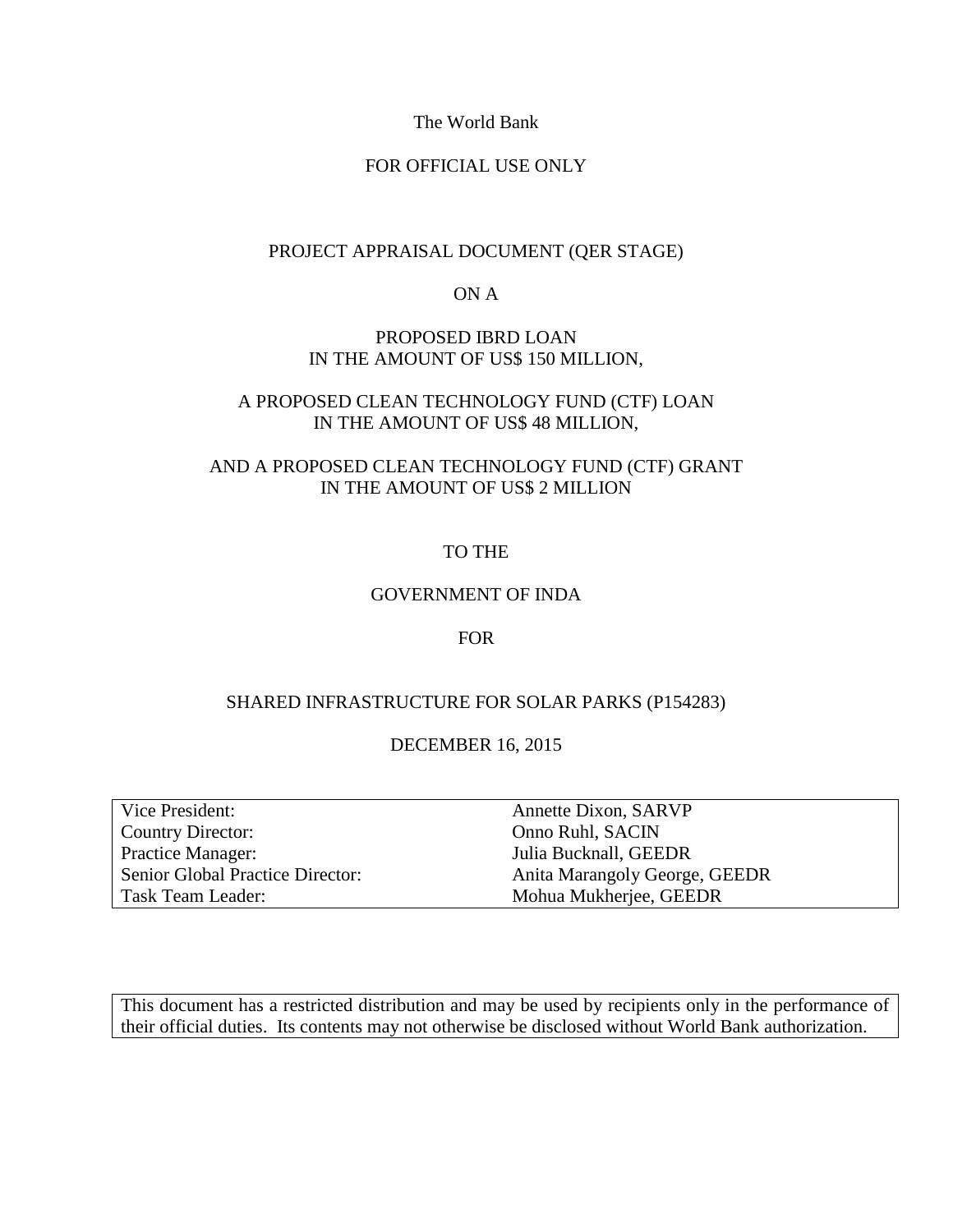The World Bank

FOR OFFICIAL USE ONLY

# PROJECT APPRAISAL DOCUMENT (QER STAGE)

ON A

PROPOSED IBRD LOAN
IN THE AMOUNT OF US$ 150 MILLION,

A PROPOSED CLEAN TECHNOLOGY FUND (CTF) LOAN
IN THE AMOUNT OF US$ 48 MILLION,

AND A PROPOSED CLEAN TECHNOLOGY FUND (CTF) GRANT
IN THE AMOUNT OF US$ 2 MILLION

TO THE

GOVERNMENT OF INDA

FOR

SHARED INFRASTRUCTURE FOR SOLAR PARKS (P154283)

DECEMBER 16, 2015

| | |
|---|---|
| Vice President: | Annette Dixon, SARVP |
| Country Director: | Onno Ruhl, SACIN |
| Practice Manager: | Julia Bucknall, GEEDR |
| Senior Global Practice Director: | Anita Marangoly George, GEEDR |
| Task Team Leader: | Mohua Mukherjee, GEEDR |

This document has a restricted distribution and may be used by recipients only in the performance of their official duties. Its contents may not otherwise be disclosed without World Bank authorization.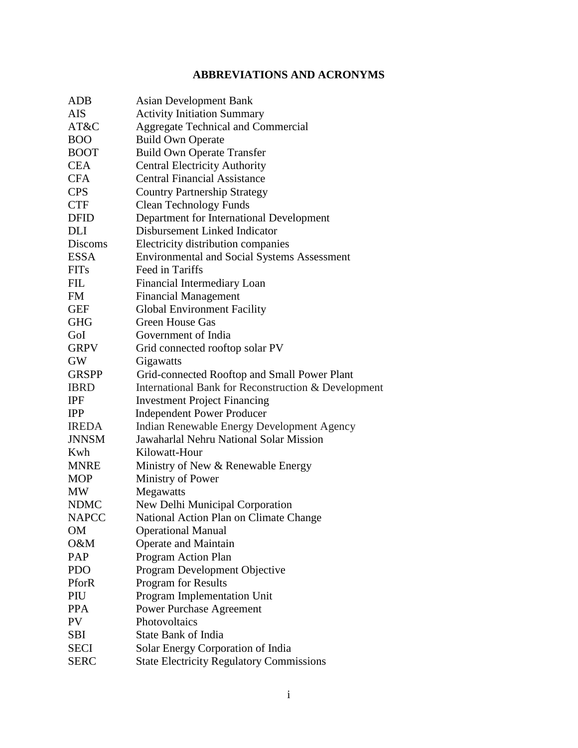## ABBREVIATIONS AND ACRONYMS

| | |
|---|---|
| ADB | Asian Development Bank |
| AIS | Activity Initiation Summary |
| AT&C | Aggregate Technical and Commercial |
| BOO | Build Own Operate |
| BOOT | Build Own Operate Transfer |
| CEA | Central Electricity Authority |
| CFA | Central Financial Assistance |
| CPS | Country Partnership Strategy |
| CTF | Clean Technology Funds |
| DFID | Department for International Development |
| DLI | Disbursement Linked Indicator |
| Discoms | Electricity distribution companies |
| ESSA | Environmental and Social Systems Assessment |
| FITs | Feed in Tariffs |
| FIL | Financial Intermediary Loan |
| FM | Financial Management |
| GEF | Global Environment Facility |
| GHG | Green House Gas |
| GoI | Government of India |
| GRPV | Grid connected rooftop solar PV |
| GW | Gigawatts |
| GRSPP | Grid-connected Rooftop and Small Power Plant |
| IBRD | International Bank for Reconstruction & Development |
| IPF | Investment Project Financing |
| IPP | Independent Power Producer |
| IREDA | Indian Renewable Energy Development Agency |
| JNNSM | Jawaharlal Nehru National Solar Mission |
| Kwh | Kilowatt-Hour |
| MNRE | Ministry of New & Renewable Energy |
| MOP | Ministry of Power |
| MW | Megawatts |
| NDMC | New Delhi Municipal Corporation |
| NAPCC | National Action Plan on Climate Change |
| OM | Operational Manual |
| O&M | Operate and Maintain |
| PAP | Program Action Plan |
| PDO | Program Development Objective |
| PforR | Program for Results |
| PIU | Program Implementation Unit |
| PPA | Power Purchase Agreement |
| PV | Photovoltaics |
| SBI | State Bank of India |
| SECI | Solar Energy Corporation of India |
| SERC | State Electricity Regulatory Commissions |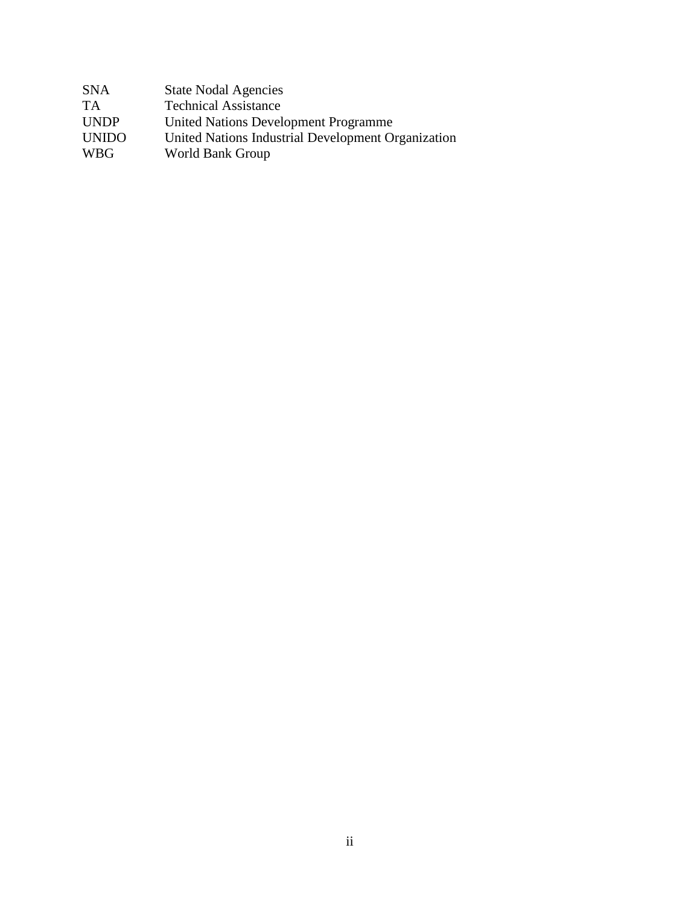| | |
|---|---|
| SNA | State Nodal Agencies |
| TA | Technical Assistance |
| UNDP | United Nations Development Programme |
| UNIDO | United Nations Industrial Development Organization |
| WBG | World Bank Group |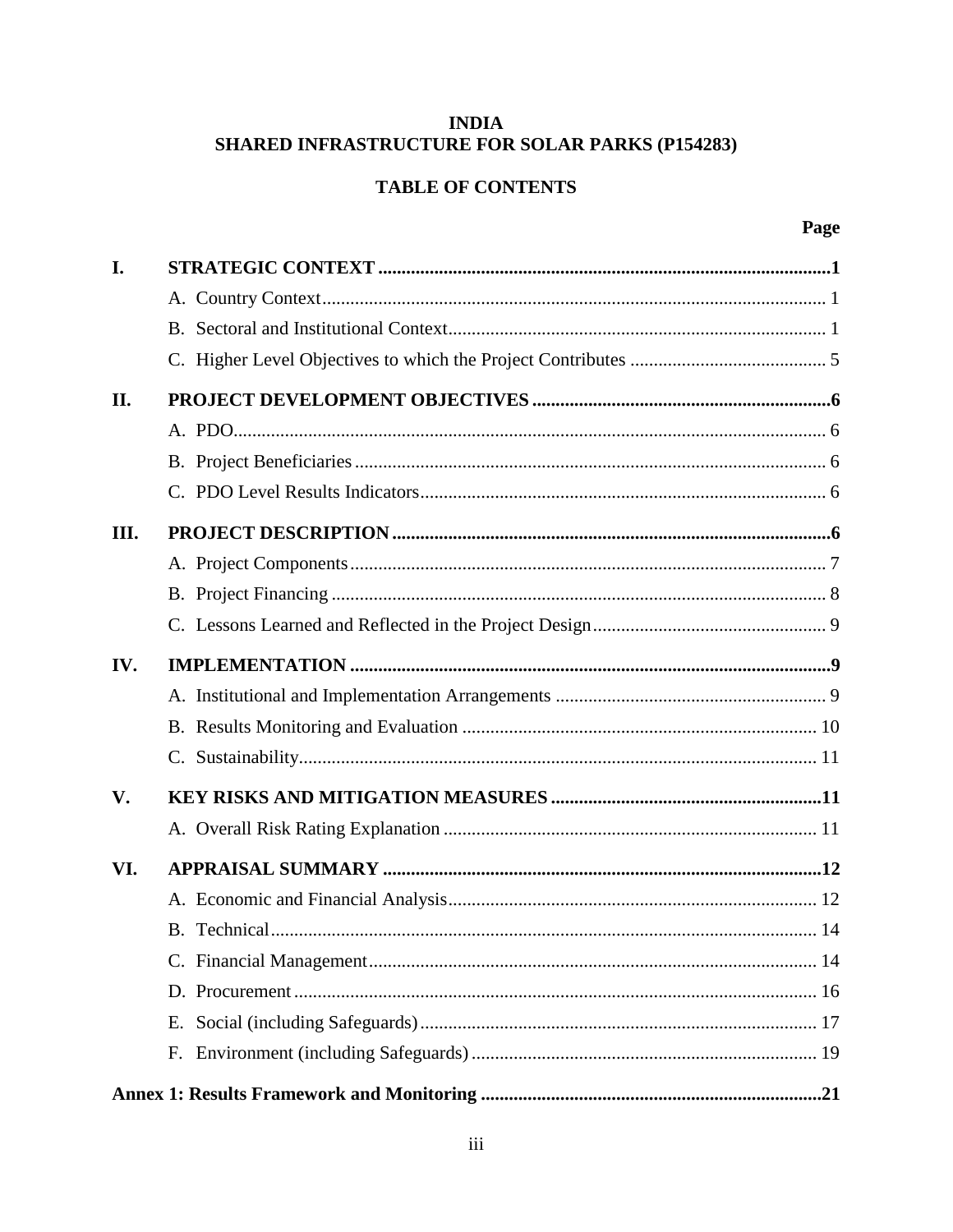**INDIA**
**SHARED INFRASTRUCTURE FOR SOLAR PARKS (P154283)**

**TABLE OF CONTENTS**

| | | Page |
|---|---|---|
| **I.** | **STRATEGIC CONTEXT** | **1** |
| | A. Country Context | 1 |
| | B. Sectoral and Institutional Context | 1 |
| | C. Higher Level Objectives to which the Project Contributes | 5 |
| **II.** | **PROJECT DEVELOPMENT OBJECTIVES** | **6** |
| | A. PDO | 6 |
| | B. Project Beneficiaries | 6 |
| | C. PDO Level Results Indicators | 6 |
| **III.** | **PROJECT DESCRIPTION** | **6** |
| | A. Project Components | 7 |
| | B. Project Financing | 8 |
| | C. Lessons Learned and Reflected in the Project Design | 9 |
| **IV.** | **IMPLEMENTATION** | **9** |
| | A. Institutional and Implementation Arrangements | 9 |
| | B. Results Monitoring and Evaluation | 10 |
| | C. Sustainability | 11 |
| **V.** | **KEY RISKS AND MITIGATION MEASURES** | **11** |
| | A. Overall Risk Rating Explanation | 11 |
| **VI.** | **APPRAISAL SUMMARY** | **12** |
| | A. Economic and Financial Analysis | 12 |
| | B. Technical | 14 |
| | C. Financial Management | 14 |
| | D. Procurement | 16 |
| | E. Social (including Safeguards) | 17 |
| | F. Environment (including Safeguards) | 19 |
| **Annex 1: Results Framework and Monitoring** | | **21** |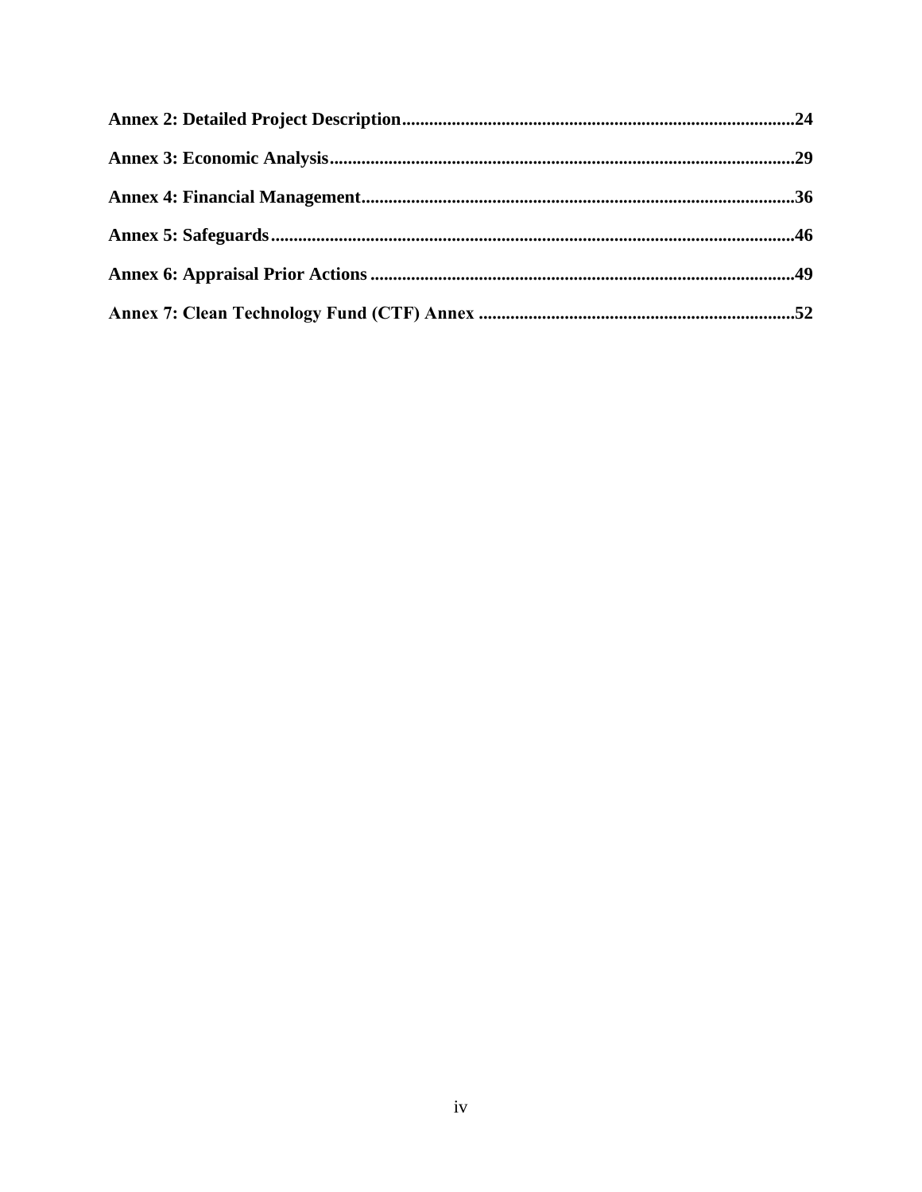**Annex 2: Detailed Project Description**......................................................................................24

**Annex 3: Economic Analysis**......................................................................................................29

**Annex 4: Financial Management**...............................................................................................36

**Annex 5: Safeguards**..................................................................................................................46

**Annex 6: Appraisal Prior Actions**.............................................................................................49

**Annex 7: Clean Technology Fund (CTF) Annex**.....................................................................52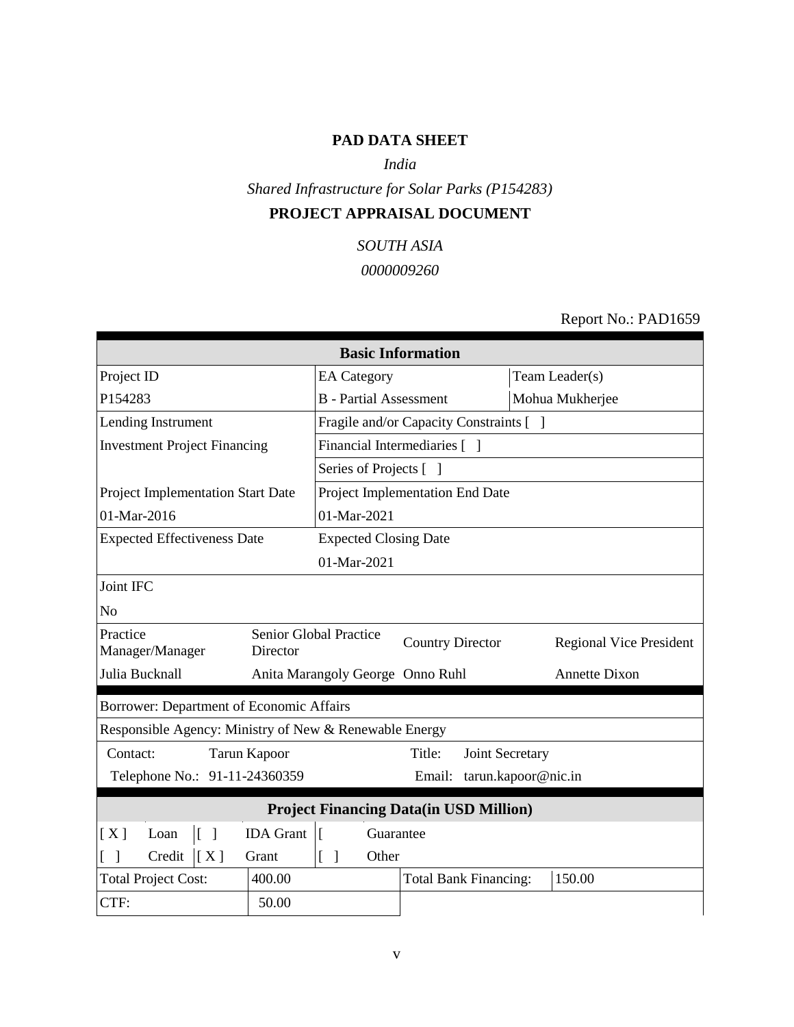**PAD DATA SHEET**

*India*

*Shared Infrastructure for Solar Parks (P154283)*

**PROJECT APPRAISAL DOCUMENT**

*SOUTH ASIA*

*0000009260*

Report No.: PAD1659

| **Basic Information** | | | |
|---|---|---|---|
| Project ID | EA Category | | Team Leader(s) |
| P154283 | B - Partial Assessment | | Mohua Mukherjee |
| Lending Instrument | Fragile and/or Capacity Constraints [ ] | | |
| Investment Project Financing | Financial Intermediaries [ ] | | |
| | Series of Projects [ ] | | |
| Project Implementation Start Date | Project Implementation End Date | | |
| 01-Mar-2016 | 01-Mar-2021 | | |
| Expected Effectiveness Date | Expected Closing Date | | |
| | 01-Mar-2021 | | |
| Joint IFC | | | |
| No | | | |

| Practice Manager/Manager | Senior Global Practice Director | Country Director | Regional Vice President |
|---|---|---|---|
| Julia Bucknall | Anita Marangoly George | Onno Ruhl | Annette Dixon |

| Borrower: Department of Economic Affairs | | | |
|---|---|---|---|
| Responsible Agency: Ministry of New & Renewable Energy | | | |
| Contact: | Tarun Kapoor | Title: | Joint Secretary |
| Telephone No.: | 91-11-24360359 | Email: | tarun.kapoor@nic.in |

| **Project Financing Data(in USD Million)** | | | | | |
|---|---|---|---|---|---|
| [ X ] | Loan | [ ] | IDA Grant | [ ] | Guarantee |
| [ ] | Credit | [ X ] | Grant | [ ] | Other |

| Total Project Cost: | 400.00 | Total Bank Financing: | 150.00 |
|---|---|---|---|
| CTF: | 50.00 | | |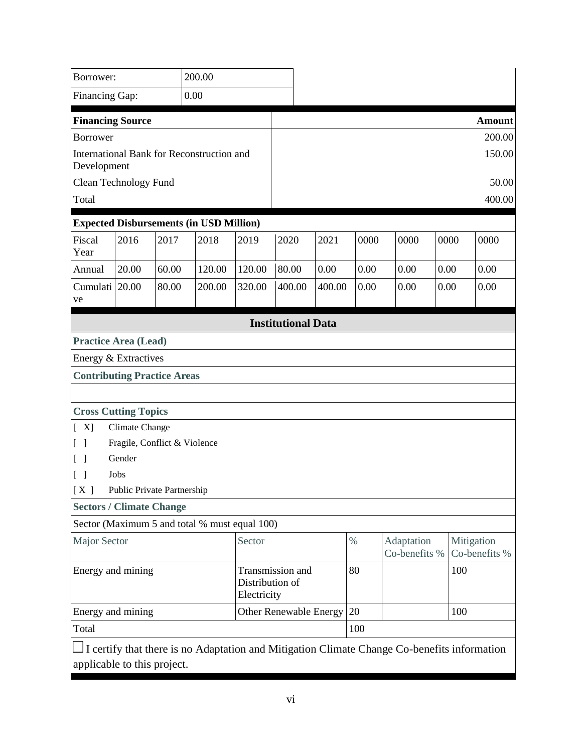| Borrower: | 200.00 |
| --- | --- |
| Financing Gap: | 0.00 |

| **Financing Source** | **Amount** |
| --- | --- |
| Borrower | 200.00 |
| International Bank for Reconstruction and Development | 150.00 |
| Clean Technology Fund | 50.00 |
| Total | 400.00 |

**Expected Disbursements (in USD Million)**

| Fiscal Year | 2016 | 2017 | 2018 | 2019 | 2020 | 2021 | 0000 | 0000 | 0000 | 0000 |
| --- | --- | --- | --- | --- | --- | --- | --- | --- | --- | --- |
| Annual | 20.00 | 60.00 | 120.00 | 120.00 | 80.00 | 0.00 | 0.00 | 0.00 | 0.00 | 0.00 |
| Cumulative | 20.00 | 80.00 | 200.00 | 320.00 | 400.00 | 400.00 | 0.00 | 0.00 | 0.00 | 0.00 |

## Institutional Data

**Practice Area (Lead)**

Energy & Extractives

**Contributing Practice Areas**

**Cross Cutting Topics**

[ X] Climate Change

[ ] Fragile, Conflict & Violence

[ ] Gender

[ ] Jobs

[ X ] Public Private Partnership

**Sectors / Climate Change**

Sector (Maximum 5 and total % must equal 100)

| Major Sector | Sector | % | Adaptation Co-benefits % | Mitigation Co-benefits % |
| --- | --- | --- | --- | --- |
| Energy and mining | Transmission and Distribution of Electricity | 80 | | 100 |
| Energy and mining | Other Renewable Energy | 20 | | 100 |
| Total | | 100 | | |

☐ I certify that there is no Adaptation and Mitigation Climate Change Co-benefits information applicable to this project.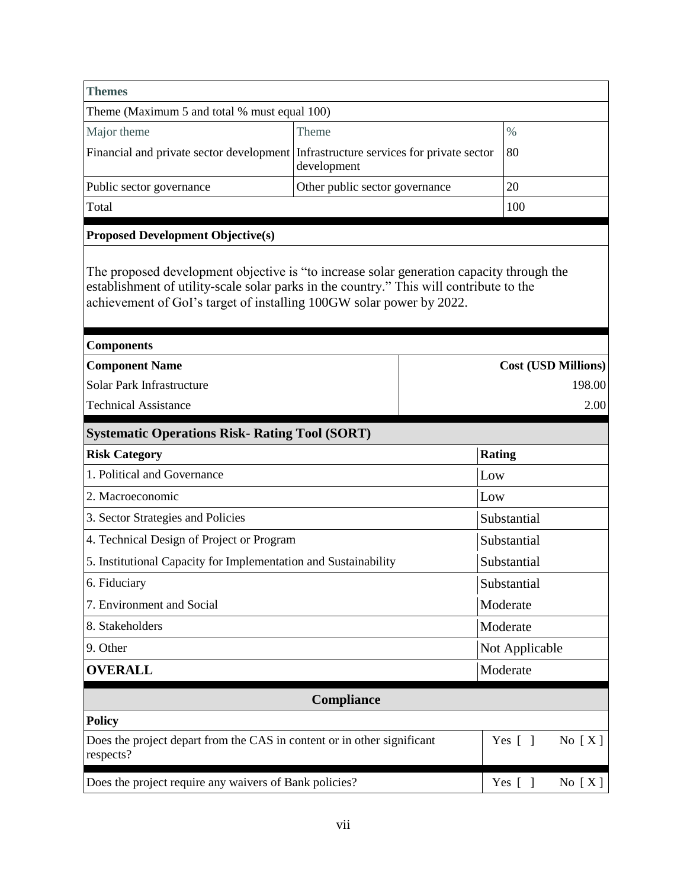| Themes | | |
|---|---|---|
| Theme (Maximum 5 and total % must equal 100) | | |
| Major theme | Theme | % |
| Financial and private sector development | Infrastructure services for private sector development | 80 |
| Public sector governance | Other public sector governance | 20 |
| Total | | 100 |

**Proposed Development Objective(s)**

The proposed development objective is "to increase solar generation capacity through the establishment of utility-scale solar parks in the country." This will contribute to the achievement of GoI's target of installing 100GW solar power by 2022.

**Components**

| Component Name | Cost (USD Millions) |
|---|---|
| Solar Park Infrastructure | 198.00 |
| Technical Assistance | 2.00 |

**Systematic Operations Risk- Rating Tool (SORT)**

| Risk Category | Rating |
|---|---|
| 1. Political and Governance | Low |
| 2. Macroeconomic | Low |
| 3. Sector Strategies and Policies | Substantial |
| 4. Technical Design of Project or Program | Substantial |
| 5. Institutional Capacity for Implementation and Sustainability | Substantial |
| 6. Fiduciary | Substantial |
| 7. Environment and Social | Moderate |
| 8. Stakeholders | Moderate |
| 9. Other | Not Applicable |
| **OVERALL** | Moderate |

**Compliance**

**Policy**

| | |
|---|---|
| Does the project depart from the CAS in content or in other significant respects? | Yes [ ] No [ X ] |
| Does the project require any waivers of Bank policies? | Yes [ ] No [ X ] |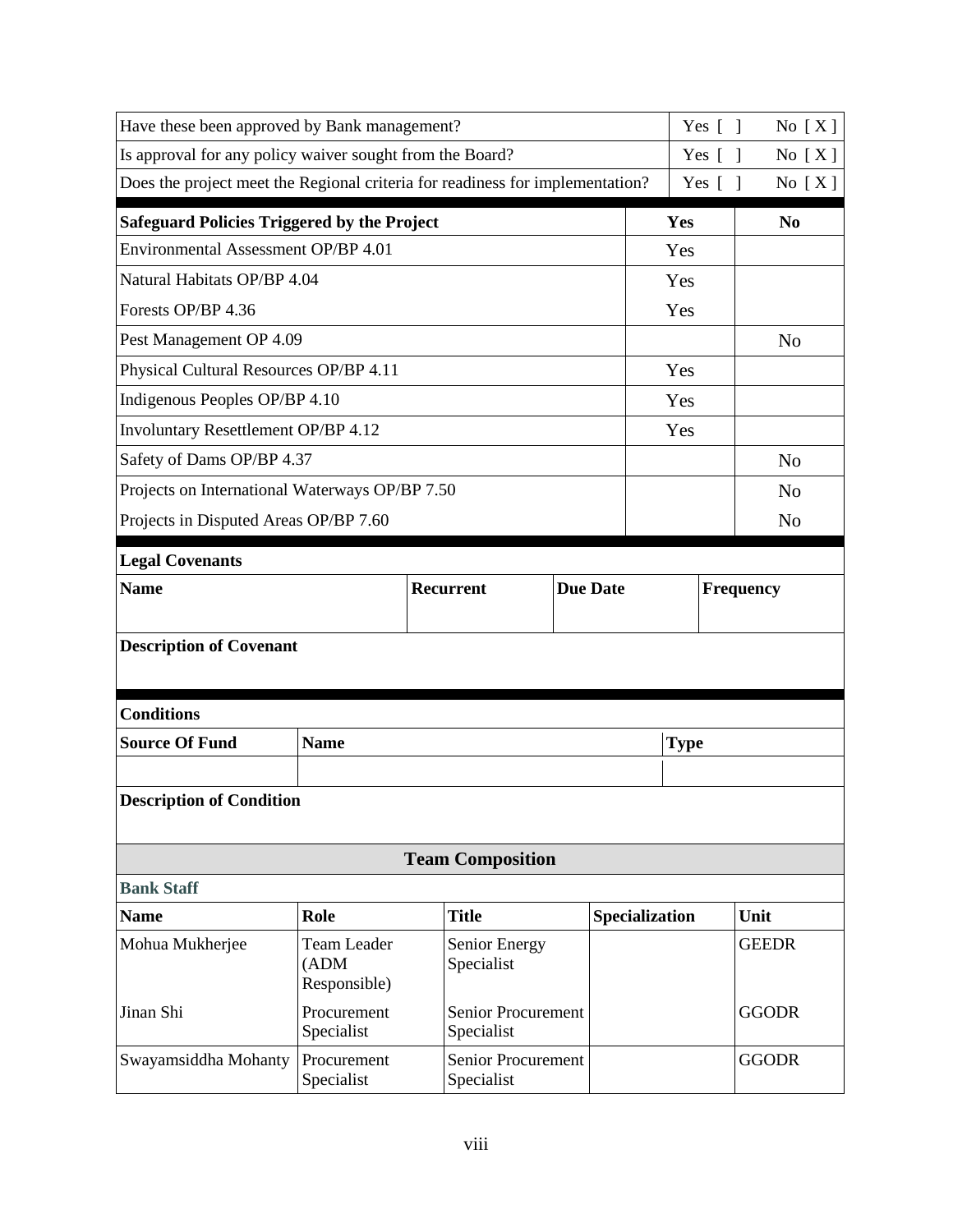| | | |
|---|---|---|
| Have these been approved by Bank management? | Yes [ ] | No [ X ] |
| Is approval for any policy waiver sought from the Board? | Yes [ ] | No [ X ] |
| Does the project meet the Regional criteria for readiness for implementation? | Yes [ ] | No [ X ] |

| Safeguard Policies Triggered by the Project | Yes | No |
|---|---|---|
| Environmental Assessment OP/BP 4.01 | Yes | |
| Natural Habitats OP/BP 4.04 | Yes | |
| Forests OP/BP 4.36 | Yes | |
| Pest Management OP 4.09 | | No |
| Physical Cultural Resources OP/BP 4.11 | Yes | |
| Indigenous Peoples OP/BP 4.10 | Yes | |
| Involuntary Resettlement OP/BP 4.12 | Yes | |
| Safety of Dams OP/BP 4.37 | | No |
| Projects on International Waterways OP/BP 7.50 | | No |
| Projects in Disputed Areas OP/BP 7.60 | | No |

**Legal Covenants**

| Name | Recurrent | Due Date | Frequency |
|---|---|---|---|
| | | | |

**Description of Covenant**

**Conditions**

| Source Of Fund | Name | Type |
|---|---|---|
| | | |

**Description of Condition**

## Team Composition

**Bank Staff**

| Name | Role | Title | Specialization | Unit |
|---|---|---|---|---|
| Mohua Mukherjee | Team Leader (ADM Responsible) | Senior Energy Specialist | | GEEDR |
| Jinan Shi | Procurement Specialist | Senior Procurement Specialist | | GGODR |
| Swayamsiddha Mohanty | Procurement Specialist | Senior Procurement Specialist | | GGODR |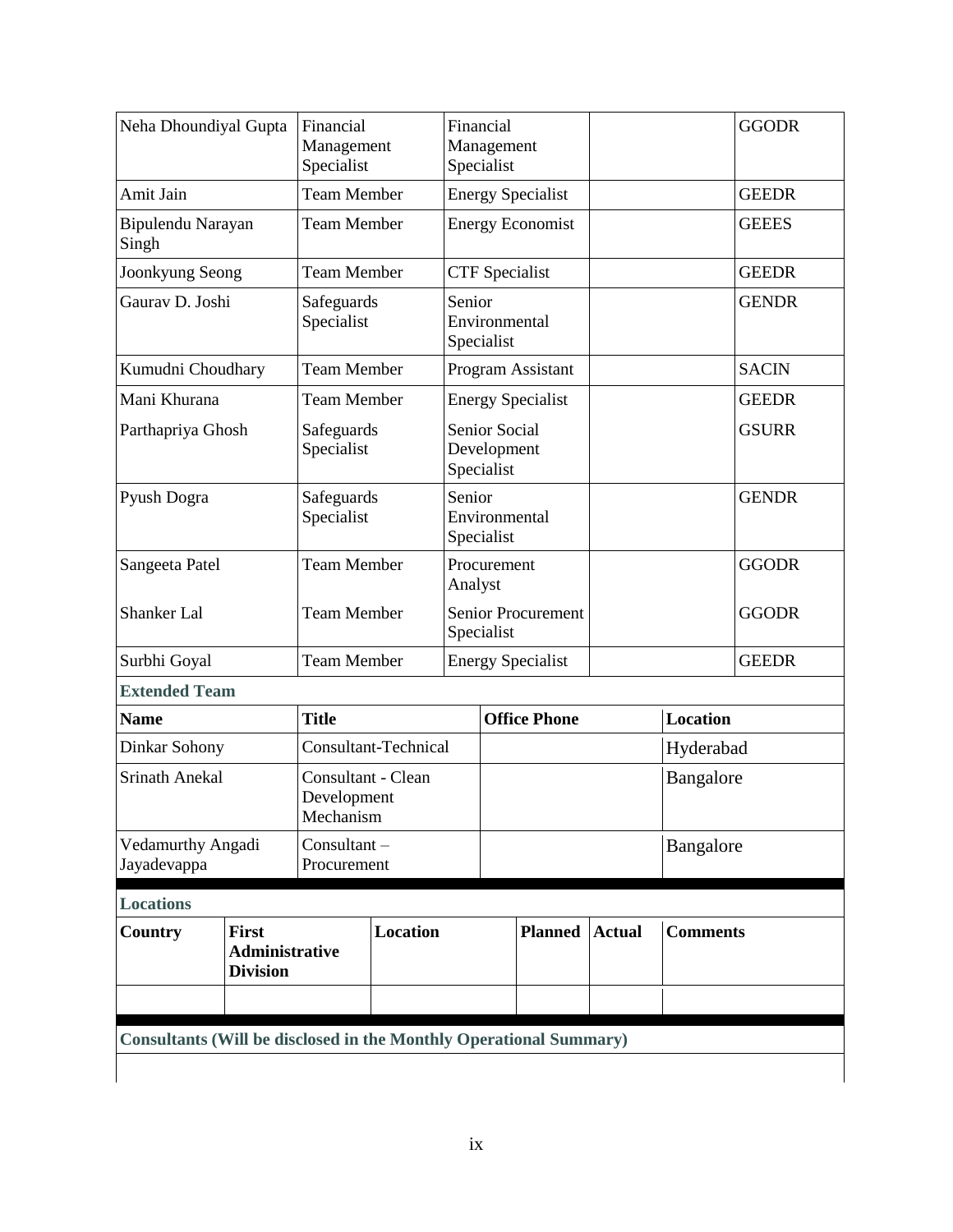| | | | | |
|---|---|---|---|---|
| Neha Dhoundiyal Gupta | Financial Management Specialist | Financial Management Specialist | | GGODR |
| Amit Jain | Team Member | Energy Specialist | | GEEDR |
| Bipulendu Narayan Singh | Team Member | Energy Economist | | GEEES |
| Joonkyung Seong | Team Member | CTF Specialist | | GEEDR |
| Gaurav D. Joshi | Safeguards Specialist | Senior Environmental Specialist | | GENDR |
| Kumudni Choudhary | Team Member | Program Assistant | | SACIN |
| Mani Khurana | Team Member | Energy Specialist | | GEEDR |
| Parthapriya Ghosh | Safeguards Specialist | Senior Social Development Specialist | | GSURR |
| Pyush Dogra | Safeguards Specialist | Senior Environmental Specialist | | GENDR |
| Sangeeta Patel | Team Member | Procurement Analyst | | GGODR |
| Shanker Lal | Team Member | Senior Procurement Specialist | | GGODR |
| Surbhi Goyal | Team Member | Energy Specialist | | GEEDR |

**Extended Team**

| Name | Title | Office Phone | Location |
|---|---|---|---|
| Dinkar Sohony | Consultant-Technical | | Hyderabad |
| Srinath Anekal | Consultant - Clean Development Mechanism | | Bangalore |
| Vedamurthy Angadi Jayadevappa | Consultant – Procurement | | Bangalore |

**Locations**

| Country | First Administrative Division | Location | Planned | Actual | Comments |
|---|---|---|---|---|---|
| | | | | | |

**Consultants (Will be disclosed in the Monthly Operational Summary)**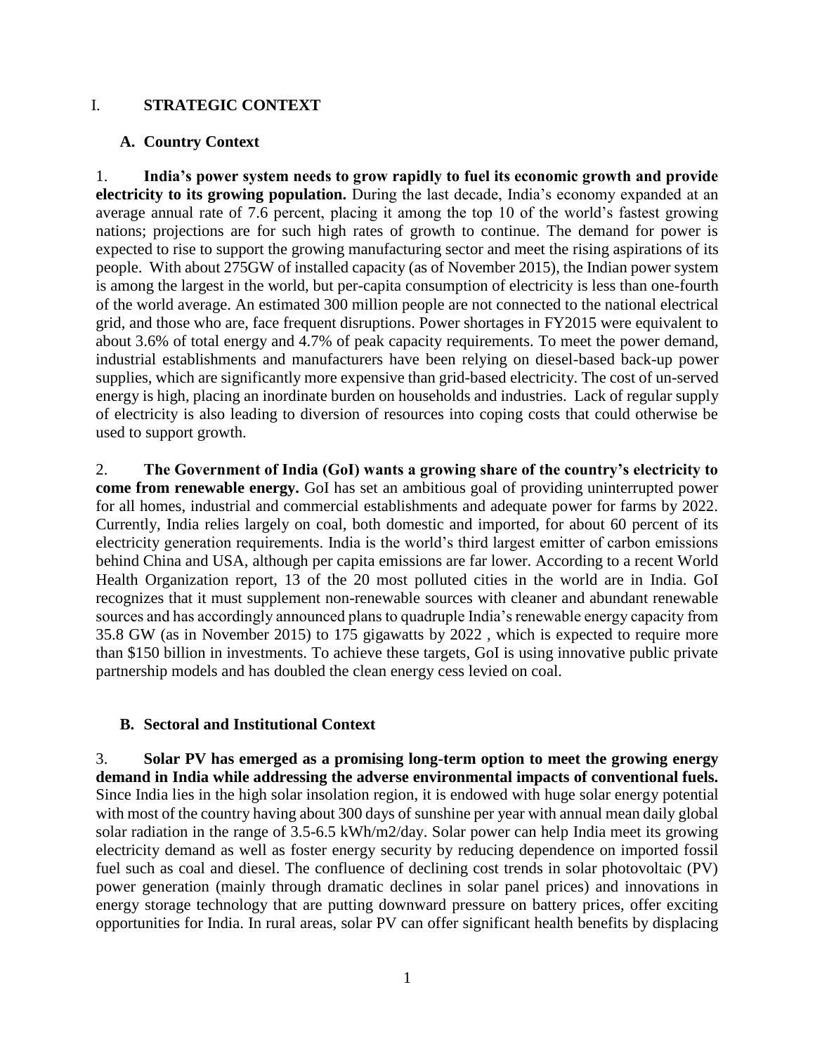# I. STRATEGIC CONTEXT

## A. Country Context

1. **India's power system needs to grow rapidly to fuel its economic growth and provide electricity to its growing population.** During the last decade, India's economy expanded at an average annual rate of 7.6 percent, placing it among the top 10 of the world's fastest growing nations; projections are for such high rates of growth to continue. The demand for power is expected to rise to support the growing manufacturing sector and meet the rising aspirations of its people. With about 275GW of installed capacity (as of November 2015), the Indian power system is among the largest in the world, but per-capita consumption of electricity is less than one-fourth of the world average. An estimated 300 million people are not connected to the national electrical grid, and those who are, face frequent disruptions. Power shortages in FY2015 were equivalent to about 3.6% of total energy and 4.7% of peak capacity requirements. To meet the power demand, industrial establishments and manufacturers have been relying on diesel-based back-up power supplies, which are significantly more expensive than grid-based electricity. The cost of un-served energy is high, placing an inordinate burden on households and industries. Lack of regular supply of electricity is also leading to diversion of resources into coping costs that could otherwise be used to support growth.

2. **The Government of India (GoI) wants a growing share of the country's electricity to come from renewable energy.** GoI has set an ambitious goal of providing uninterrupted power for all homes, industrial and commercial establishments and adequate power for farms by 2022. Currently, India relies largely on coal, both domestic and imported, for about 60 percent of its electricity generation requirements. India is the world's third largest emitter of carbon emissions behind China and USA, although per capita emissions are far lower. According to a recent World Health Organization report, 13 of the 20 most polluted cities in the world are in India. GoI recognizes that it must supplement non-renewable sources with cleaner and abundant renewable sources and has accordingly announced plans to quadruple India's renewable energy capacity from 35.8 GW (as in November 2015) to 175 gigawatts by 2022 , which is expected to require more than $150 billion in investments. To achieve these targets, GoI is using innovative public private partnership models and has doubled the clean energy cess levied on coal.

## B. Sectoral and Institutional Context

3. **Solar PV has emerged as a promising long-term option to meet the growing energy demand in India while addressing the adverse environmental impacts of conventional fuels.** Since India lies in the high solar insolation region, it is endowed with huge solar energy potential with most of the country having about 300 days of sunshine per year with annual mean daily global solar radiation in the range of 3.5-6.5 kWh/m2/day. Solar power can help India meet its growing electricity demand as well as foster energy security by reducing dependence on imported fossil fuel such as coal and diesel. The confluence of declining cost trends in solar photovoltaic (PV) power generation (mainly through dramatic declines in solar panel prices) and innovations in energy storage technology that are putting downward pressure on battery prices, offer exciting opportunities for India. In rural areas, solar PV can offer significant health benefits by displacing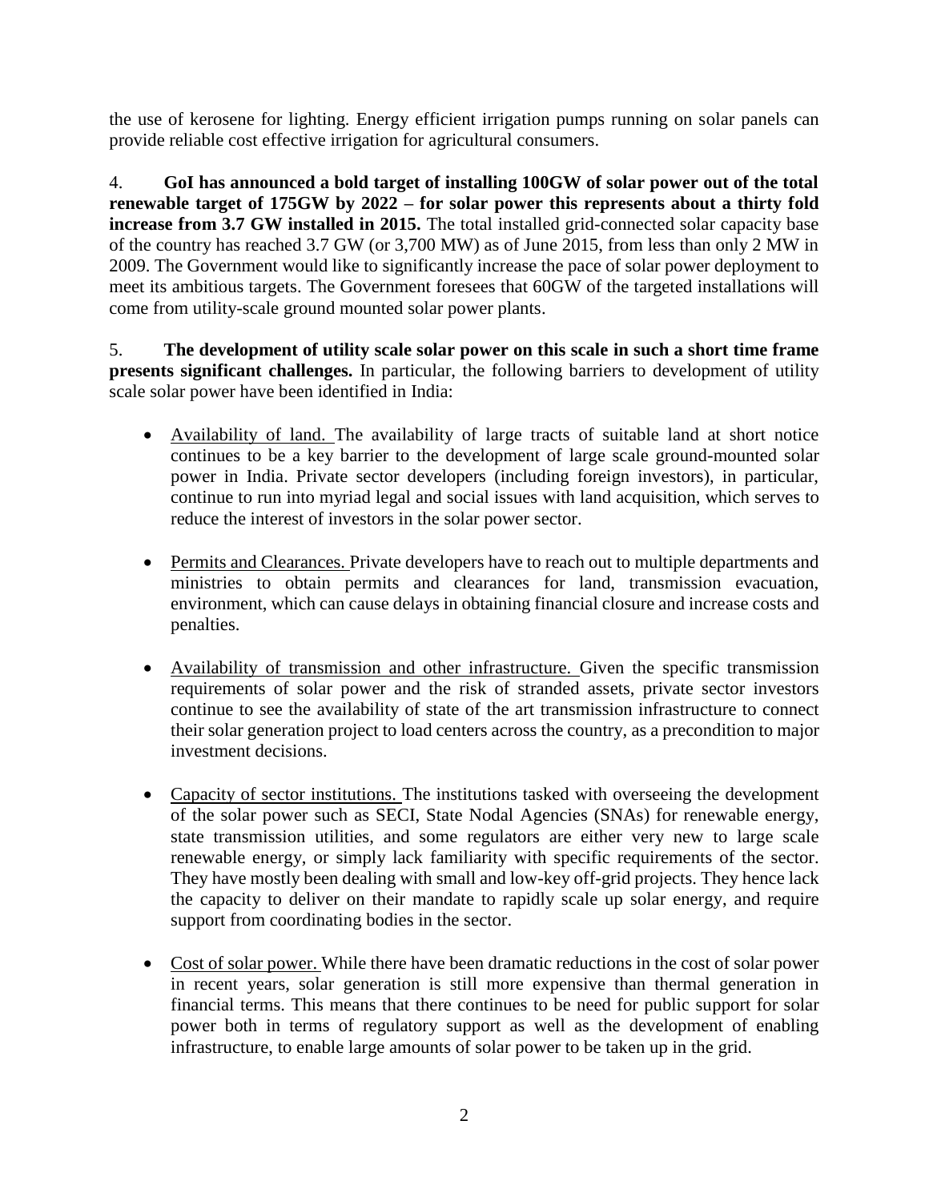the use of kerosene for lighting. Energy efficient irrigation pumps running on solar panels can provide reliable cost effective irrigation for agricultural consumers.

4. **GoI has announced a bold target of installing 100GW of solar power out of the total renewable target of 175GW by 2022 – for solar power this represents about a thirty fold increase from 3.7 GW installed in 2015.** The total installed grid-connected solar capacity base of the country has reached 3.7 GW (or 3,700 MW) as of June 2015, from less than only 2 MW in 2009. The Government would like to significantly increase the pace of solar power deployment to meet its ambitious targets. The Government foresees that 60GW of the targeted installations will come from utility-scale ground mounted solar power plants.

5. **The development of utility scale solar power on this scale in such a short time frame presents significant challenges.** In particular, the following barriers to development of utility scale solar power have been identified in India:

- Availability of land. The availability of large tracts of suitable land at short notice continues to be a key barrier to the development of large scale ground-mounted solar power in India. Private sector developers (including foreign investors), in particular, continue to run into myriad legal and social issues with land acquisition, which serves to reduce the interest of investors in the solar power sector.

- Permits and Clearances. Private developers have to reach out to multiple departments and ministries to obtain permits and clearances for land, transmission evacuation, environment, which can cause delays in obtaining financial closure and increase costs and penalties.

- Availability of transmission and other infrastructure. Given the specific transmission requirements of solar power and the risk of stranded assets, private sector investors continue to see the availability of state of the art transmission infrastructure to connect their solar generation project to load centers across the country, as a precondition to major investment decisions.

- Capacity of sector institutions. The institutions tasked with overseeing the development of the solar power such as SECI, State Nodal Agencies (SNAs) for renewable energy, state transmission utilities, and some regulators are either very new to large scale renewable energy, or simply lack familiarity with specific requirements of the sector. They have mostly been dealing with small and low-key off-grid projects. They hence lack the capacity to deliver on their mandate to rapidly scale up solar energy, and require support from coordinating bodies in the sector.

- Cost of solar power. While there have been dramatic reductions in the cost of solar power in recent years, solar generation is still more expensive than thermal generation in financial terms. This means that there continues to be need for public support for solar power both in terms of regulatory support as well as the development of enabling infrastructure, to enable large amounts of solar power to be taken up in the grid.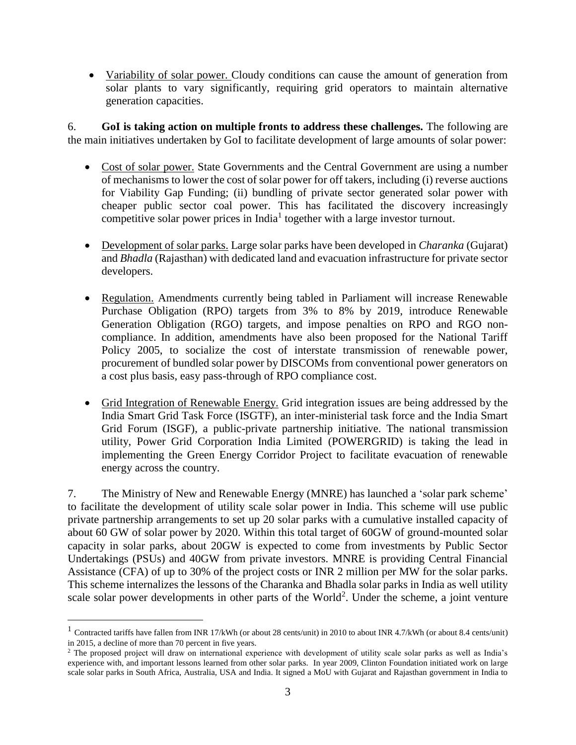- Variability of solar power. Cloudy conditions can cause the amount of generation from solar plants to vary significantly, requiring grid operators to maintain alternative generation capacities.

6. **GoI is taking action on multiple fronts to address these challenges.** The following are the main initiatives undertaken by GoI to facilitate development of large amounts of solar power:

- Cost of solar power. State Governments and the Central Government are using a number of mechanisms to lower the cost of solar power for off takers, including (i) reverse auctions for Viability Gap Funding; (ii) bundling of private sector generated solar power with cheaper public sector coal power. This has facilitated the discovery increasingly competitive solar power prices in India[1] together with a large investor turnout.

- Development of solar parks. Large solar parks have been developed in *Charanka* (Gujarat) and *Bhadla* (Rajasthan) with dedicated land and evacuation infrastructure for private sector developers.

- Regulation. Amendments currently being tabled in Parliament will increase Renewable Purchase Obligation (RPO) targets from 3% to 8% by 2019, introduce Renewable Generation Obligation (RGO) targets, and impose penalties on RPO and RGO non-compliance. In addition, amendments have also been proposed for the National Tariff Policy 2005, to socialize the cost of interstate transmission of renewable power, procurement of bundled solar power by DISCOMs from conventional power generators on a cost plus basis, easy pass-through of RPO compliance cost.

- Grid Integration of Renewable Energy. Grid integration issues are being addressed by the India Smart Grid Task Force (ISGTF), an inter-ministerial task force and the India Smart Grid Forum (ISGF), a public-private partnership initiative. The national transmission utility, Power Grid Corporation India Limited (POWERGRID) is taking the lead in implementing the Green Energy Corridor Project to facilitate evacuation of renewable energy across the country.

7. The Ministry of New and Renewable Energy (MNRE) has launched a 'solar park scheme' to facilitate the development of utility scale solar power in India. This scheme will use public private partnership arrangements to set up 20 solar parks with a cumulative installed capacity of about 60 GW of solar power by 2020. Within this total target of 60GW of ground-mounted solar capacity in solar parks, about 20GW is expected to come from investments by Public Sector Undertakings (PSUs) and 40GW from private investors. MNRE is providing Central Financial Assistance (CFA) of up to 30% of the project costs or INR 2 million per MW for the solar parks. This scheme internalizes the lessons of the Charanka and Bhadla solar parks in India as well utility scale solar power developments in other parts of the World[2]. Under the scheme, a joint venture

---

[1] Contracted tariffs have fallen from INR 17/kWh (or about 28 cents/unit) in 2010 to about INR 4.7/kWh (or about 8.4 cents/unit) in 2015, a decline of more than 70 percent in five years.

[2] The proposed project will draw on international experience with development of utility scale solar parks as well as India's experience with, and important lessons learned from other solar parks. In year 2009, Clinton Foundation initiated work on large scale solar parks in South Africa, Australia, USA and India. It signed a MoU with Gujarat and Rajasthan government in India to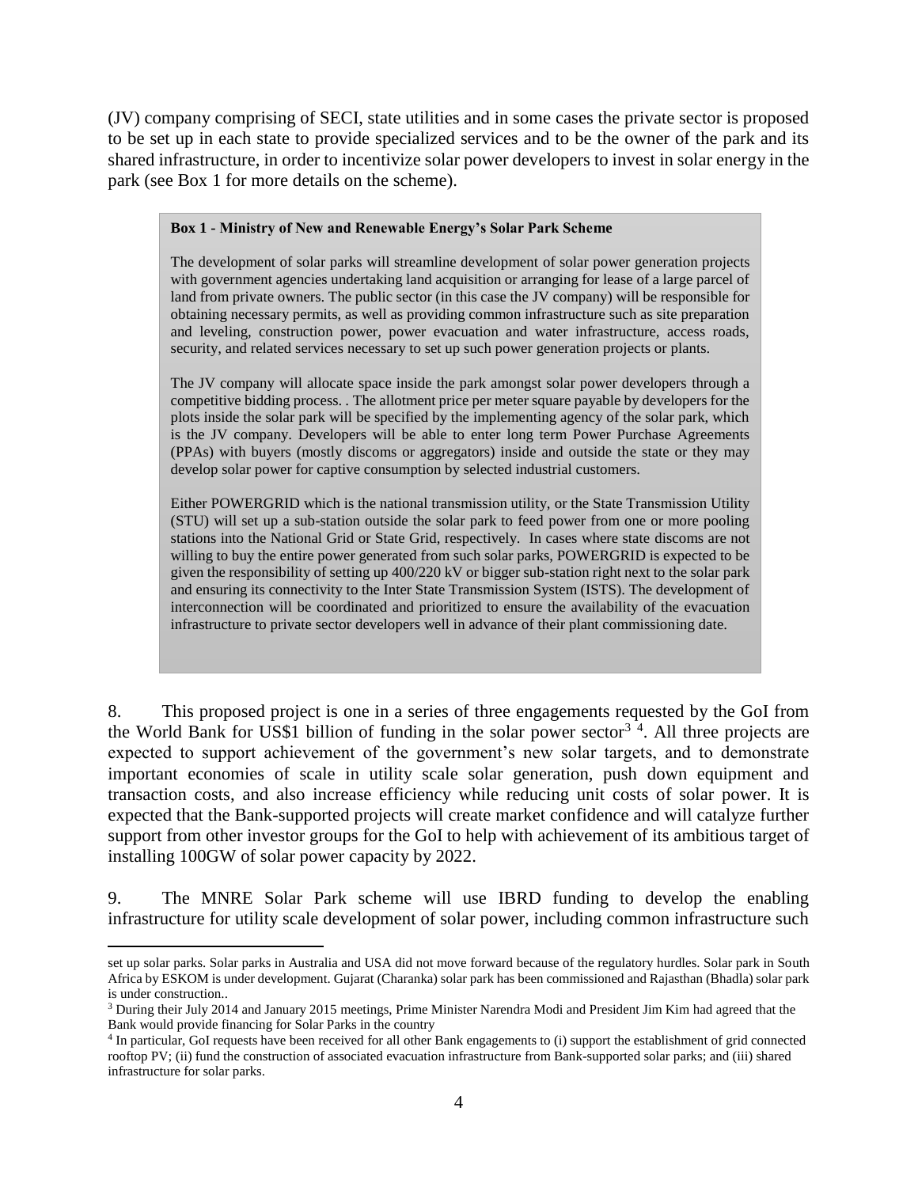(JV) company comprising of SECI, state utilities and in some cases the private sector is proposed to be set up in each state to provide specialized services and to be the owner of the park and its shared infrastructure, in order to incentivize solar power developers to invest in solar energy in the park (see Box 1 for more details on the scheme).

> **Box 1 - Ministry of New and Renewable Energy's Solar Park Scheme**
>
> The development of solar parks will streamline development of solar power generation projects with government agencies undertaking land acquisition or arranging for lease of a large parcel of land from private owners. The public sector (in this case the JV company) will be responsible for obtaining necessary permits, as well as providing common infrastructure such as site preparation and leveling, construction power, power evacuation and water infrastructure, access roads, security, and related services necessary to set up such power generation projects or plants.
>
> The JV company will allocate space inside the park amongst solar power developers through a competitive bidding process. . The allotment price per meter square payable by developers for the plots inside the solar park will be specified by the implementing agency of the solar park, which is the JV company. Developers will be able to enter long term Power Purchase Agreements (PPAs) with buyers (mostly discoms or aggregators) inside and outside the state or they may develop solar power for captive consumption by selected industrial customers.
>
> Either POWERGRID which is the national transmission utility, or the State Transmission Utility (STU) will set up a sub-station outside the solar park to feed power from one or more pooling stations into the National Grid or State Grid, respectively. In cases where state discoms are not willing to buy the entire power generated from such solar parks, POWERGRID is expected to be given the responsibility of setting up 400/220 kV or bigger sub-station right next to the solar park and ensuring its connectivity to the Inter State Transmission System (ISTS). The development of interconnection will be coordinated and prioritized to ensure the availability of the evacuation infrastructure to private sector developers well in advance of their plant commissioning date.

8. This proposed project is one in a series of three engagements requested by the GoI from the World Bank for US$1 billion of funding in the solar power sector[3] [4]. All three projects are expected to support achievement of the government's new solar targets, and to demonstrate important economies of scale in utility scale solar generation, push down equipment and transaction costs, and also increase efficiency while reducing unit costs of solar power. It is expected that the Bank-supported projects will create market confidence and will catalyze further support from other investor groups for the GoI to help with achievement of its ambitious target of installing 100GW of solar power capacity by 2022.

9. The MNRE Solar Park scheme will use IBRD funding to develop the enabling infrastructure for utility scale development of solar power, including common infrastructure such

---

set up solar parks. Solar parks in Australia and USA did not move forward because of the regulatory hurdles. Solar park in South Africa by ESKOM is under development. Gujarat (Charanka) solar park has been commissioned and Rajasthan (Bhadla) solar park is under construction..

[3] During their July 2014 and January 2015 meetings, Prime Minister Narendra Modi and President Jim Kim had agreed that the Bank would provide financing for Solar Parks in the country

[4] In particular, GoI requests have been received for all other Bank engagements to (i) support the establishment of grid connected rooftop PV; (ii) fund the construction of associated evacuation infrastructure from Bank-supported solar parks; and (iii) shared infrastructure for solar parks.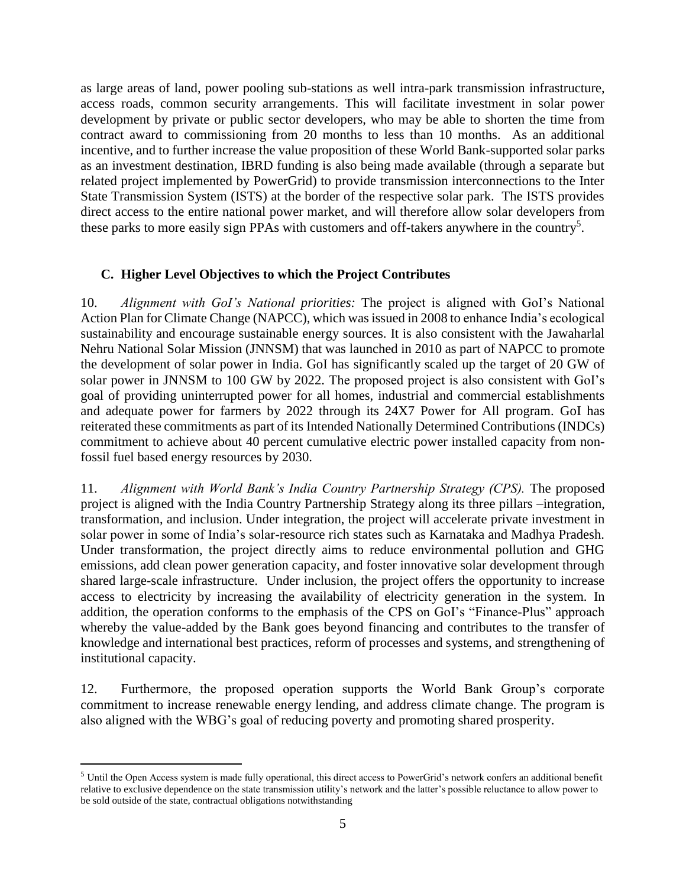as large areas of land, power pooling sub-stations as well intra-park transmission infrastructure, access roads, common security arrangements. This will facilitate investment in solar power development by private or public sector developers, who may be able to shorten the time from contract award to commissioning from 20 months to less than 10 months. As an additional incentive, and to further increase the value proposition of these World Bank-supported solar parks as an investment destination, IBRD funding is also being made available (through a separate but related project implemented by PowerGrid) to provide transmission interconnections to the Inter State Transmission System (ISTS) at the border of the respective solar park. The ISTS provides direct access to the entire national power market, and will therefore allow solar developers from these parks to more easily sign PPAs with customers and off-takers anywhere in the country[5].

### C. Higher Level Objectives to which the Project Contributes

10. *Alignment with GoI's National priorities:* The project is aligned with GoI's National Action Plan for Climate Change (NAPCC), which was issued in 2008 to enhance India's ecological sustainability and encourage sustainable energy sources. It is also consistent with the Jawaharlal Nehru National Solar Mission (JNNSM) that was launched in 2010 as part of NAPCC to promote the development of solar power in India. GoI has significantly scaled up the target of 20 GW of solar power in JNNSM to 100 GW by 2022. The proposed project is also consistent with GoI's goal of providing uninterrupted power for all homes, industrial and commercial establishments and adequate power for farmers by 2022 through its 24X7 Power for All program. GoI has reiterated these commitments as part of its Intended Nationally Determined Contributions (INDCs) commitment to achieve about 40 percent cumulative electric power installed capacity from non-fossil fuel based energy resources by 2030.

11. *Alignment with World Bank's India Country Partnership Strategy (CPS).* The proposed project is aligned with the India Country Partnership Strategy along its three pillars –integration, transformation, and inclusion. Under integration, the project will accelerate private investment in solar power in some of India's solar-resource rich states such as Karnataka and Madhya Pradesh. Under transformation, the project directly aims to reduce environmental pollution and GHG emissions, add clean power generation capacity, and foster innovative solar development through shared large-scale infrastructure. Under inclusion, the project offers the opportunity to increase access to electricity by increasing the availability of electricity generation in the system. In addition, the operation conforms to the emphasis of the CPS on GoI's "Finance-Plus" approach whereby the value-added by the Bank goes beyond financing and contributes to the transfer of knowledge and international best practices, reform of processes and systems, and strengthening of institutional capacity.

12. Furthermore, the proposed operation supports the World Bank Group's corporate commitment to increase renewable energy lending, and address climate change. The program is also aligned with the WBG's goal of reducing poverty and promoting shared prosperity.

---

[5] Until the Open Access system is made fully operational, this direct access to PowerGrid's network confers an additional benefit relative to exclusive dependence on the state transmission utility's network and the latter's possible reluctance to allow power to be sold outside of the state, contractual obligations notwithstanding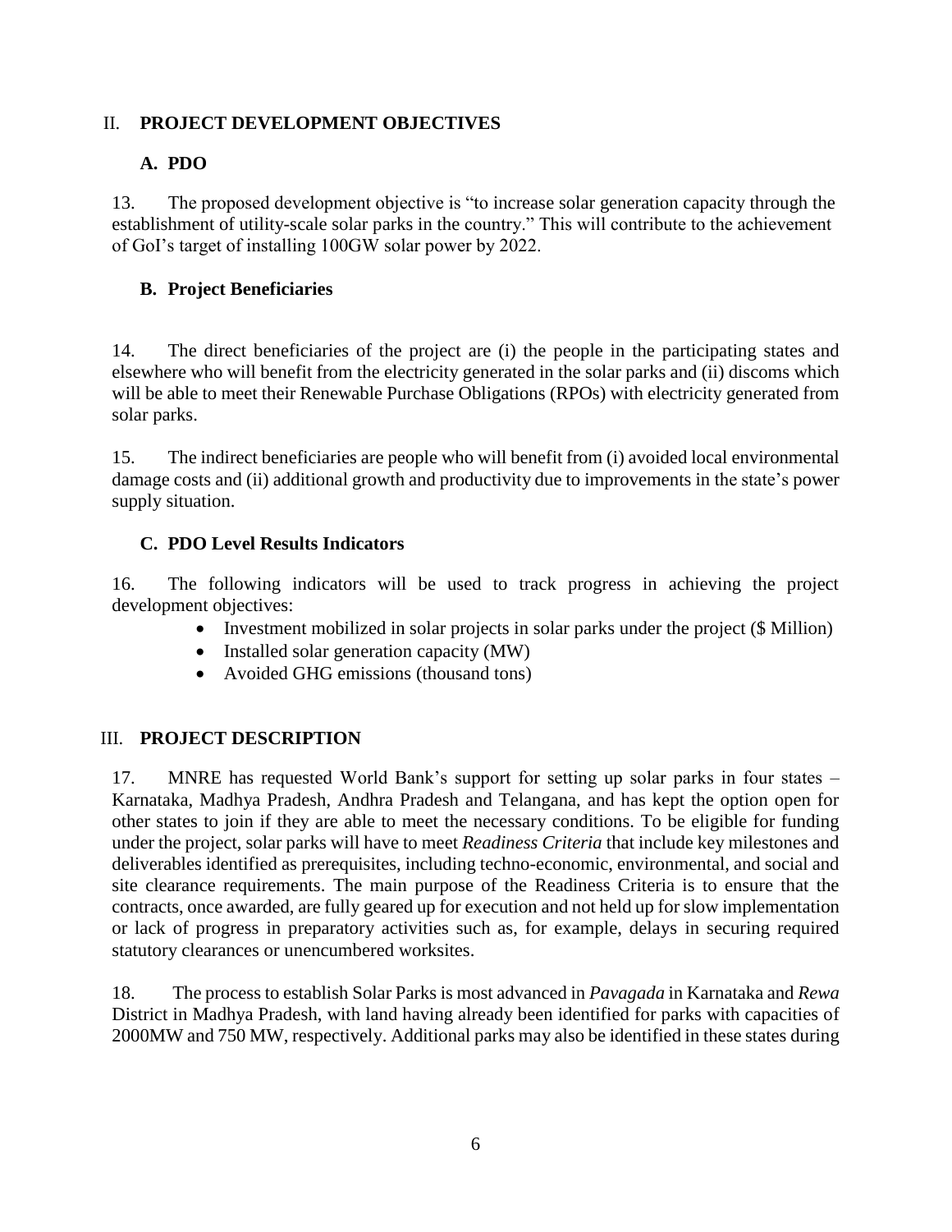## II. PROJECT DEVELOPMENT OBJECTIVES

### A. PDO

13. The proposed development objective is "to increase solar generation capacity through the establishment of utility-scale solar parks in the country." This will contribute to the achievement of GoI's target of installing 100GW solar power by 2022.

### B. Project Beneficiaries

14. The direct beneficiaries of the project are (i) the people in the participating states and elsewhere who will benefit from the electricity generated in the solar parks and (ii) discoms which will be able to meet their Renewable Purchase Obligations (RPOs) with electricity generated from solar parks.

15. The indirect beneficiaries are people who will benefit from (i) avoided local environmental damage costs and (ii) additional growth and productivity due to improvements in the state's power supply situation.

### C. PDO Level Results Indicators

16. The following indicators will be used to track progress in achieving the project development objectives:

- Investment mobilized in solar projects in solar parks under the project ($ Million)
- Installed solar generation capacity (MW)
- Avoided GHG emissions (thousand tons)

## III. PROJECT DESCRIPTION

17. MNRE has requested World Bank's support for setting up solar parks in four states – Karnataka, Madhya Pradesh, Andhra Pradesh and Telangana, and has kept the option open for other states to join if they are able to meet the necessary conditions. To be eligible for funding under the project, solar parks will have to meet *Readiness Criteria* that include key milestones and deliverables identified as prerequisites, including techno-economic, environmental, and social and site clearance requirements. The main purpose of the Readiness Criteria is to ensure that the contracts, once awarded, are fully geared up for execution and not held up for slow implementation or lack of progress in preparatory activities such as, for example, delays in securing required statutory clearances or unencumbered worksites.

18. The process to establish Solar Parks is most advanced in *Pavagada* in Karnataka and *Rewa* District in Madhya Pradesh, with land having already been identified for parks with capacities of 2000MW and 750 MW, respectively. Additional parks may also be identified in these states during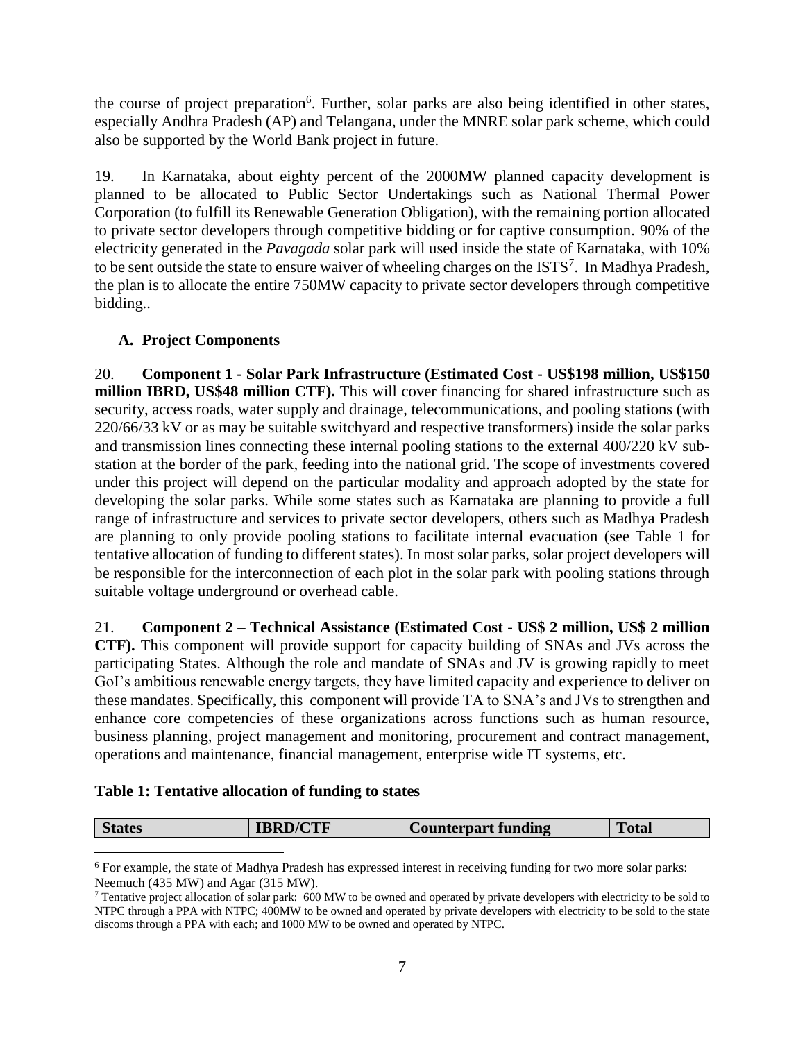the course of project preparation[6]. Further, solar parks are also being identified in other states, especially Andhra Pradesh (AP) and Telangana, under the MNRE solar park scheme, which could also be supported by the World Bank project in future.

19. In Karnataka, about eighty percent of the 2000MW planned capacity development is planned to be allocated to Public Sector Undertakings such as National Thermal Power Corporation (to fulfill its Renewable Generation Obligation), with the remaining portion allocated to private sector developers through competitive bidding or for captive consumption. 90% of the electricity generated in the *Pavagada* solar park will used inside the state of Karnataka, with 10% to be sent outside the state to ensure waiver of wheeling charges on the ISTS[7]. In Madhya Pradesh, the plan is to allocate the entire 750MW capacity to private sector developers through competitive bidding..

### A. Project Components

20. **Component 1 - Solar Park Infrastructure (Estimated Cost - US$198 million, US$150 million IBRD, US$48 million CTF).** This will cover financing for shared infrastructure such as security, access roads, water supply and drainage, telecommunications, and pooling stations (with 220/66/33 kV or as may be suitable switchyard and respective transformers) inside the solar parks and transmission lines connecting these internal pooling stations to the external 400/220 kV sub-station at the border of the park, feeding into the national grid. The scope of investments covered under this project will depend on the particular modality and approach adopted by the state for developing the solar parks. While some states such as Karnataka are planning to provide a full range of infrastructure and services to private sector developers, others such as Madhya Pradesh are planning to only provide pooling stations to facilitate internal evacuation (see Table 1 for tentative allocation of funding to different states). In most solar parks, solar project developers will be responsible for the interconnection of each plot in the solar park with pooling stations through suitable voltage underground or overhead cable.

21. **Component 2 – Technical Assistance (Estimated Cost - US$ 2 million, US$ 2 million CTF).** This component will provide support for capacity building of SNAs and JVs across the participating States. Although the role and mandate of SNAs and JV is growing rapidly to meet GoI's ambitious renewable energy targets, they have limited capacity and experience to deliver on these mandates. Specifically, this component will provide TA to SNA's and JVs to strengthen and enhance core competencies of these organizations across functions such as human resource, business planning, project management and monitoring, procurement and contract management, operations and maintenance, financial management, enterprise wide IT systems, etc.

**Table 1: Tentative allocation of funding to states**

| States | IBRD/CTF | Counterpart funding | Total |
|---|---|---|---|

[6] For example, the state of Madhya Pradesh has expressed interest in receiving funding for two more solar parks: Neemuch (435 MW) and Agar (315 MW).

[7] Tentative project allocation of solar park: 600 MW to be owned and operated by private developers with electricity to be sold to NTPC through a PPA with NTPC; 400MW to be owned and operated by private developers with electricity to be sold to the state discoms through a PPA with each; and 1000 MW to be owned and operated by NTPC.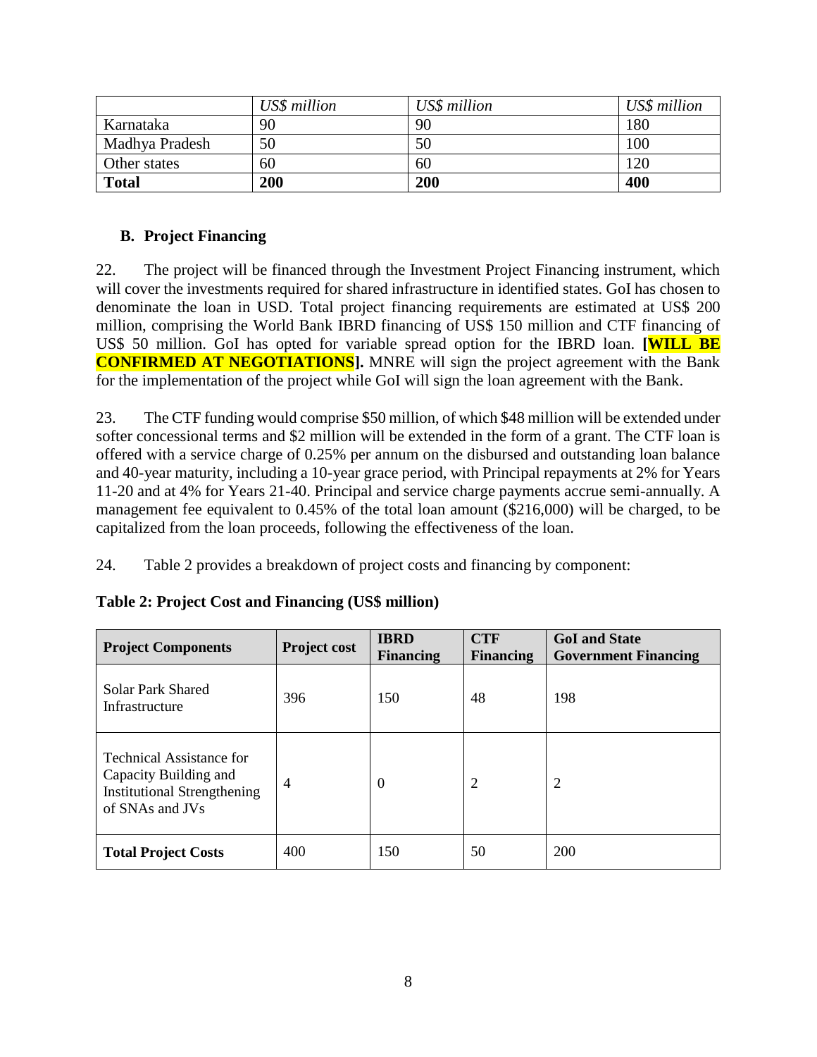| | *US$ million* | *US$ million* | *US$ million* |
|---|---|---|---|
| Karnataka | 90 | 90 | 180 |
| Madhya Pradesh | 50 | 50 | 100 |
| Other states | 60 | 60 | 120 |
| **Total** | **200** | **200** | **400** |

### B. Project Financing

22. The project will be financed through the Investment Project Financing instrument, which will cover the investments required for shared infrastructure in identified states. GoI has chosen to denominate the loan in USD. Total project financing requirements are estimated at US$ 200 million, comprising the World Bank IBRD financing of US$ 150 million and CTF financing of US$ 50 million. GoI has opted for variable spread option for the IBRD loan. **[WILL BE CONFIRMED AT NEGOTIATIONS].** MNRE will sign the project agreement with the Bank for the implementation of the project while GoI will sign the loan agreement with the Bank.

23. The CTF funding would comprise $50 million, of which $48 million will be extended under softer concessional terms and $2 million will be extended in the form of a grant. The CTF loan is offered with a service charge of 0.25% per annum on the disbursed and outstanding loan balance and 40-year maturity, including a 10-year grace period, with Principal repayments at 2% for Years 11-20 and at 4% for Years 21-40. Principal and service charge payments accrue semi-annually. A management fee equivalent to 0.45% of the total loan amount ($216,000) will be charged, to be capitalized from the loan proceeds, following the effectiveness of the loan.

24. Table 2 provides a breakdown of project costs and financing by component:

**Table 2: Project Cost and Financing (US$ million)**

| Project Components | Project cost | IBRD Financing | CTF Financing | GoI and State Government Financing |
|---|---|---|---|---|
| Solar Park Shared Infrastructure | 396 | 150 | 48 | 198 |
| Technical Assistance for Capacity Building and Institutional Strengthening of SNAs and JVs | 4 | 0 | 2 | 2 |
| **Total Project Costs** | 400 | 150 | 50 | 200 |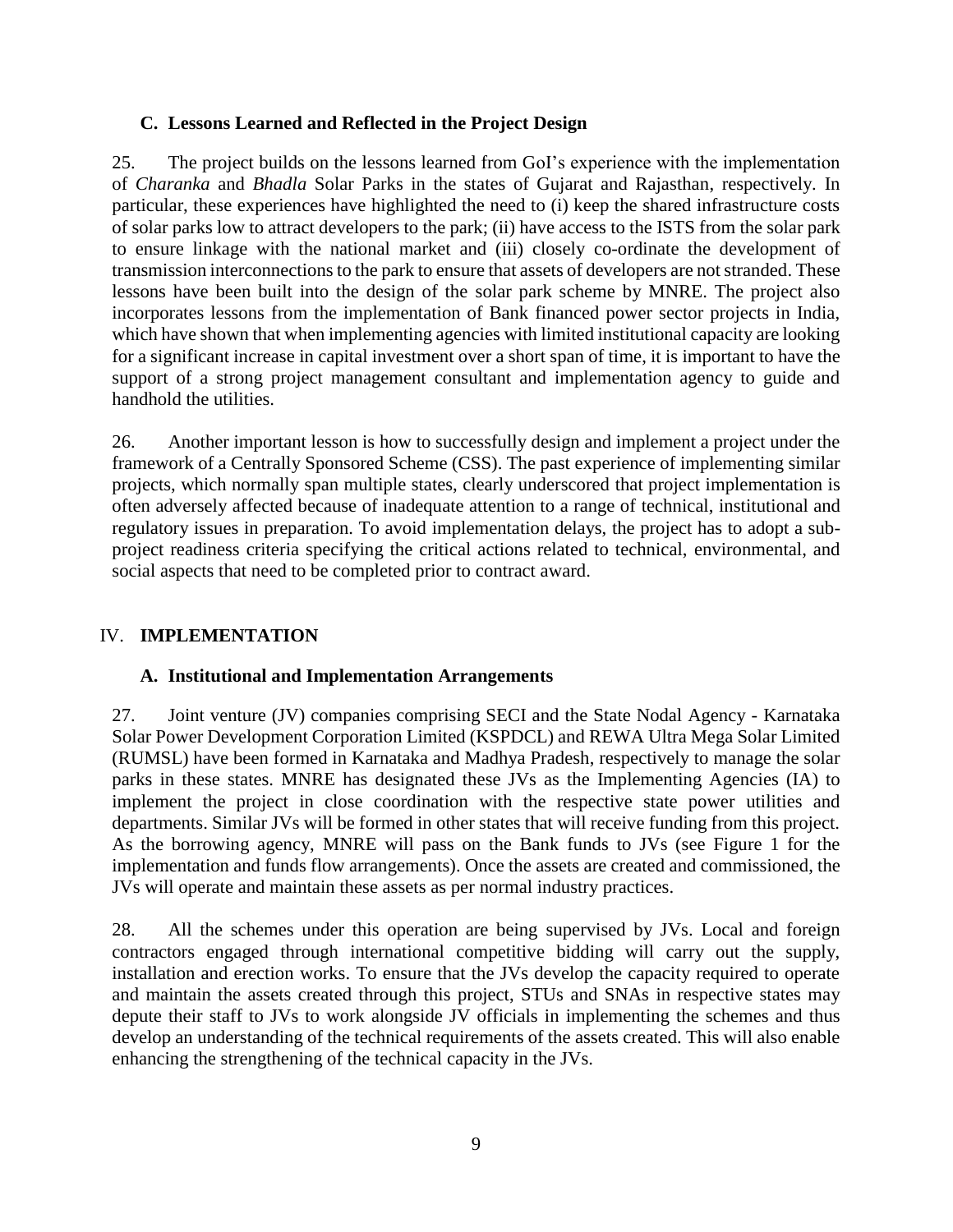### C. Lessons Learned and Reflected in the Project Design

25. The project builds on the lessons learned from GoI's experience with the implementation of *Charanka* and *Bhadla* Solar Parks in the states of Gujarat and Rajasthan, respectively. In particular, these experiences have highlighted the need to (i) keep the shared infrastructure costs of solar parks low to attract developers to the park; (ii) have access to the ISTS from the solar park to ensure linkage with the national market and (iii) closely co-ordinate the development of transmission interconnections to the park to ensure that assets of developers are not stranded. These lessons have been built into the design of the solar park scheme by MNRE. The project also incorporates lessons from the implementation of Bank financed power sector projects in India, which have shown that when implementing agencies with limited institutional capacity are looking for a significant increase in capital investment over a short span of time, it is important to have the support of a strong project management consultant and implementation agency to guide and handhold the utilities.

26. Another important lesson is how to successfully design and implement a project under the framework of a Centrally Sponsored Scheme (CSS). The past experience of implementing similar projects, which normally span multiple states, clearly underscored that project implementation is often adversely affected because of inadequate attention to a range of technical, institutional and regulatory issues in preparation. To avoid implementation delays, the project has to adopt a sub-project readiness criteria specifying the critical actions related to technical, environmental, and social aspects that need to be completed prior to contract award.

## IV. IMPLEMENTATION

### A. Institutional and Implementation Arrangements

27. Joint venture (JV) companies comprising SECI and the State Nodal Agency - Karnataka Solar Power Development Corporation Limited (KSPDCL) and REWA Ultra Mega Solar Limited (RUMSL) have been formed in Karnataka and Madhya Pradesh, respectively to manage the solar parks in these states. MNRE has designated these JVs as the Implementing Agencies (IA) to implement the project in close coordination with the respective state power utilities and departments. Similar JVs will be formed in other states that will receive funding from this project. As the borrowing agency, MNRE will pass on the Bank funds to JVs (see Figure 1 for the implementation and funds flow arrangements). Once the assets are created and commissioned, the JVs will operate and maintain these assets as per normal industry practices.

28. All the schemes under this operation are being supervised by JVs. Local and foreign contractors engaged through international competitive bidding will carry out the supply, installation and erection works. To ensure that the JVs develop the capacity required to operate and maintain the assets created through this project, STUs and SNAs in respective states may depute their staff to JVs to work alongside JV officials in implementing the schemes and thus develop an understanding of the technical requirements of the assets created. This will also enable enhancing the strengthening of the technical capacity in the JVs.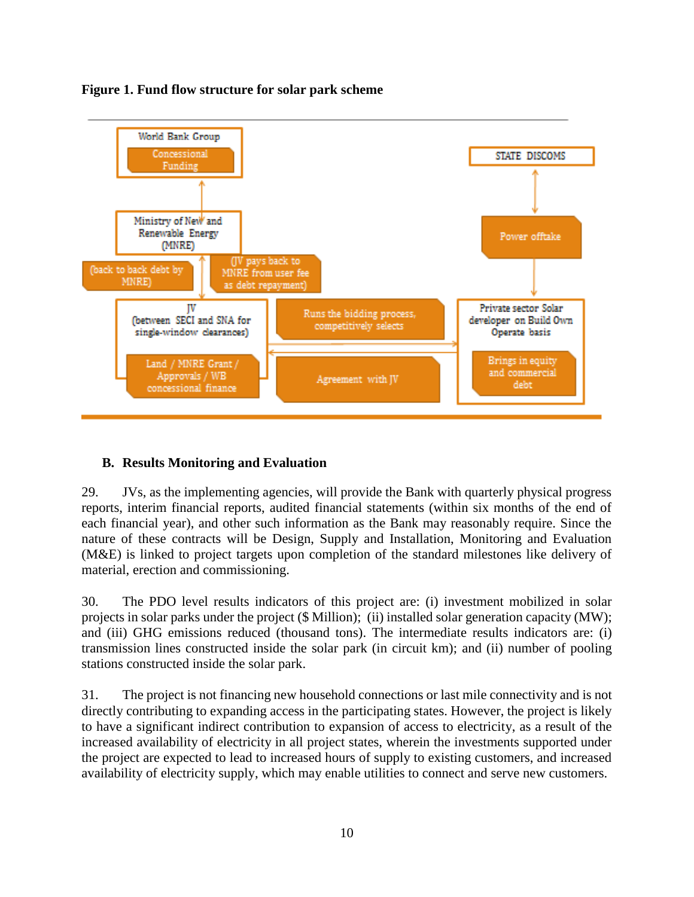**Figure 1. Fund flow structure for solar park scheme**

World Bank Group

Concessional Funding

Ministry of New and Renewable Energy (MNRE)

(back to back debt by MNRE)

(JV pays back to MNRE from user fee as debt repayment)

JV (between SECI and SNA for single-window clearances)

Land / MNRE Grant / Approvals / WB concessional finance

Runs the bidding process, competitively selects

Agreement with JV

STATE DISCOMS

Power offtake

Private sector Solar developer on Build Own Operate basis

Brings in equity and commercial debt

## B. Results Monitoring and Evaluation

29. JVs, as the implementing agencies, will provide the Bank with quarterly physical progress reports, interim financial reports, audited financial statements (within six months of the end of each financial year), and other such information as the Bank may reasonably require. Since the nature of these contracts will be Design, Supply and Installation, Monitoring and Evaluation (M&E) is linked to project targets upon completion of the standard milestones like delivery of material, erection and commissioning.

30. The PDO level results indicators of this project are: (i) investment mobilized in solar projects in solar parks under the project ($ Million); (ii) installed solar generation capacity (MW); and (iii) GHG emissions reduced (thousand tons). The intermediate results indicators are: (i) transmission lines constructed inside the solar park (in circuit km); and (ii) number of pooling stations constructed inside the solar park.

31. The project is not financing new household connections or last mile connectivity and is not directly contributing to expanding access in the participating states. However, the project is likely to have a significant indirect contribution to expansion of access to electricity, as a result of the increased availability of electricity in all project states, wherein the investments supported under the project are expected to lead to increased hours of supply to existing customers, and increased availability of electricity supply, which may enable utilities to connect and serve new customers.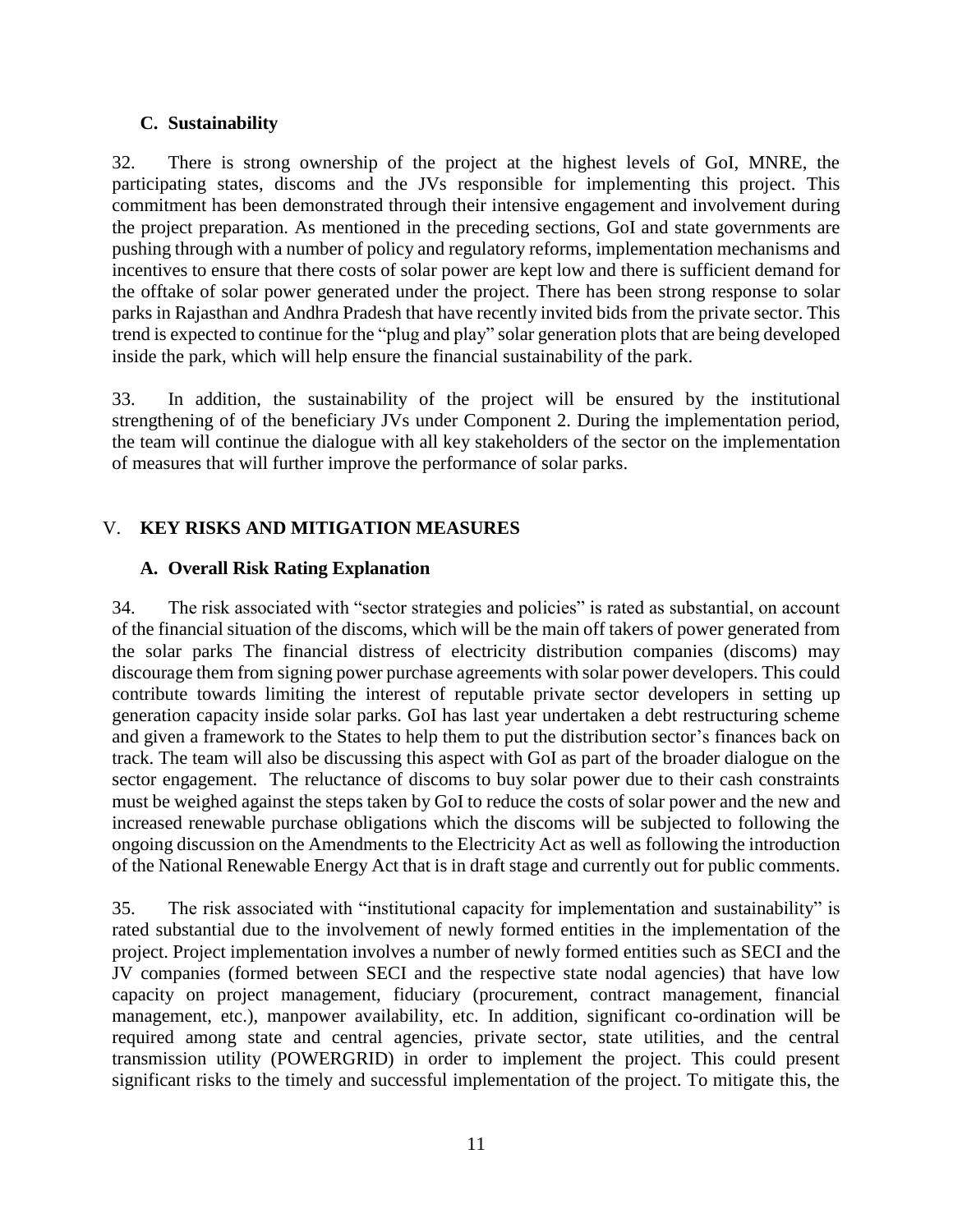### C. Sustainability

32. There is strong ownership of the project at the highest levels of GoI, MNRE, the participating states, discoms and the JVs responsible for implementing this project. This commitment has been demonstrated through their intensive engagement and involvement during the project preparation. As mentioned in the preceding sections, GoI and state governments are pushing through with a number of policy and regulatory reforms, implementation mechanisms and incentives to ensure that there costs of solar power are kept low and there is sufficient demand for the offtake of solar power generated under the project. There has been strong response to solar parks in Rajasthan and Andhra Pradesh that have recently invited bids from the private sector. This trend is expected to continue for the "plug and play" solar generation plots that are being developed inside the park, which will help ensure the financial sustainability of the park.

33. In addition, the sustainability of the project will be ensured by the institutional strengthening of of the beneficiary JVs under Component 2. During the implementation period, the team will continue the dialogue with all key stakeholders of the sector on the implementation of measures that will further improve the performance of solar parks.

## V. KEY RISKS AND MITIGATION MEASURES

### A. Overall Risk Rating Explanation

34. The risk associated with "sector strategies and policies" is rated as substantial, on account of the financial situation of the discoms, which will be the main off takers of power generated from the solar parks The financial distress of electricity distribution companies (discoms) may discourage them from signing power purchase agreements with solar power developers. This could contribute towards limiting the interest of reputable private sector developers in setting up generation capacity inside solar parks. GoI has last year undertaken a debt restructuring scheme and given a framework to the States to help them to put the distribution sector's finances back on track. The team will also be discussing this aspect with GoI as part of the broader dialogue on the sector engagement. The reluctance of discoms to buy solar power due to their cash constraints must be weighed against the steps taken by GoI to reduce the costs of solar power and the new and increased renewable purchase obligations which the discoms will be subjected to following the ongoing discussion on the Amendments to the Electricity Act as well as following the introduction of the National Renewable Energy Act that is in draft stage and currently out for public comments.

35. The risk associated with "institutional capacity for implementation and sustainability" is rated substantial due to the involvement of newly formed entities in the implementation of the project. Project implementation involves a number of newly formed entities such as SECI and the JV companies (formed between SECI and the respective state nodal agencies) that have low capacity on project management, fiduciary (procurement, contract management, financial management, etc.), manpower availability, etc. In addition, significant co-ordination will be required among state and central agencies, private sector, state utilities, and the central transmission utility (POWERGRID) in order to implement the project. This could present significant risks to the timely and successful implementation of the project. To mitigate this, the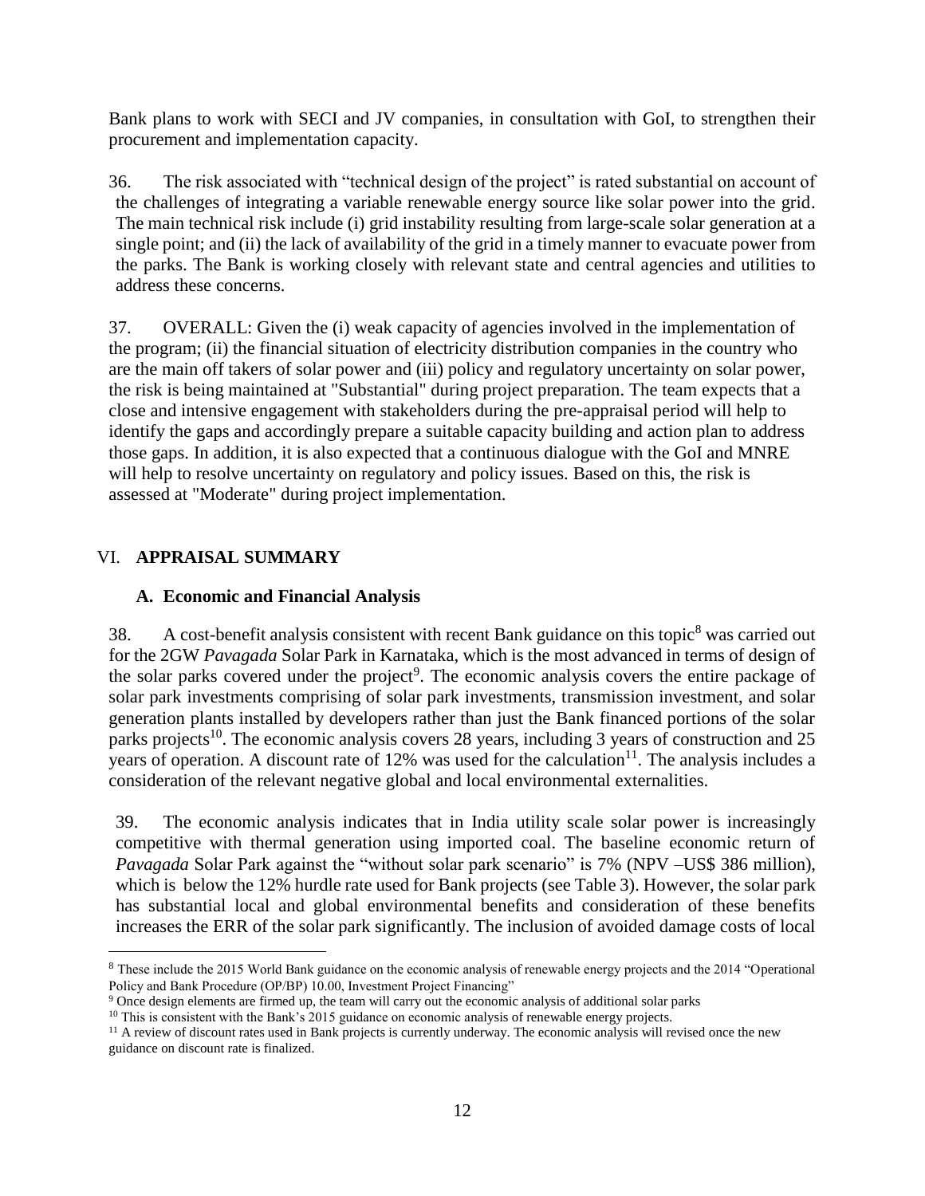Bank plans to work with SECI and JV companies, in consultation with GoI, to strengthen their procurement and implementation capacity.

36. The risk associated with "technical design of the project" is rated substantial on account of the challenges of integrating a variable renewable energy source like solar power into the grid. The main technical risk include (i) grid instability resulting from large-scale solar generation at a single point; and (ii) the lack of availability of the grid in a timely manner to evacuate power from the parks. The Bank is working closely with relevant state and central agencies and utilities to address these concerns.

37. OVERALL: Given the (i) weak capacity of agencies involved in the implementation of the program; (ii) the financial situation of electricity distribution companies in the country who are the main off takers of solar power and (iii) policy and regulatory uncertainty on solar power, the risk is being maintained at "Substantial" during project preparation. The team expects that a close and intensive engagement with stakeholders during the pre-appraisal period will help to identify the gaps and accordingly prepare a suitable capacity building and action plan to address those gaps. In addition, it is also expected that a continuous dialogue with the GoI and MNRE will help to resolve uncertainty on regulatory and policy issues. Based on this, the risk is assessed at "Moderate" during project implementation.

## VI. APPRAISAL SUMMARY

### A. Economic and Financial Analysis

38. A cost-benefit analysis consistent with recent Bank guidance on this topic[8] was carried out for the 2GW *Pavagada* Solar Park in Karnataka, which is the most advanced in terms of design of the solar parks covered under the project[9]. The economic analysis covers the entire package of solar park investments comprising of solar park investments, transmission investment, and solar generation plants installed by developers rather than just the Bank financed portions of the solar parks projects[10]. The economic analysis covers 28 years, including 3 years of construction and 25 years of operation. A discount rate of 12% was used for the calculation[11]. The analysis includes a consideration of the relevant negative global and local environmental externalities.

39. The economic analysis indicates that in India utility scale solar power is increasingly competitive with thermal generation using imported coal. The baseline economic return of *Pavagada* Solar Park against the "without solar park scenario" is 7% (NPV –US$ 386 million), which is below the 12% hurdle rate used for Bank projects (see Table 3). However, the solar park has substantial local and global environmental benefits and consideration of these benefits increases the ERR of the solar park significantly. The inclusion of avoided damage costs of local

---

[8] These include the 2015 World Bank guidance on the economic analysis of renewable energy projects and the 2014 "Operational Policy and Bank Procedure (OP/BP) 10.00, Investment Project Financing"

[9] Once design elements are firmed up, the team will carry out the economic analysis of additional solar parks

[10] This is consistent with the Bank's 2015 guidance on economic analysis of renewable energy projects.

[11] A review of discount rates used in Bank projects is currently underway. The economic analysis will revised once the new guidance on discount rate is finalized.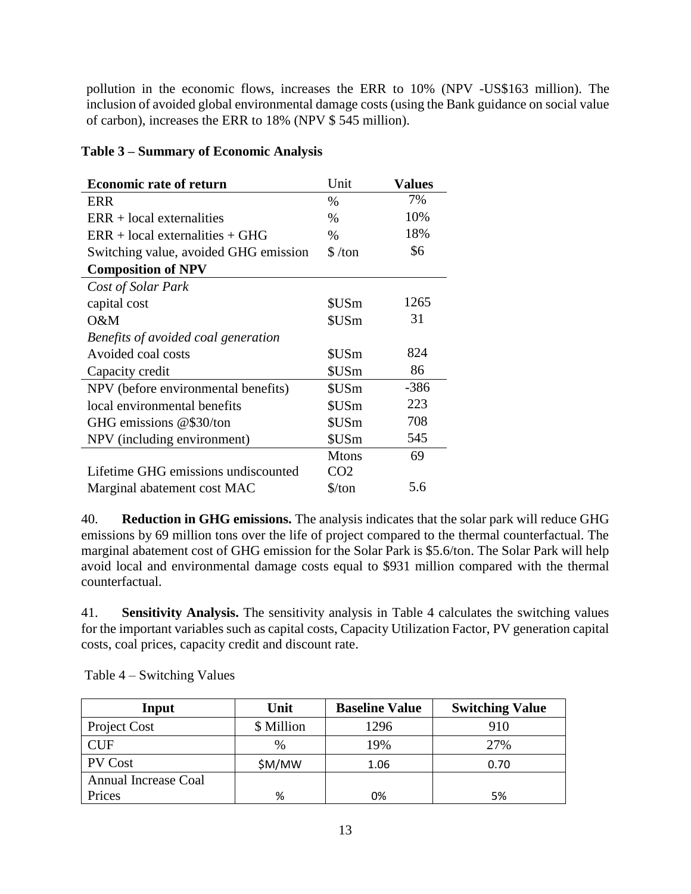pollution in the economic flows, increases the ERR to 10% (NPV -US$163 million). The inclusion of avoided global environmental damage costs (using the Bank guidance on social value of carbon), increases the ERR to 18% (NPV $ 545 million).

**Table 3 – Summary of Economic Analysis**

| **Economic rate of return** | Unit | **Values** |
|---|---|---|
| ERR | % | 7% |
| ERR + local externalities | % | 10% |
| ERR + local externalities + GHG | % | 18% |
| Switching value, avoided GHG emission | $ /ton | $6 |
| **Composition of NPV** | | |
| *Cost of Solar Park* | | |
| capital cost | $USm | 1265 |
| O&M | $USm | 31 |
| *Benefits of avoided coal generation* | | |
| Avoided coal costs | $USm | 824 |
| Capacity credit | $USm | 86 |
| NPV (before environmental benefits) | $USm | -386 |
| local environmental benefits | $USm | 223 |
| GHG emissions @$30/ton | $USm | 708 |
| NPV (including environment) | $USm | 545 |
| Lifetime GHG emissions undiscounted | Mtons $CO_2$ | 69 |
| Marginal abatement cost MAC | $/ton | 5.6 |

40. **Reduction in GHG emissions.** The analysis indicates that the solar park will reduce GHG emissions by 69 million tons over the life of project compared to the thermal counterfactual. The marginal abatement cost of GHG emission for the Solar Park is $5.6/ton. The Solar Park will help avoid local and environmental damage costs equal to $931 million compared with the thermal counterfactual.

41. **Sensitivity Analysis.** The sensitivity analysis in Table 4 calculates the switching values for the important variables such as capital costs, Capacity Utilization Factor, PV generation capital costs, coal prices, capacity credit and discount rate.

Table 4 – Switching Values

| Input | Unit | Baseline Value | Switching Value |
|---|---|---|---|
| Project Cost | $ Million | 1296 | 910 |
| CUF | % | 19% | 27% |
| PV Cost | $M/MW | 1.06 | 0.70 |
| Annual Increase Coal Prices | % | 0% | 5% |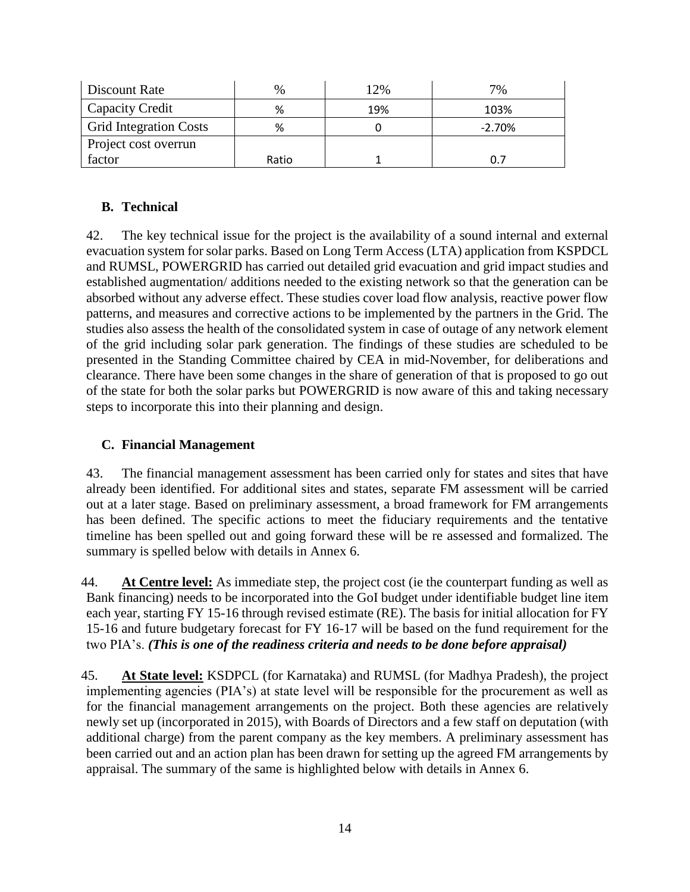| Discount Rate | % | 12% | 7% |
|---|---|---|---|
| Capacity Credit | % | 19% | 103% |
| Grid Integration Costs | % | 0 | -2.70% |
| Project cost overrun factor | Ratio | 1 | 0.7 |

## B. Technical

42. The key technical issue for the project is the availability of a sound internal and external evacuation system for solar parks. Based on Long Term Access (LTA) application from KSPDCL and RUMSL, POWERGRID has carried out detailed grid evacuation and grid impact studies and established augmentation/ additions needed to the existing network so that the generation can be absorbed without any adverse effect. These studies cover load flow analysis, reactive power flow patterns, and measures and corrective actions to be implemented by the partners in the Grid. The studies also assess the health of the consolidated system in case of outage of any network element of the grid including solar park generation. The findings of these studies are scheduled to be presented in the Standing Committee chaired by CEA in mid-November, for deliberations and clearance. There have been some changes in the share of generation of that is proposed to go out of the state for both the solar parks but POWERGRID is now aware of this and taking necessary steps to incorporate this into their planning and design.

## C. Financial Management

43. The financial management assessment has been carried only for states and sites that have already been identified. For additional sites and states, separate FM assessment will be carried out at a later stage. Based on preliminary assessment, a broad framework for FM arrangements has been defined. The specific actions to meet the fiduciary requirements and the tentative timeline has been spelled out and going forward these will be re assessed and formalized. The summary is spelled below with details in Annex 6.

44. **At Centre level:** As immediate step, the project cost (ie the counterpart funding as well as Bank financing) needs to be incorporated into the GoI budget under identifiable budget line item each year, starting FY 15-16 through revised estimate (RE). The basis for initial allocation for FY 15-16 and future budgetary forecast for FY 16-17 will be based on the fund requirement for the two PIA's. ***(This is one of the readiness criteria and needs to be done before appraisal)***

45. **At State level:** KSDPCL (for Karnataka) and RUMSL (for Madhya Pradesh), the project implementing agencies (PIA's) at state level will be responsible for the procurement as well as for the financial management arrangements on the project. Both these agencies are relatively newly set up (incorporated in 2015), with Boards of Directors and a few staff on deputation (with additional charge) from the parent company as the key members. A preliminary assessment has been carried out and an action plan has been drawn for setting up the agreed FM arrangements by appraisal. The summary of the same is highlighted below with details in Annex 6.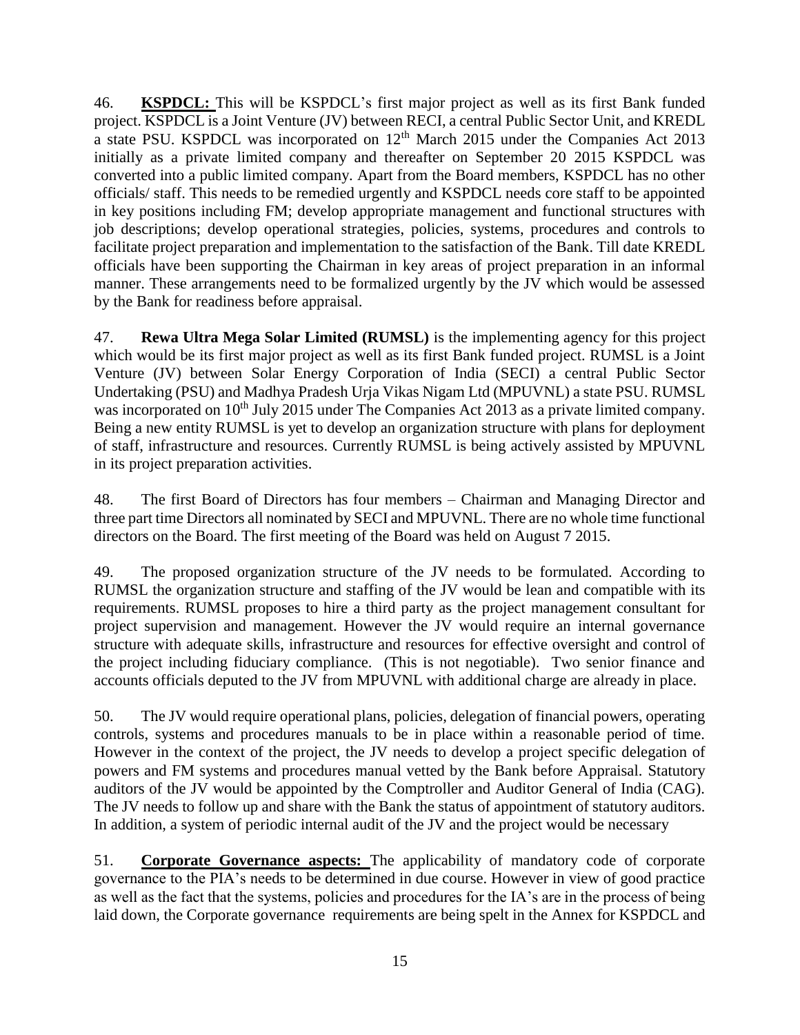46. **KSPDCL:** This will be KSPDCL's first major project as well as its first Bank funded project. KSPDCL is a Joint Venture (JV) between RECI, a central Public Sector Unit, and KREDL a state PSU. KSPDCL was incorporated on 12th March 2015 under the Companies Act 2013 initially as a private limited company and thereafter on September 20 2015 KSPDCL was converted into a public limited company. Apart from the Board members, KSPDCL has no other officials/ staff. This needs to be remedied urgently and KSPDCL needs core staff to be appointed in key positions including FM; develop appropriate management and functional structures with job descriptions; develop operational strategies, policies, systems, procedures and controls to facilitate project preparation and implementation to the satisfaction of the Bank. Till date KREDL officials have been supporting the Chairman in key areas of project preparation in an informal manner. These arrangements need to be formalized urgently by the JV which would be assessed by the Bank for readiness before appraisal.

47. **Rewa Ultra Mega Solar Limited (RUMSL)** is the implementing agency for this project which would be its first major project as well as its first Bank funded project. RUMSL is a Joint Venture (JV) between Solar Energy Corporation of India (SECI) a central Public Sector Undertaking (PSU) and Madhya Pradesh Urja Vikas Nigam Ltd (MPUVNL) a state PSU. RUMSL was incorporated on 10th July 2015 under The Companies Act 2013 as a private limited company. Being a new entity RUMSL is yet to develop an organization structure with plans for deployment of staff, infrastructure and resources. Currently RUMSL is being actively assisted by MPUVNL in its project preparation activities.

48. The first Board of Directors has four members – Chairman and Managing Director and three part time Directors all nominated by SECI and MPUVNL. There are no whole time functional directors on the Board. The first meeting of the Board was held on August 7 2015.

49. The proposed organization structure of the JV needs to be formulated. According to RUMSL the organization structure and staffing of the JV would be lean and compatible with its requirements. RUMSL proposes to hire a third party as the project management consultant for project supervision and management. However the JV would require an internal governance structure with adequate skills, infrastructure and resources for effective oversight and control of the project including fiduciary compliance. (This is not negotiable). Two senior finance and accounts officials deputed to the JV from MPUVNL with additional charge are already in place.

50. The JV would require operational plans, policies, delegation of financial powers, operating controls, systems and procedures manuals to be in place within a reasonable period of time. However in the context of the project, the JV needs to develop a project specific delegation of powers and FM systems and procedures manual vetted by the Bank before Appraisal. Statutory auditors of the JV would be appointed by the Comptroller and Auditor General of India (CAG). The JV needs to follow up and share with the Bank the status of appointment of statutory auditors. In addition, a system of periodic internal audit of the JV and the project would be necessary

51. **Corporate Governance aspects:** The applicability of mandatory code of corporate governance to the PIA's needs to be determined in due course. However in view of good practice as well as the fact that the systems, policies and procedures for the IA's are in the process of being laid down, the Corporate governance requirements are being spelt in the Annex for KSPDCL and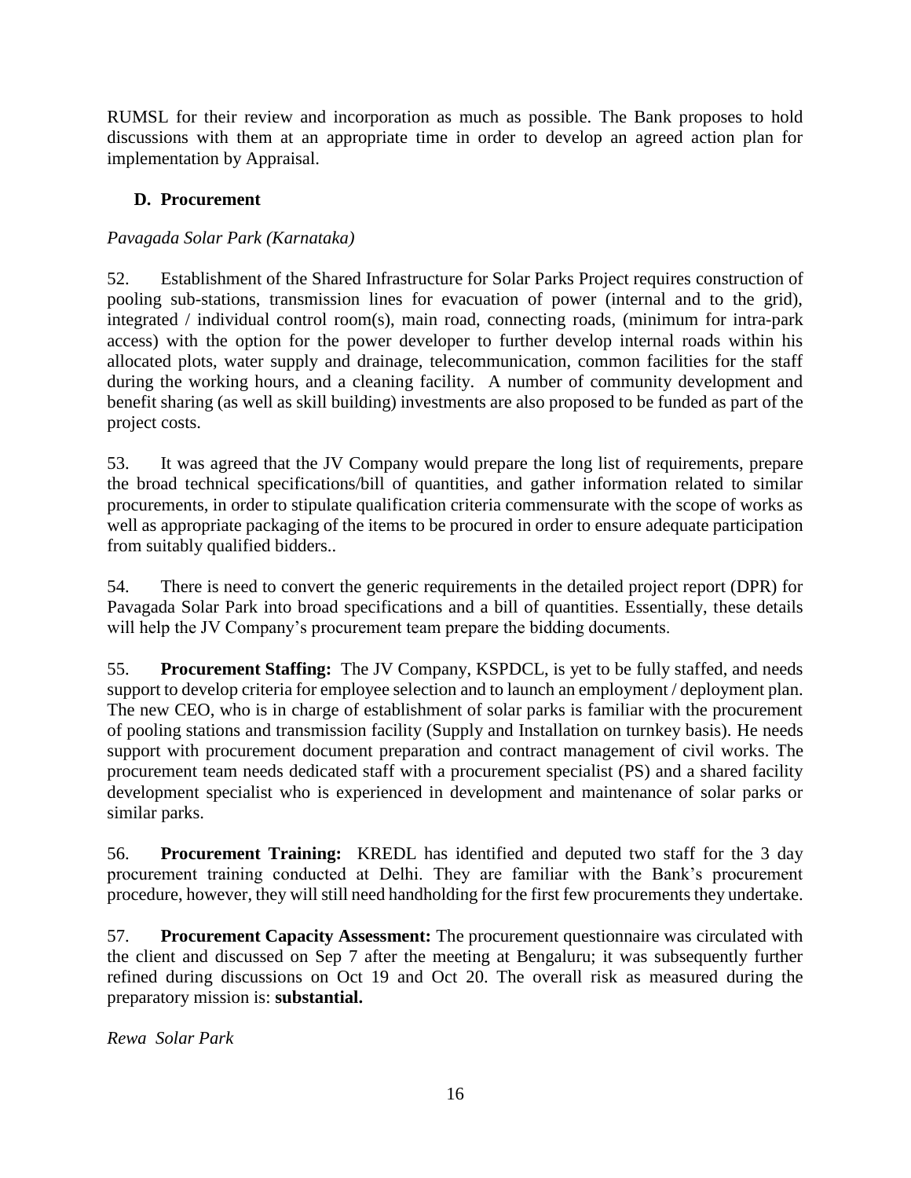RUMSL for their review and incorporation as much as possible. The Bank proposes to hold discussions with them at an appropriate time in order to develop an agreed action plan for implementation by Appraisal.

## D. Procurement

*Pavagada Solar Park (Karnataka)*

52. Establishment of the Shared Infrastructure for Solar Parks Project requires construction of pooling sub-stations, transmission lines for evacuation of power (internal and to the grid), integrated / individual control room(s), main road, connecting roads, (minimum for intra-park access) with the option for the power developer to further develop internal roads within his allocated plots, water supply and drainage, telecommunication, common facilities for the staff during the working hours, and a cleaning facility. A number of community development and benefit sharing (as well as skill building) investments are also proposed to be funded as part of the project costs.

53. It was agreed that the JV Company would prepare the long list of requirements, prepare the broad technical specifications/bill of quantities, and gather information related to similar procurements, in order to stipulate qualification criteria commensurate with the scope of works as well as appropriate packaging of the items to be procured in order to ensure adequate participation from suitably qualified bidders..

54. There is need to convert the generic requirements in the detailed project report (DPR) for Pavagada Solar Park into broad specifications and a bill of quantities. Essentially, these details will help the JV Company's procurement team prepare the bidding documents.

55. **Procurement Staffing:** The JV Company, KSPDCL, is yet to be fully staffed, and needs support to develop criteria for employee selection and to launch an employment / deployment plan. The new CEO, who is in charge of establishment of solar parks is familiar with the procurement of pooling stations and transmission facility (Supply and Installation on turnkey basis). He needs support with procurement document preparation and contract management of civil works. The procurement team needs dedicated staff with a procurement specialist (PS) and a shared facility development specialist who is experienced in development and maintenance of solar parks or similar parks.

56. **Procurement Training:** KREDL has identified and deputed two staff for the 3 day procurement training conducted at Delhi. They are familiar with the Bank's procurement procedure, however, they will still need handholding for the first few procurements they undertake.

57. **Procurement Capacity Assessment:** The procurement questionnaire was circulated with the client and discussed on Sep 7 after the meeting at Bengaluru; it was subsequently further refined during discussions on Oct 19 and Oct 20. The overall risk as measured during the preparatory mission is: **substantial.**

*Rewa Solar Park*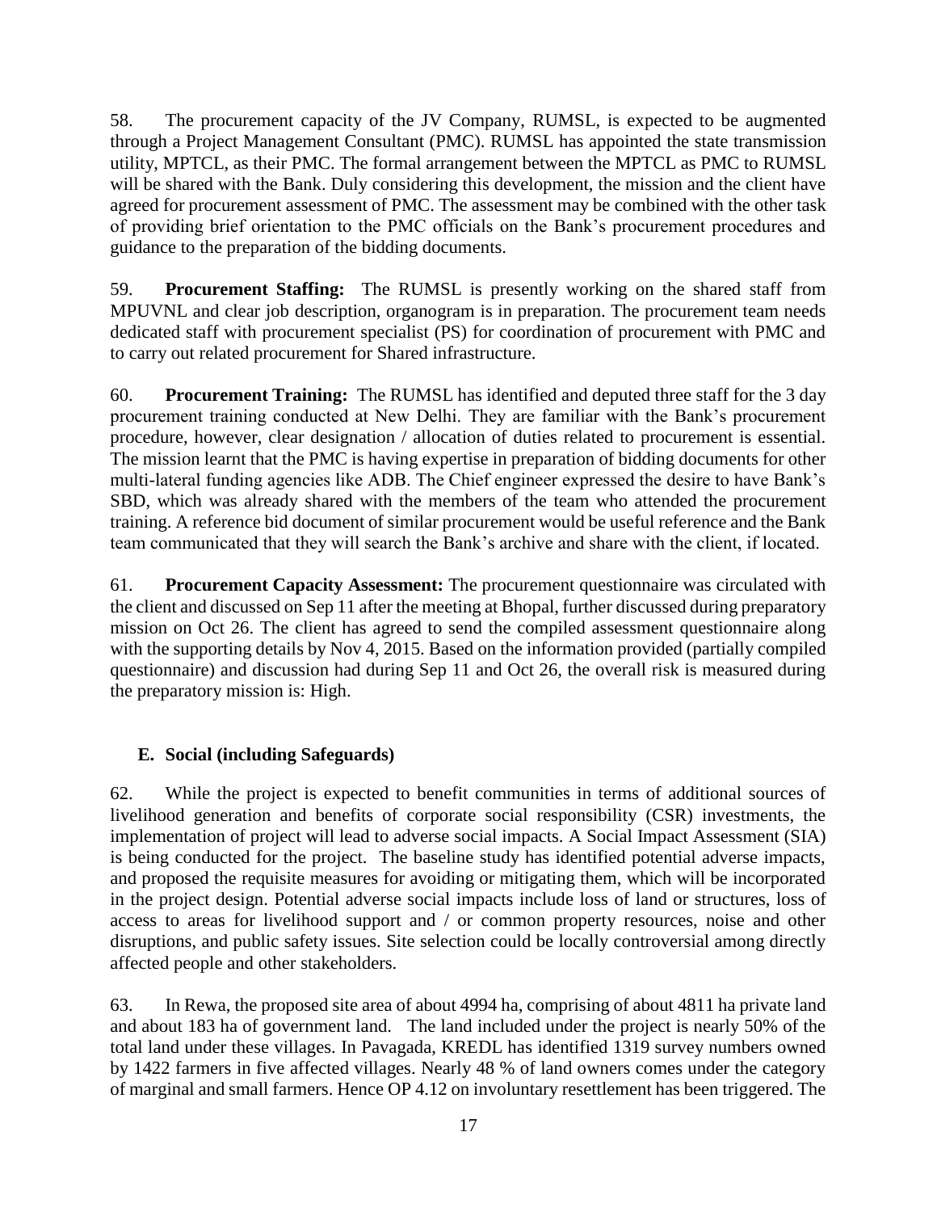58. The procurement capacity of the JV Company, RUMSL, is expected to be augmented through a Project Management Consultant (PMC). RUMSL has appointed the state transmission utility, MPTCL, as their PMC. The formal arrangement between the MPTCL as PMC to RUMSL will be shared with the Bank. Duly considering this development, the mission and the client have agreed for procurement assessment of PMC. The assessment may be combined with the other task of providing brief orientation to the PMC officials on the Bank's procurement procedures and guidance to the preparation of the bidding documents.

59. **Procurement Staffing:** The RUMSL is presently working on the shared staff from MPUVNL and clear job description, organogram is in preparation. The procurement team needs dedicated staff with procurement specialist (PS) for coordination of procurement with PMC and to carry out related procurement for Shared infrastructure.

60. **Procurement Training:** The RUMSL has identified and deputed three staff for the 3 day procurement training conducted at New Delhi. They are familiar with the Bank's procurement procedure, however, clear designation / allocation of duties related to procurement is essential. The mission learnt that the PMC is having expertise in preparation of bidding documents for other multi-lateral funding agencies like ADB. The Chief engineer expressed the desire to have Bank's SBD, which was already shared with the members of the team who attended the procurement training. A reference bid document of similar procurement would be useful reference and the Bank team communicated that they will search the Bank's archive and share with the client, if located.

61. **Procurement Capacity Assessment:** The procurement questionnaire was circulated with the client and discussed on Sep 11 after the meeting at Bhopal, further discussed during preparatory mission on Oct 26. The client has agreed to send the compiled assessment questionnaire along with the supporting details by Nov 4, 2015. Based on the information provided (partially compiled questionnaire) and discussion had during Sep 11 and Oct 26, the overall risk is measured during the preparatory mission is: High.

## E. Social (including Safeguards)

62. While the project is expected to benefit communities in terms of additional sources of livelihood generation and benefits of corporate social responsibility (CSR) investments, the implementation of project will lead to adverse social impacts. A Social Impact Assessment (SIA) is being conducted for the project. The baseline study has identified potential adverse impacts, and proposed the requisite measures for avoiding or mitigating them, which will be incorporated in the project design. Potential adverse social impacts include loss of land or structures, loss of access to areas for livelihood support and / or common property resources, noise and other disruptions, and public safety issues. Site selection could be locally controversial among directly affected people and other stakeholders.

63. In Rewa, the proposed site area of about 4994 ha, comprising of about 4811 ha private land and about 183 ha of government land. The land included under the project is nearly 50% of the total land under these villages. In Pavagada, KREDL has identified 1319 survey numbers owned by 1422 farmers in five affected villages. Nearly 48 % of land owners comes under the category of marginal and small farmers. Hence OP 4.12 on involuntary resettlement has been triggered. The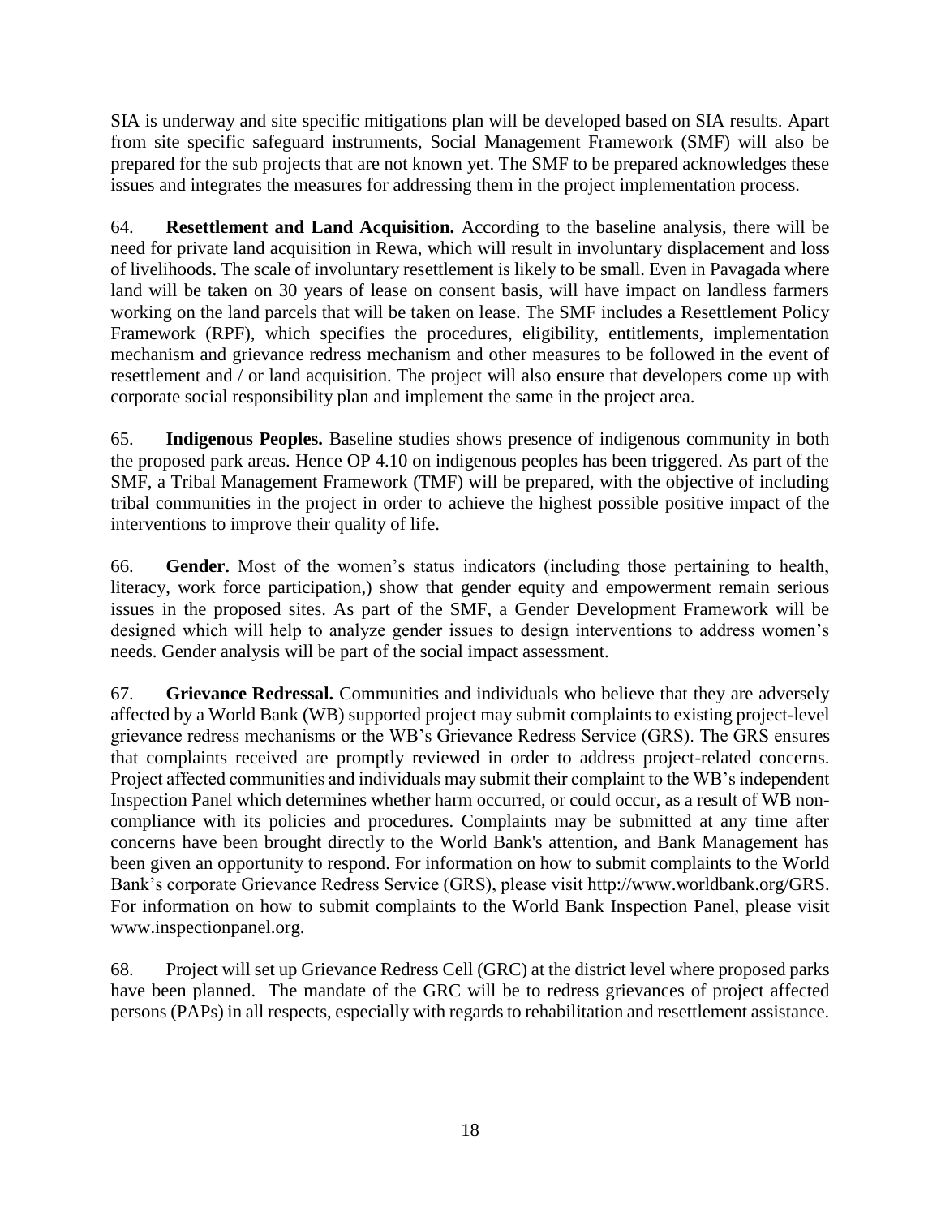SIA is underway and site specific mitigations plan will be developed based on SIA results. Apart from site specific safeguard instruments, Social Management Framework (SMF) will also be prepared for the sub projects that are not known yet. The SMF to be prepared acknowledges these issues and integrates the measures for addressing them in the project implementation process.

64. **Resettlement and Land Acquisition.** According to the baseline analysis, there will be need for private land acquisition in Rewa, which will result in involuntary displacement and loss of livelihoods. The scale of involuntary resettlement is likely to be small. Even in Pavagada where land will be taken on 30 years of lease on consent basis, will have impact on landless farmers working on the land parcels that will be taken on lease. The SMF includes a Resettlement Policy Framework (RPF), which specifies the procedures, eligibility, entitlements, implementation mechanism and grievance redress mechanism and other measures to be followed in the event of resettlement and / or land acquisition. The project will also ensure that developers come up with corporate social responsibility plan and implement the same in the project area.

65. **Indigenous Peoples.** Baseline studies shows presence of indigenous community in both the proposed park areas. Hence OP 4.10 on indigenous peoples has been triggered. As part of the SMF, a Tribal Management Framework (TMF) will be prepared, with the objective of including tribal communities in the project in order to achieve the highest possible positive impact of the interventions to improve their quality of life.

66. **Gender.** Most of the women's status indicators (including those pertaining to health, literacy, work force participation,) show that gender equity and empowerment remain serious issues in the proposed sites. As part of the SMF, a Gender Development Framework will be designed which will help to analyze gender issues to design interventions to address women's needs. Gender analysis will be part of the social impact assessment.

67. **Grievance Redressal.** Communities and individuals who believe that they are adversely affected by a World Bank (WB) supported project may submit complaints to existing project-level grievance redress mechanisms or the WB's Grievance Redress Service (GRS). The GRS ensures that complaints received are promptly reviewed in order to address project-related concerns. Project affected communities and individuals may submit their complaint to the WB's independent Inspection Panel which determines whether harm occurred, or could occur, as a result of WB non-compliance with its policies and procedures. Complaints may be submitted at any time after concerns have been brought directly to the World Bank's attention, and Bank Management has been given an opportunity to respond. For information on how to submit complaints to the World Bank's corporate Grievance Redress Service (GRS), please visit http://www.worldbank.org/GRS. For information on how to submit complaints to the World Bank Inspection Panel, please visit www.inspectionpanel.org.

68. Project will set up Grievance Redress Cell (GRC) at the district level where proposed parks have been planned. The mandate of the GRC will be to redress grievances of project affected persons (PAPs) in all respects, especially with regards to rehabilitation and resettlement assistance.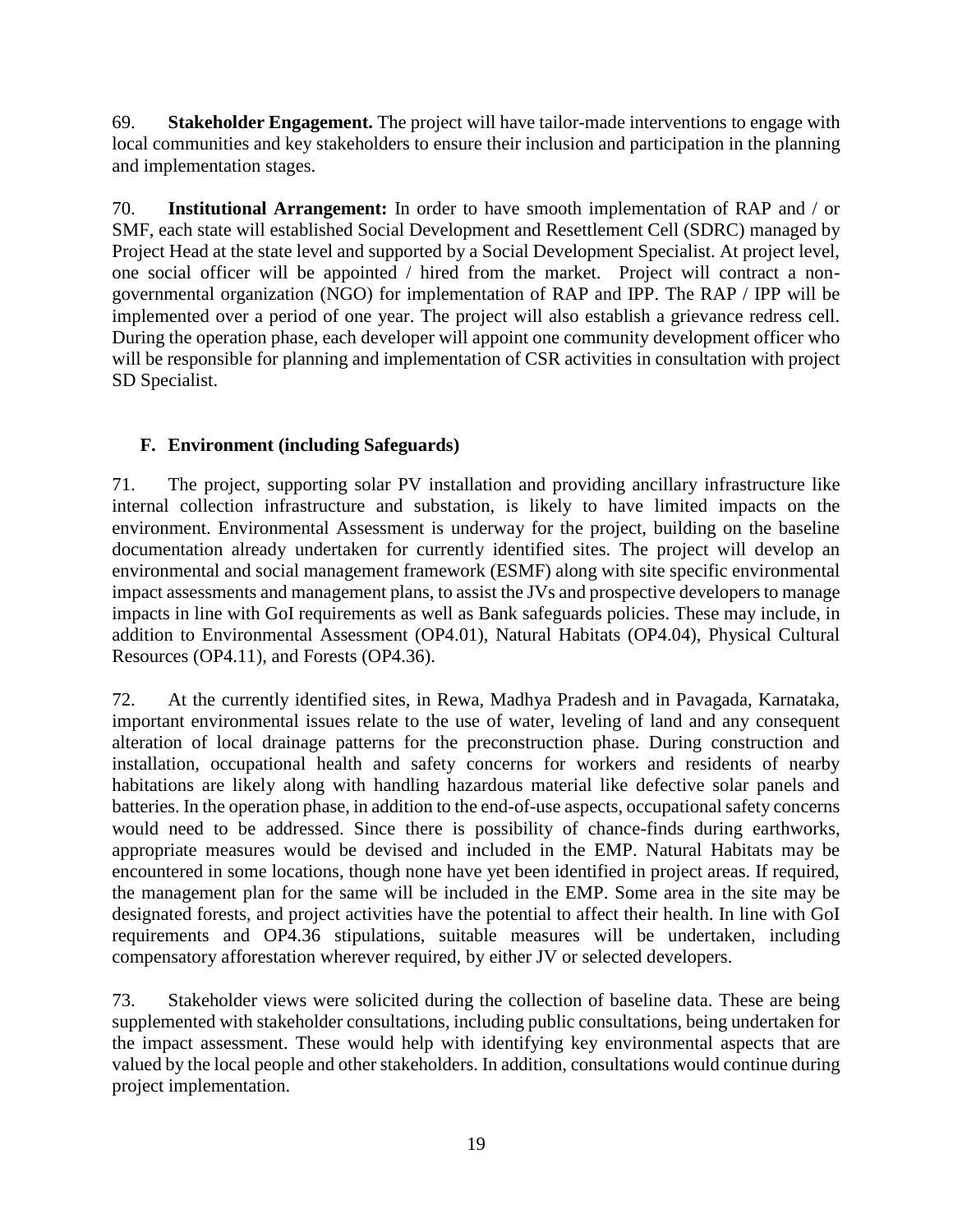69. **Stakeholder Engagement.** The project will have tailor-made interventions to engage with local communities and key stakeholders to ensure their inclusion and participation in the planning and implementation stages.

70. **Institutional Arrangement:** In order to have smooth implementation of RAP and / or SMF, each state will established Social Development and Resettlement Cell (SDRC) managed by Project Head at the state level and supported by a Social Development Specialist. At project level, one social officer will be appointed / hired from the market. Project will contract a non-governmental organization (NGO) for implementation of RAP and IPP. The RAP / IPP will be implemented over a period of one year. The project will also establish a grievance redress cell. During the operation phase, each developer will appoint one community development officer who will be responsible for planning and implementation of CSR activities in consultation with project SD Specialist.

## F. Environment (including Safeguards)

71. The project, supporting solar PV installation and providing ancillary infrastructure like internal collection infrastructure and substation, is likely to have limited impacts on the environment. Environmental Assessment is underway for the project, building on the baseline documentation already undertaken for currently identified sites. The project will develop an environmental and social management framework (ESMF) along with site specific environmental impact assessments and management plans, to assist the JVs and prospective developers to manage impacts in line with GoI requirements as well as Bank safeguards policies. These may include, in addition to Environmental Assessment (OP4.01), Natural Habitats (OP4.04), Physical Cultural Resources (OP4.11), and Forests (OP4.36).

72. At the currently identified sites, in Rewa, Madhya Pradesh and in Pavagada, Karnataka, important environmental issues relate to the use of water, leveling of land and any consequent alteration of local drainage patterns for the preconstruction phase. During construction and installation, occupational health and safety concerns for workers and residents of nearby habitations are likely along with handling hazardous material like defective solar panels and batteries. In the operation phase, in addition to the end-of-use aspects, occupational safety concerns would need to be addressed. Since there is possibility of chance-finds during earthworks, appropriate measures would be devised and included in the EMP. Natural Habitats may be encountered in some locations, though none have yet been identified in project areas. If required, the management plan for the same will be included in the EMP. Some area in the site may be designated forests, and project activities have the potential to affect their health. In line with GoI requirements and OP4.36 stipulations, suitable measures will be undertaken, including compensatory afforestation wherever required, by either JV or selected developers.

73. Stakeholder views were solicited during the collection of baseline data. These are being supplemented with stakeholder consultations, including public consultations, being undertaken for the impact assessment. These would help with identifying key environmental aspects that are valued by the local people and other stakeholders. In addition, consultations would continue during project implementation.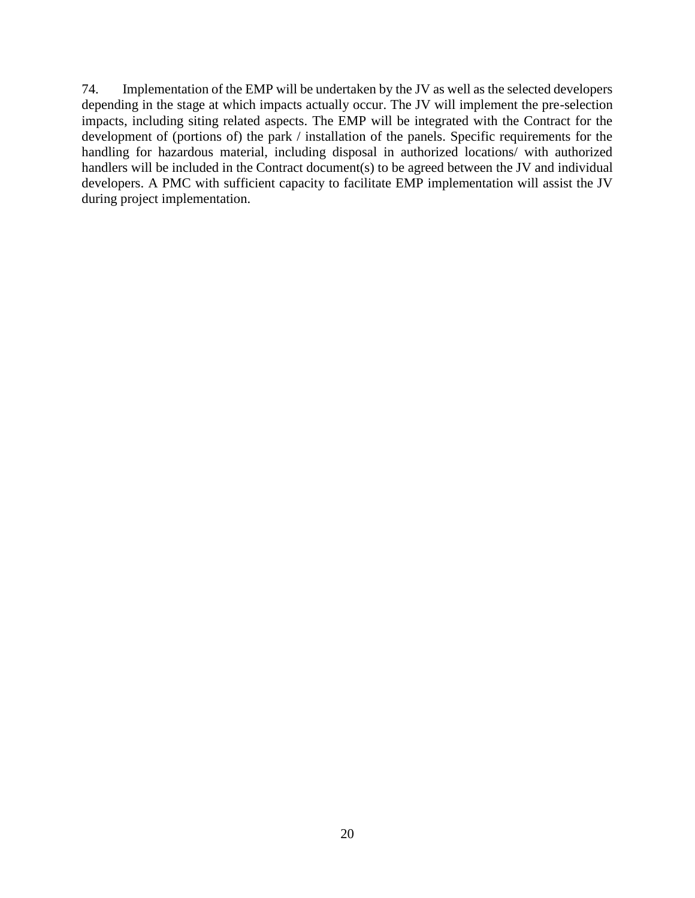74. Implementation of the EMP will be undertaken by the JV as well as the selected developers depending in the stage at which impacts actually occur. The JV will implement the pre-selection impacts, including siting related aspects. The EMP will be integrated with the Contract for the development of (portions of) the park / installation of the panels. Specific requirements for the handling for hazardous material, including disposal in authorized locations/ with authorized handlers will be included in the Contract document(s) to be agreed between the JV and individual developers. A PMC with sufficient capacity to facilitate EMP implementation will assist the JV during project implementation.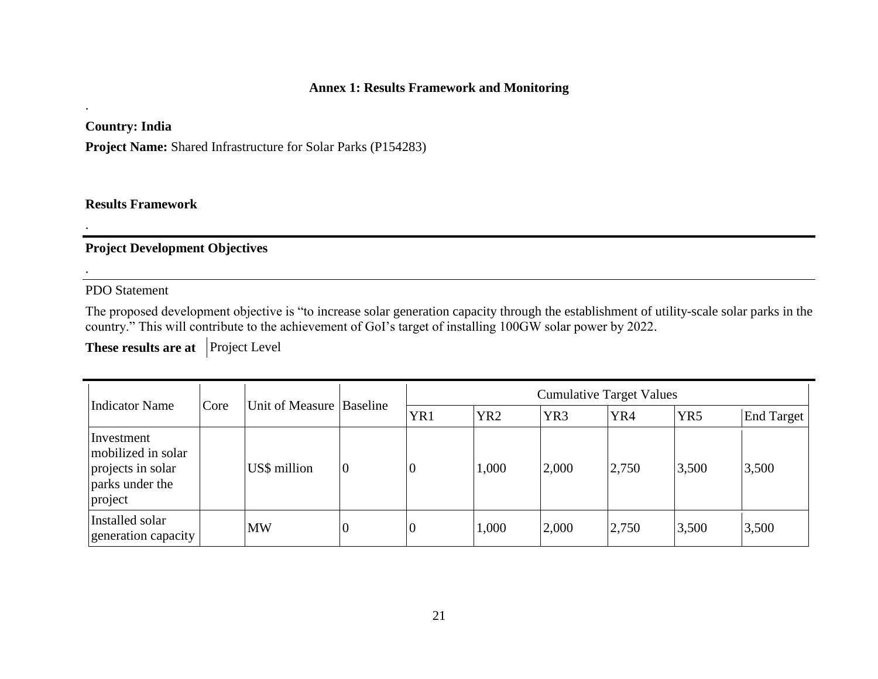**Annex 1: Results Framework and Monitoring**

.

**Country: India**

**Project Name:** Shared Infrastructure for Solar Parks (P154283)

**Results Framework**

.

**Project Development Objectives**

.

PDO Statement

The proposed development objective is "to increase solar generation capacity through the establishment of utility-scale solar parks in the country." This will contribute to the achievement of GoI's target of installing 100GW solar power by 2022.

**These results are at** Project Level

| Indicator Name | Core | Unit of Measure | Baseline | Cumulative Target Values | | | | | |
|---|---|---|---|---|---|---|---|---|---|
| | | | | YR1 | YR2 | YR3 | YR4 | YR5 | End Target |
| Investment mobilized in solar projects in solar parks under the project | | US$ million | 0 | 0 | 1,000 | 2,000 | 2,750 | 3,500 | 3,500 |
| Installed solar generation capacity | | MW | 0 | 0 | 1,000 | 2,000 | 2,750 | 3,500 | 3,500 |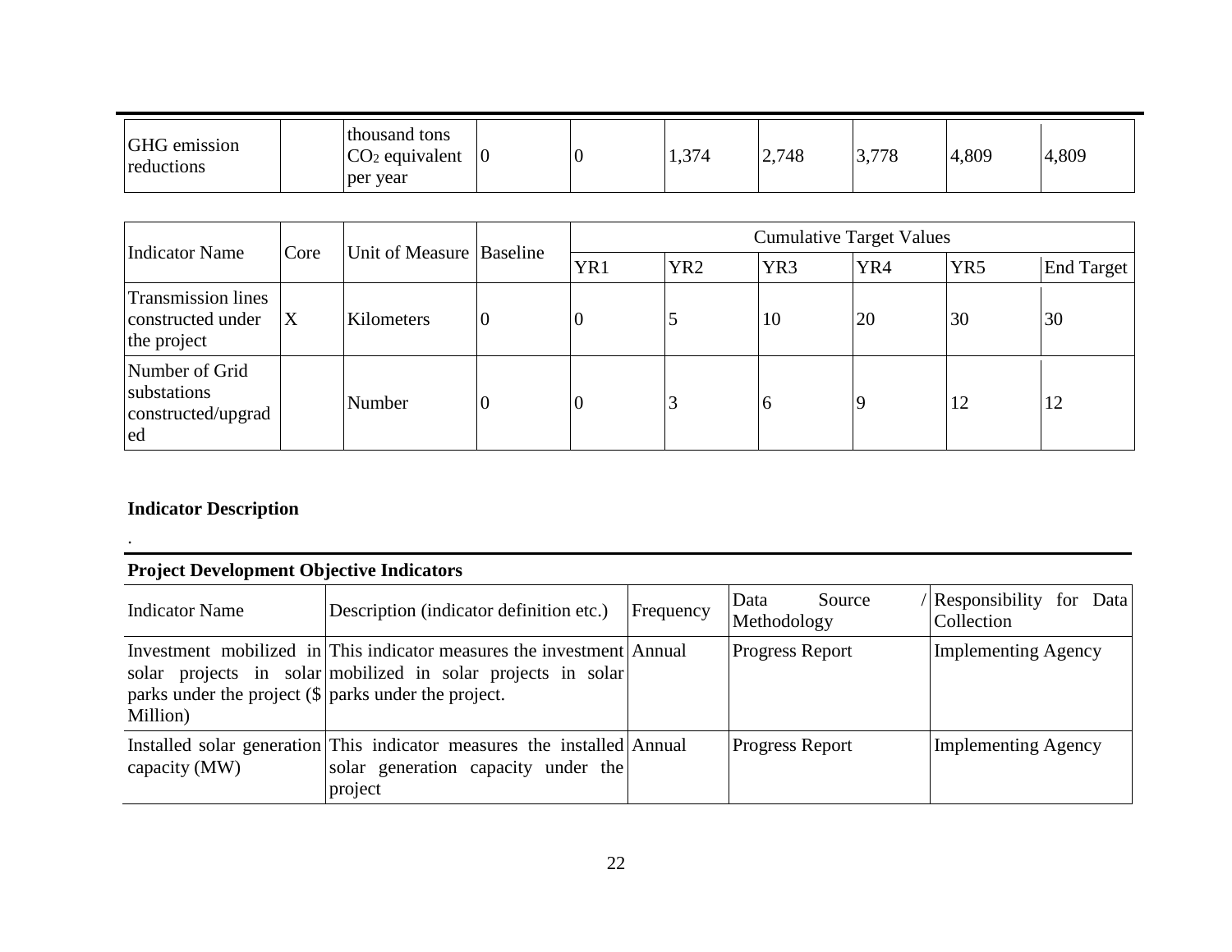| GHG emission reductions | | thousand tons $CO_2$ equivalent per year | 0 | 0 | 1,374 | 2,748 | 3,778 | 4,809 | 4,809 |
|---|---|---|---|---|---|---|---|---|---|

| Indicator Name | Core | Unit of Measure | Baseline | Cumulative Target Values | | | | | |
|---|---|---|---|---|---|---|---|---|---|
| | | | | YR1 | YR2 | YR3 | YR4 | YR5 | End Target |
| Transmission lines constructed under the project | X | Kilometers | 0 | 0 | 5 | 10 | 20 | 30 | 30 |
| Number of Grid substations constructed/upgraded | | Number | 0 | 0 | 3 | 6 | 9 | 12 | 12 |

**Indicator Description**

.

**Project Development Objective Indicators**

| Indicator Name | Description (indicator definition etc.) | Frequency | Data Source / Methodology | Responsibility for Data Collection |
|---|---|---|---|---|
| Investment mobilized in solar projects in solar parks under the project ($ Million) | This indicator measures the investment mobilized in solar projects in solar parks under the project. | Annual | Progress Report | Implementing Agency |
| Installed solar generation capacity (MW) | This indicator measures the installed solar generation capacity under the project | Annual | Progress Report | Implementing Agency |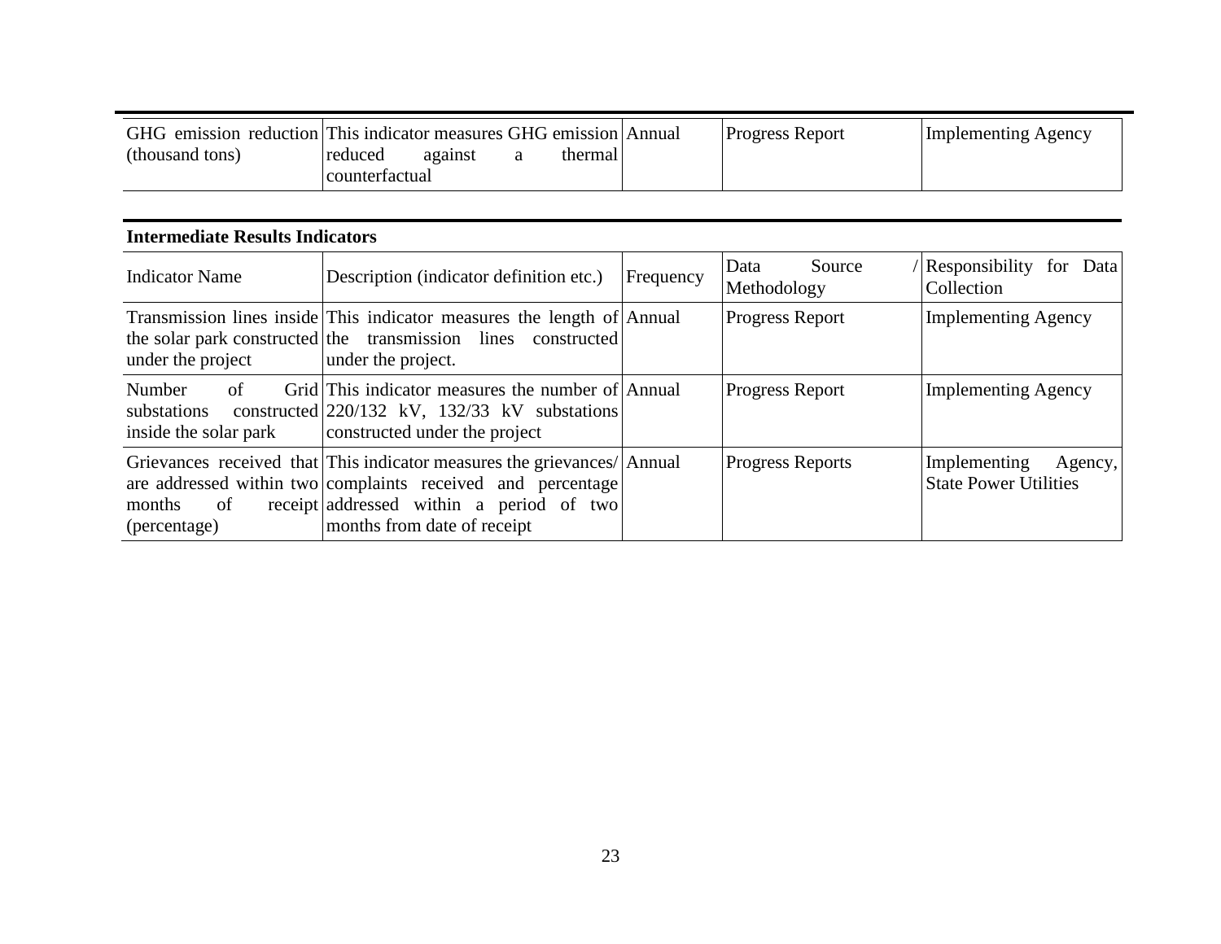| | | | | |
|---|---|---|---|---|
| GHG emission reduction (thousand tons) | This indicator measures GHG emission reduced against a thermal counterfactual | Annual | Progress Report | Implementing Agency |

**Intermediate Results Indicators**

| Indicator Name | Description (indicator definition etc.) | Frequency | Data Source / Methodology | Responsibility for Data Collection |
|---|---|---|---|---|
| Transmission lines inside the solar park constructed under the project | This indicator measures the length of the transmission lines constructed under the project. | Annual | Progress Report | Implementing Agency |
| Number of Grid substations constructed inside the solar park | This indicator measures the number of 220/132 kV, 132/33 kV substations constructed under the project | Annual | Progress Report | Implementing Agency |
| Grievances received that are addressed within two months of receipt (percentage) | This indicator measures the grievances/ complaints received and percentage addressed within a period of two months from date of receipt | Annual | Progress Reports | Implementing Agency, State Power Utilities |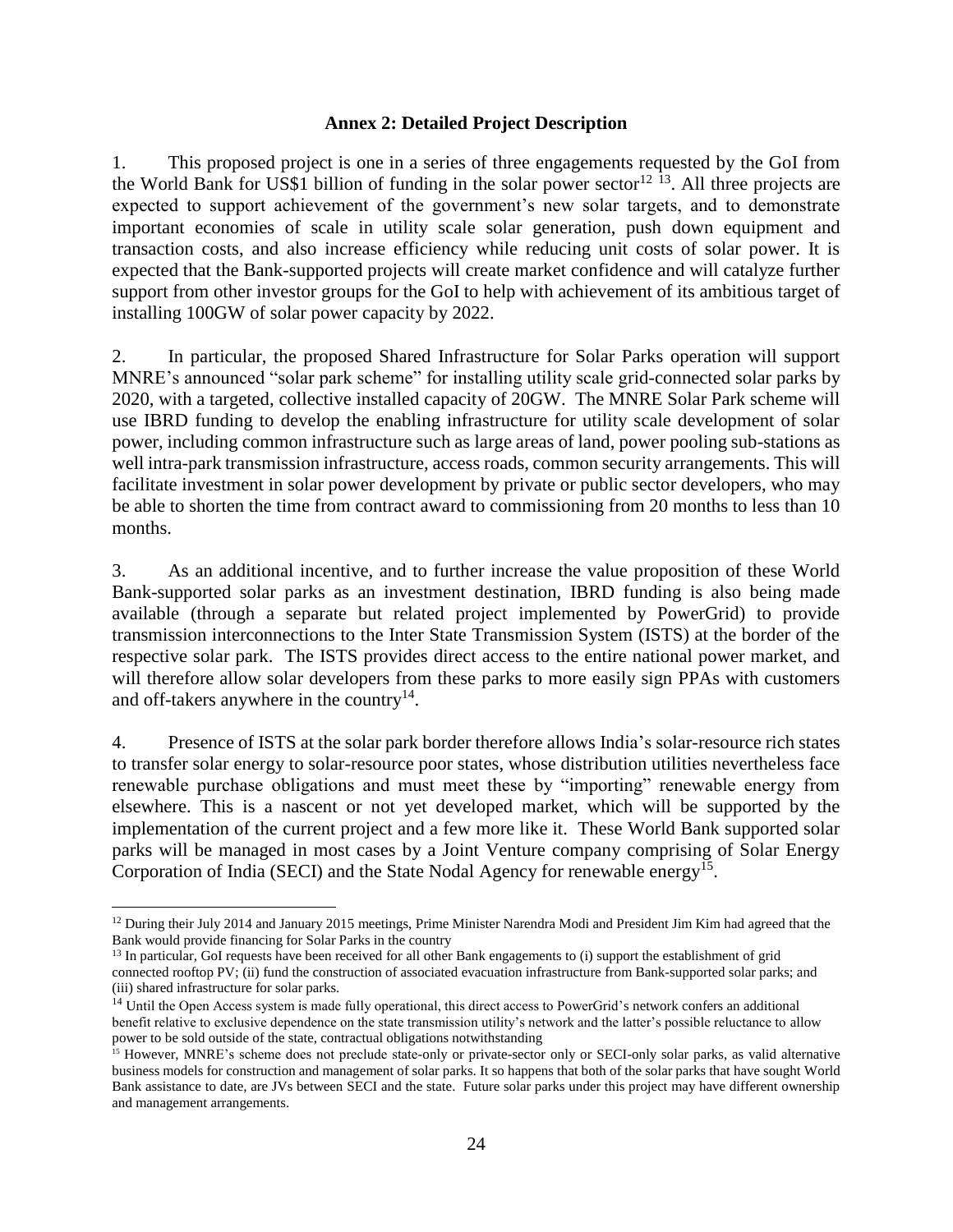## Annex 2: Detailed Project Description

1. This proposed project is one in a series of three engagements requested by the GoI from the World Bank for US$1 billion of funding in the solar power sector[12] [13]. All three projects are expected to support achievement of the government's new solar targets, and to demonstrate important economies of scale in utility scale solar generation, push down equipment and transaction costs, and also increase efficiency while reducing unit costs of solar power. It is expected that the Bank-supported projects will create market confidence and will catalyze further support from other investor groups for the GoI to help with achievement of its ambitious target of installing 100GW of solar power capacity by 2022.

2. In particular, the proposed Shared Infrastructure for Solar Parks operation will support MNRE's announced "solar park scheme" for installing utility scale grid-connected solar parks by 2020, with a targeted, collective installed capacity of 20GW. The MNRE Solar Park scheme will use IBRD funding to develop the enabling infrastructure for utility scale development of solar power, including common infrastructure such as large areas of land, power pooling sub-stations as well intra-park transmission infrastructure, access roads, common security arrangements. This will facilitate investment in solar power development by private or public sector developers, who may be able to shorten the time from contract award to commissioning from 20 months to less than 10 months.

3. As an additional incentive, and to further increase the value proposition of these World Bank-supported solar parks as an investment destination, IBRD funding is also being made available (through a separate but related project implemented by PowerGrid) to provide transmission interconnections to the Inter State Transmission System (ISTS) at the border of the respective solar park. The ISTS provides direct access to the entire national power market, and will therefore allow solar developers from these parks to more easily sign PPAs with customers and off-takers anywhere in the country[14].

4. Presence of ISTS at the solar park border therefore allows India's solar-resource rich states to transfer solar energy to solar-resource poor states, whose distribution utilities nevertheless face renewable purchase obligations and must meet these by "importing" renewable energy from elsewhere. This is a nascent or not yet developed market, which will be supported by the implementation of the current project and a few more like it. These World Bank supported solar parks will be managed in most cases by a Joint Venture company comprising of Solar Energy Corporation of India (SECI) and the State Nodal Agency for renewable energy[15].

---

[12] During their July 2014 and January 2015 meetings, Prime Minister Narendra Modi and President Jim Kim had agreed that the Bank would provide financing for Solar Parks in the country

[13] In particular, GoI requests have been received for all other Bank engagements to (i) support the establishment of grid connected rooftop PV; (ii) fund the construction of associated evacuation infrastructure from Bank-supported solar parks; and (iii) shared infrastructure for solar parks.

[14] Until the Open Access system is made fully operational, this direct access to PowerGrid's network confers an additional benefit relative to exclusive dependence on the state transmission utility's network and the latter's possible reluctance to allow power to be sold outside of the state, contractual obligations notwithstanding

[15] However, MNRE's scheme does not preclude state-only or private-sector only or SECI-only solar parks, as valid alternative business models for construction and management of solar parks. It so happens that both of the solar parks that have sought World Bank assistance to date, are JVs between SECI and the state. Future solar parks under this project may have different ownership and management arrangements.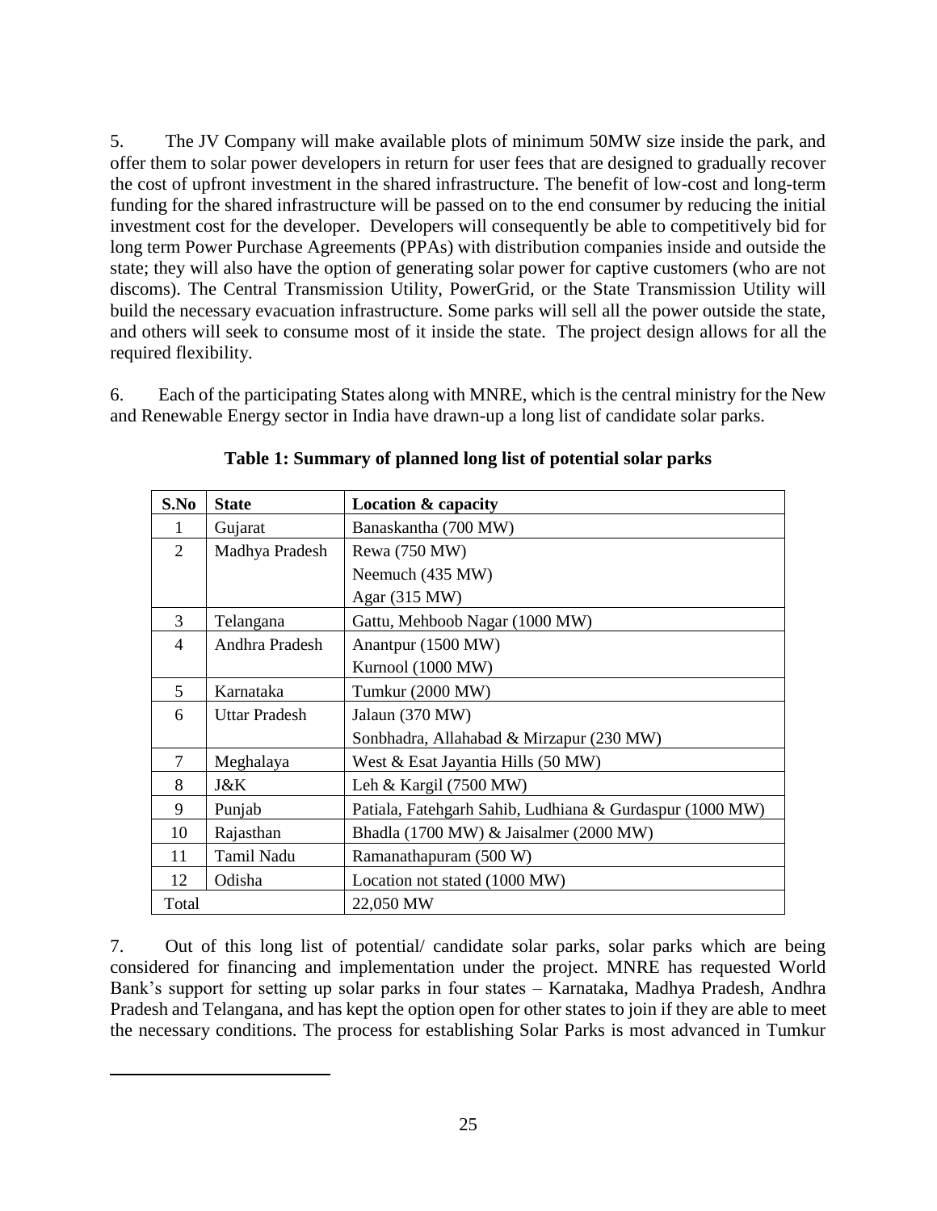5. The JV Company will make available plots of minimum 50MW size inside the park, and offer them to solar power developers in return for user fees that are designed to gradually recover the cost of upfront investment in the shared infrastructure. The benefit of low-cost and long-term funding for the shared infrastructure will be passed on to the end consumer by reducing the initial investment cost for the developer. Developers will consequently be able to competitively bid for long term Power Purchase Agreements (PPAs) with distribution companies inside and outside the state; they will also have the option of generating solar power for captive customers (who are not discoms). The Central Transmission Utility, PowerGrid, or the State Transmission Utility will build the necessary evacuation infrastructure. Some parks will sell all the power outside the state, and others will seek to consume most of it inside the state. The project design allows for all the required flexibility.

6. Each of the participating States along with MNRE, which is the central ministry for the New and Renewable Energy sector in India have drawn-up a long list of candidate solar parks.

**Table 1: Summary of planned long list of potential solar parks**

| S.No | State | Location & capacity |
|---|---|---|
| 1 | Gujarat | Banaskantha (700 MW) |
| 2 | Madhya Pradesh | Rewa (750 MW) |
| | | Neemuch (435 MW) |
| | | Agar (315 MW) |
| 3 | Telangana | Gattu, Mehboob Nagar (1000 MW) |
| 4 | Andhra Pradesh | Anantpur (1500 MW) |
| | | Kurnool (1000 MW) |
| 5 | Karnataka | Tumkur (2000 MW) |
| 6 | Uttar Pradesh | Jalaun (370 MW) |
| | | Sonbhadra, Allahabad & Mirzapur (230 MW) |
| 7 | Meghalaya | West & Esat Jayantia Hills (50 MW) |
| 8 | J&K | Leh & Kargil (7500 MW) |
| 9 | Punjab | Patiala, Fatehgarh Sahib, Ludhiana & Gurdaspur (1000 MW) |
| 10 | Rajasthan | Bhadla (1700 MW) & Jaisalmer (2000 MW) |
| 11 | Tamil Nadu | Ramanathapuram (500 W) |
| 12 | Odisha | Location not stated (1000 MW) |
| Total | | 22,050 MW |

7. Out of this long list of potential/ candidate solar parks, solar parks which are being considered for financing and implementation under the project. MNRE has requested World Bank's support for setting up solar parks in four states – Karnataka, Madhya Pradesh, Andhra Pradesh and Telangana, and has kept the option open for other states to join if they are able to meet the necessary conditions. The process for establishing Solar Parks is most advanced in Tumkur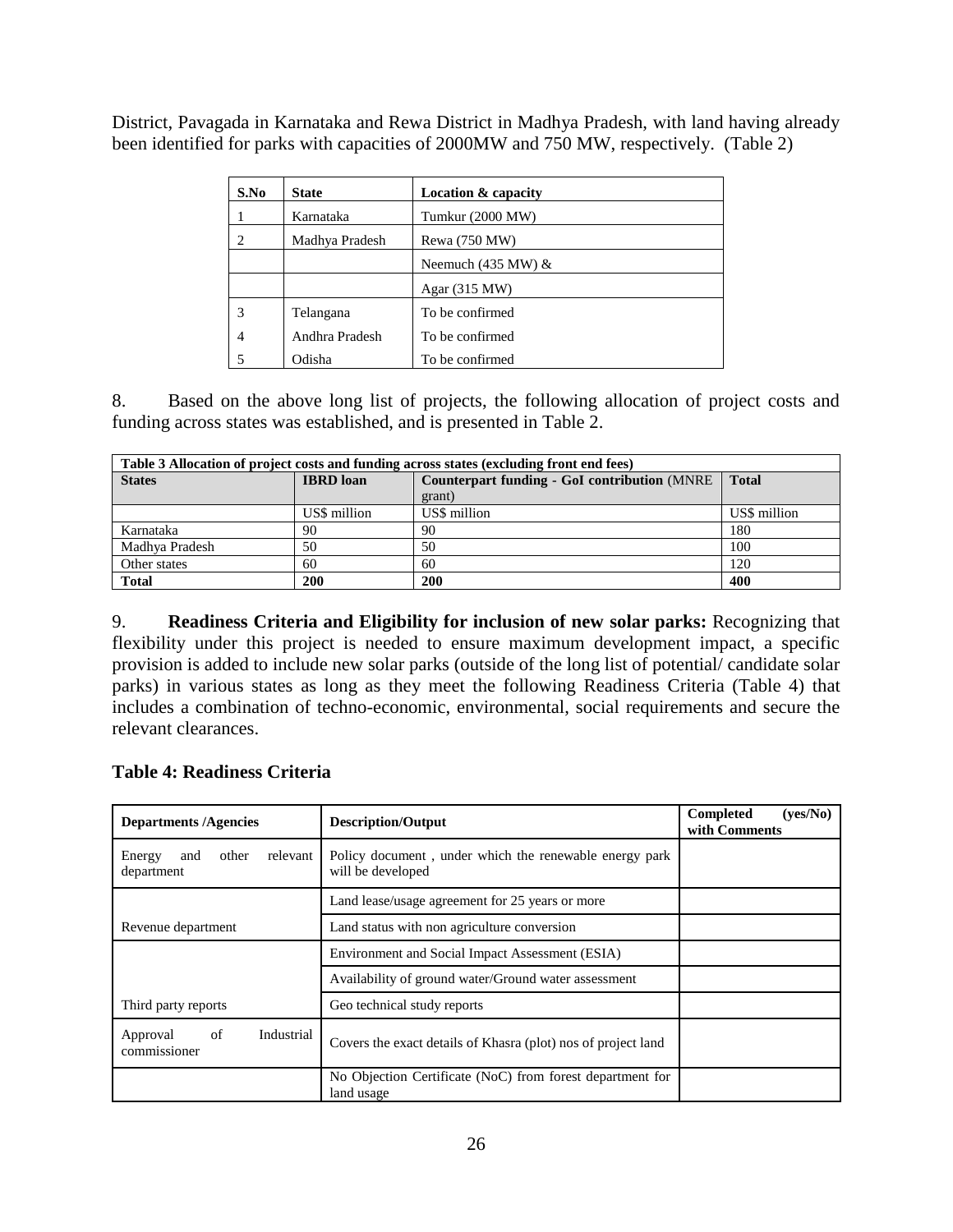District, Pavagada in Karnataka and Rewa District in Madhya Pradesh, with land having already been identified for parks with capacities of 2000MW and 750 MW, respectively. (Table 2)

| S.No | State | Location & capacity |
|---|---|---|
| 1 | Karnataka | Tumkur (2000 MW) |
| 2 | Madhya Pradesh | Rewa (750 MW) |
| | | Neemuch (435 MW) & |
| | | Agar (315 MW) |
| 3 | Telangana | To be confirmed |
| 4 | Andhra Pradesh | To be confirmed |
| 5 | Odisha | To be confirmed |

8. Based on the above long list of projects, the following allocation of project costs and funding across states was established, and is presented in Table 2.

| Table 3 Allocation of project costs and funding across states (excluding front end fees) | | | |
|---|---|---|---|
| **States** | **IBRD loan** | **Counterpart funding - GoI contribution** (MNRE grant) | **Total** |
| | US$ million | US$ million | US$ million |
| Karnataka | 90 | 90 | 180 |
| Madhya Pradesh | 50 | 50 | 100 |
| Other states | 60 | 60 | 120 |
| **Total** | **200** | **200** | **400** |

9. **Readiness Criteria and Eligibility for inclusion of new solar parks:** Recognizing that flexibility under this project is needed to ensure maximum development impact, a specific provision is added to include new solar parks (outside of the long list of potential/ candidate solar parks) in various states as long as they meet the following Readiness Criteria (Table 4) that includes a combination of techno-economic, environmental, social requirements and secure the relevant clearances.

### Table 4: Readiness Criteria

| Departments /Agencies | Description/Output | Completed (yes/No) with Comments |
|---|---|---|
| Energy and other relevant department | Policy document , under which the renewable energy park will be developed | |
| | Land lease/usage agreement for 25 years or more | |
| Revenue department | Land status with non agriculture conversion | |
| | Environment and Social Impact Assessment (ESIA) | |
| | Availability of ground water/Ground water assessment | |
| Third party reports | Geo technical study reports | |
| Approval of Industrial commissioner | Covers the exact details of Khasra (plot) nos of project land | |
| | No Objection Certificate (NoC) from forest department for land usage | |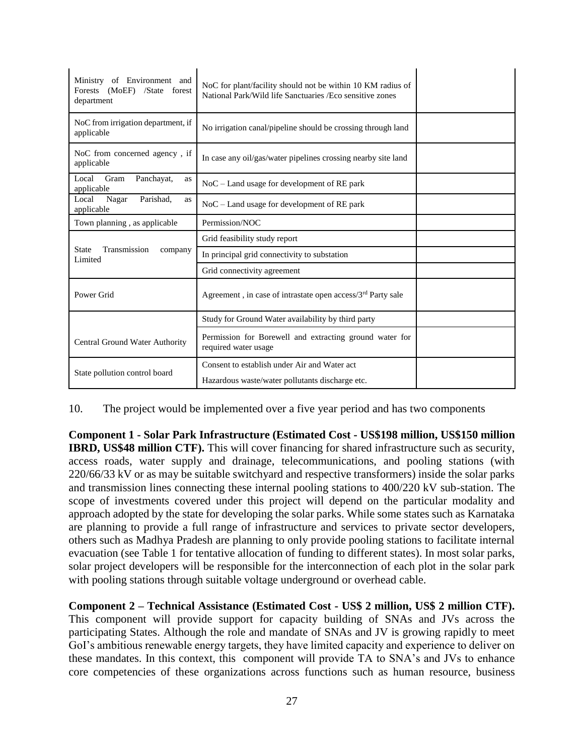| | | |
|---|---|---|
| Ministry of Environment and Forests (MoEF) /State forest department | NoC for plant/facility should not be within 10 KM radius of National Park/Wild life Sanctuaries /Eco sensitive zones | |
| NoC from irrigation department, if applicable | No irrigation canal/pipeline should be crossing through land | |
| NoC from concerned agency , if applicable | In case any oil/gas/water pipelines crossing nearby site land | |
| Local Gram Panchayat, as applicable | NoC – Land usage for development of RE park | |
| Local Nagar Parishad, as applicable | NoC – Land usage for development of RE park | |
| Town planning , as applicable | Permission/NOC | |
| State Transmission company Limited | Grid feasibility study report | |
| | In principal grid connectivity to substation | |
| | Grid connectivity agreement | |
| Power Grid | Agreement , in case of intrastate open access/3rd Party sale | |
| Central Ground Water Authority | Study for Ground Water availability by third party | |
| | Permission for Borewell and extracting ground water for required water usage | |
| State pollution control board | Consent to establish under Air and Water act<br>Hazardous waste/water pollutants discharge etc. | |

10. The project would be implemented over a five year period and has two components

**Component 1 - Solar Park Infrastructure (Estimated Cost - US$198 million, US$150 million IBRD, US$48 million CTF).** This will cover financing for shared infrastructure such as security, access roads, water supply and drainage, telecommunications, and pooling stations (with 220/66/33 kV or as may be suitable switchyard and respective transformers) inside the solar parks and transmission lines connecting these internal pooling stations to 400/220 kV sub-station. The scope of investments covered under this project will depend on the particular modality and approach adopted by the state for developing the solar parks. While some states such as Karnataka are planning to provide a full range of infrastructure and services to private sector developers, others such as Madhya Pradesh are planning to only provide pooling stations to facilitate internal evacuation (see Table 1 for tentative allocation of funding to different states). In most solar parks, solar project developers will be responsible for the interconnection of each plot in the solar park with pooling stations through suitable voltage underground or overhead cable.

**Component 2 – Technical Assistance (Estimated Cost - US$ 2 million, US$ 2 million CTF).** This component will provide support for capacity building of SNAs and JVs across the participating States. Although the role and mandate of SNAs and JV is growing rapidly to meet GoI's ambitious renewable energy targets, they have limited capacity and experience to deliver on these mandates. In this context, this component will provide TA to SNA's and JVs to enhance core competencies of these organizations across functions such as human resource, business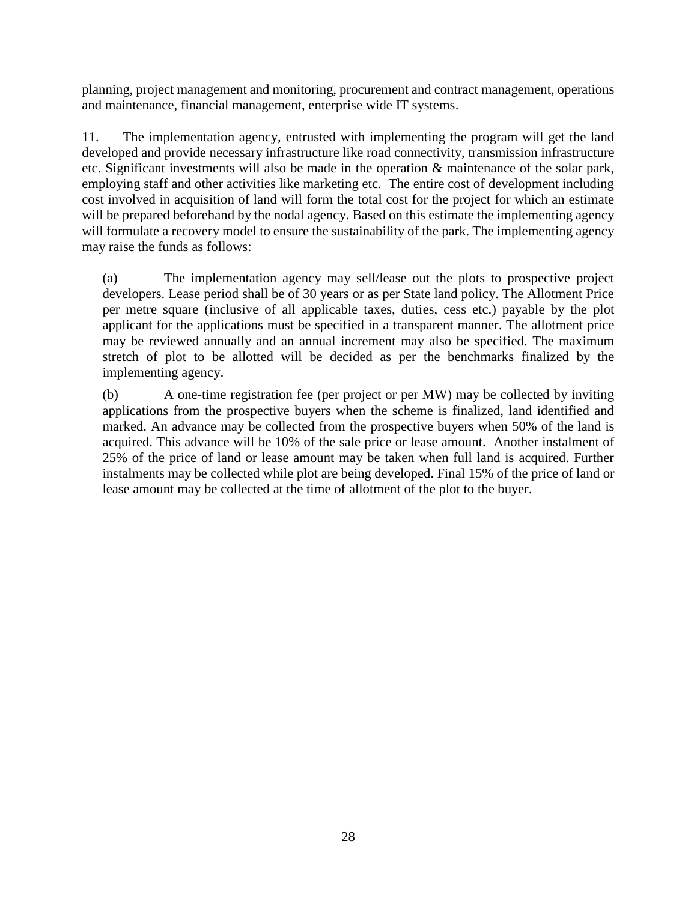planning, project management and monitoring, procurement and contract management, operations and maintenance, financial management, enterprise wide IT systems.

11. The implementation agency, entrusted with implementing the program will get the land developed and provide necessary infrastructure like road connectivity, transmission infrastructure etc. Significant investments will also be made in the operation & maintenance of the solar park, employing staff and other activities like marketing etc. The entire cost of development including cost involved in acquisition of land will form the total cost for the project for which an estimate will be prepared beforehand by the nodal agency. Based on this estimate the implementing agency will formulate a recovery model to ensure the sustainability of the park. The implementing agency may raise the funds as follows:

(a) The implementation agency may sell/lease out the plots to prospective project developers. Lease period shall be of 30 years or as per State land policy. The Allotment Price per metre square (inclusive of all applicable taxes, duties, cess etc.) payable by the plot applicant for the applications must be specified in a transparent manner. The allotment price may be reviewed annually and an annual increment may also be specified. The maximum stretch of plot to be allotted will be decided as per the benchmarks finalized by the implementing agency.

(b) A one-time registration fee (per project or per MW) may be collected by inviting applications from the prospective buyers when the scheme is finalized, land identified and marked. An advance may be collected from the prospective buyers when 50% of the land is acquired. This advance will be 10% of the sale price or lease amount. Another instalment of 25% of the price of land or lease amount may be taken when full land is acquired. Further instalments may be collected while plot are being developed. Final 15% of the price of land or lease amount may be collected at the time of allotment of the plot to the buyer.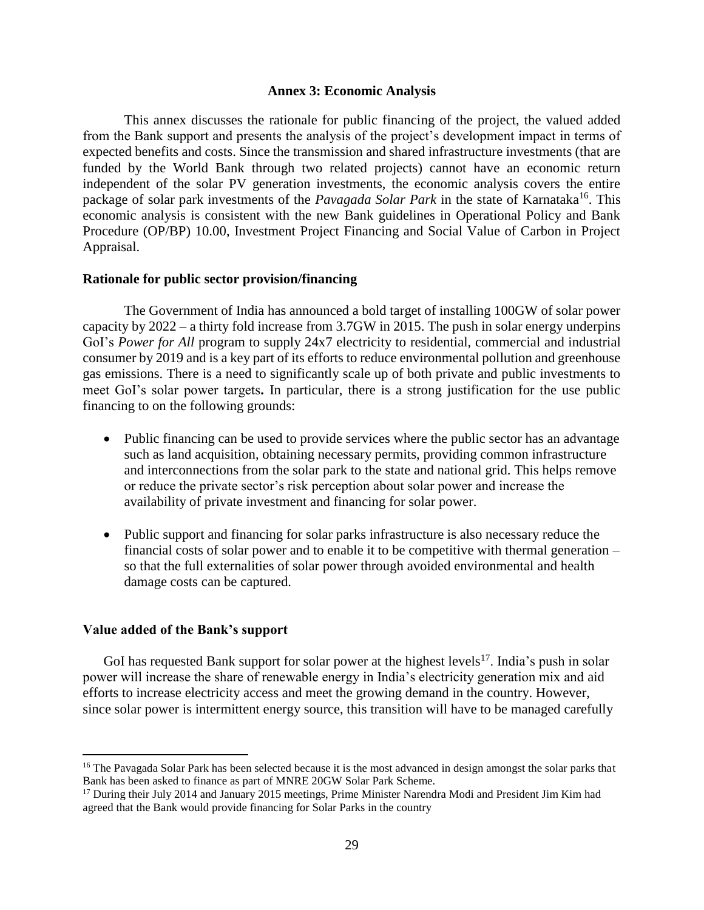## Annex 3: Economic Analysis

This annex discusses the rationale for public financing of the project, the valued added from the Bank support and presents the analysis of the project's development impact in terms of expected benefits and costs. Since the transmission and shared infrastructure investments (that are funded by the World Bank through two related projects) cannot have an economic return independent of the solar PV generation investments, the economic analysis covers the entire package of solar park investments of the *Pavagada Solar Park* in the state of Karnataka[16]. This economic analysis is consistent with the new Bank guidelines in Operational Policy and Bank Procedure (OP/BP) 10.00, Investment Project Financing and Social Value of Carbon in Project Appraisal.

### Rationale for public sector provision/financing

The Government of India has announced a bold target of installing 100GW of solar power capacity by 2022 – a thirty fold increase from 3.7GW in 2015. The push in solar energy underpins GoI's *Power for All* program to supply 24x7 electricity to residential, commercial and industrial consumer by 2019 and is a key part of its efforts to reduce environmental pollution and greenhouse gas emissions. There is a need to significantly scale up of both private and public investments to meet GoI's solar power targets**.** In particular, there is a strong justification for the use public financing to on the following grounds:

- Public financing can be used to provide services where the public sector has an advantage such as land acquisition, obtaining necessary permits, providing common infrastructure and interconnections from the solar park to the state and national grid. This helps remove or reduce the private sector's risk perception about solar power and increase the availability of private investment and financing for solar power.
- Public support and financing for solar parks infrastructure is also necessary reduce the financial costs of solar power and to enable it to be competitive with thermal generation – so that the full externalities of solar power through avoided environmental and health damage costs can be captured.

### Value added of the Bank's support

GoI has requested Bank support for solar power at the highest levels[17]. India's push in solar power will increase the share of renewable energy in India's electricity generation mix and aid efforts to increase electricity access and meet the growing demand in the country. However, since solar power is intermittent energy source, this transition will have to be managed carefully

---

[16] The Pavagada Solar Park has been selected because it is the most advanced in design amongst the solar parks that Bank has been asked to finance as part of MNRE 20GW Solar Park Scheme.

[17] During their July 2014 and January 2015 meetings, Prime Minister Narendra Modi and President Jim Kim had agreed that the Bank would provide financing for Solar Parks in the country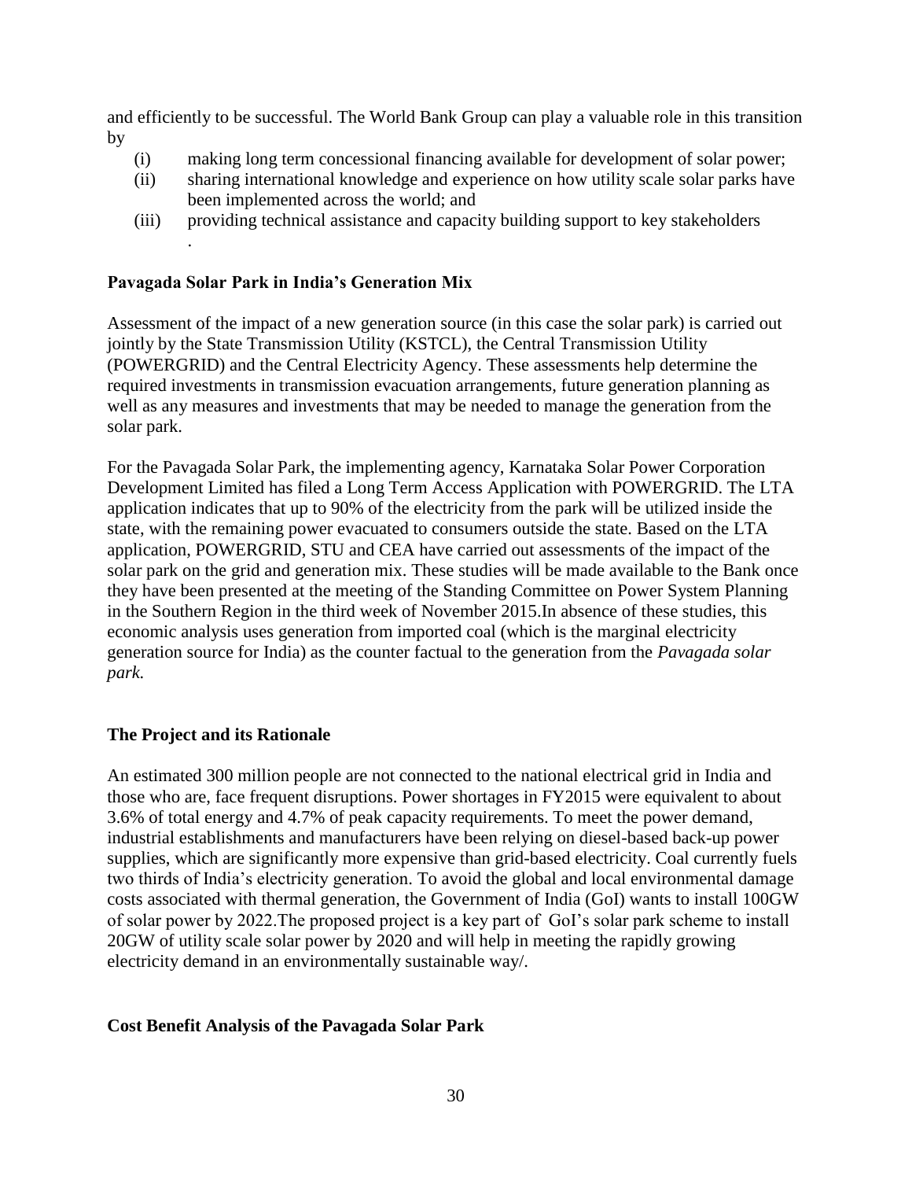and efficiently to be successful. The World Bank Group can play a valuable role in this transition by

(i) making long term concessional financing available for development of solar power;
(ii) sharing international knowledge and experience on how utility scale solar parks have been implemented across the world; and
(iii) providing technical assistance and capacity building support to key stakeholders .

**Pavagada Solar Park in India's Generation Mix**

Assessment of the impact of a new generation source (in this case the solar park) is carried out jointly by the State Transmission Utility (KSTCL), the Central Transmission Utility (POWERGRID) and the Central Electricity Agency. These assessments help determine the required investments in transmission evacuation arrangements, future generation planning as well as any measures and investments that may be needed to manage the generation from the solar park.

For the Pavagada Solar Park, the implementing agency, Karnataka Solar Power Corporation Development Limited has filed a Long Term Access Application with POWERGRID. The LTA application indicates that up to 90% of the electricity from the park will be utilized inside the state, with the remaining power evacuated to consumers outside the state. Based on the LTA application, POWERGRID, STU and CEA have carried out assessments of the impact of the solar park on the grid and generation mix. These studies will be made available to the Bank once they have been presented at the meeting of the Standing Committee on Power System Planning in the Southern Region in the third week of November 2015.In absence of these studies, this economic analysis uses generation from imported coal (which is the marginal electricity generation source for India) as the counter factual to the generation from the *Pavagada solar park.*

**The Project and its Rationale**

An estimated 300 million people are not connected to the national electrical grid in India and those who are, face frequent disruptions. Power shortages in FY2015 were equivalent to about 3.6% of total energy and 4.7% of peak capacity requirements. To meet the power demand, industrial establishments and manufacturers have been relying on diesel-based back-up power supplies, which are significantly more expensive than grid-based electricity. Coal currently fuels two thirds of India's electricity generation. To avoid the global and local environmental damage costs associated with thermal generation, the Government of India (GoI) wants to install 100GW of solar power by 2022.The proposed project is a key part of GoI's solar park scheme to install 20GW of utility scale solar power by 2020 and will help in meeting the rapidly growing electricity demand in an environmentally sustainable way/.

**Cost Benefit Analysis of the Pavagada Solar Park**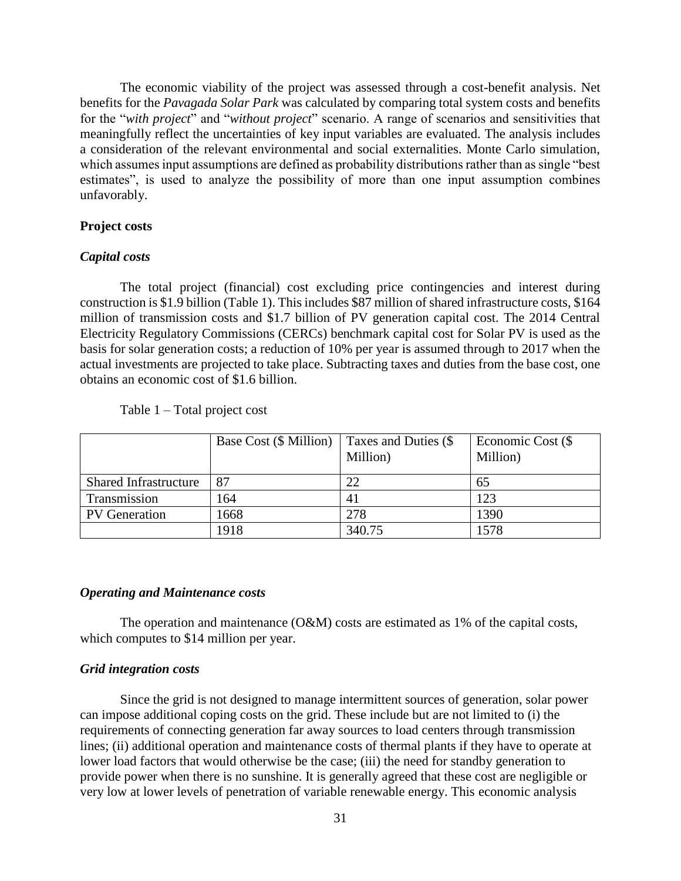The economic viability of the project was assessed through a cost-benefit analysis. Net benefits for the *Pavagada Solar Park* was calculated by comparing total system costs and benefits for the "*with project*" and "*without project*" scenario. A range of scenarios and sensitivities that meaningfully reflect the uncertainties of key input variables are evaluated. The analysis includes a consideration of the relevant environmental and social externalities. Monte Carlo simulation, which assumes input assumptions are defined as probability distributions rather than as single "best estimates", is used to analyze the possibility of more than one input assumption combines unfavorably.

**Project costs**

***Capital costs***

The total project (financial) cost excluding price contingencies and interest during construction is $1.9 billion (Table 1). This includes $87 million of shared infrastructure costs, $164 million of transmission costs and $1.7 billion of PV generation capital cost. The 2014 Central Electricity Regulatory Commissions (CERCs) benchmark capital cost for Solar PV is used as the basis for solar generation costs; a reduction of 10% per year is assumed through to 2017 when the actual investments are projected to take place. Subtracting taxes and duties from the base cost, one obtains an economic cost of $1.6 billion.

Table 1 – Total project cost

| | Base Cost ($ Million) | Taxes and Duties ($ Million) | Economic Cost ($ Million) |
|---|---|---|---|
| Shared Infrastructure | 87 | 22 | 65 |
| Transmission | 164 | 41 | 123 |
| PV Generation | 1668 | 278 | 1390 |
| | 1918 | 340.75 | 1578 |

***Operating and Maintenance costs***

The operation and maintenance (O&M) costs are estimated as 1% of the capital costs, which computes to $14 million per year.

***Grid integration costs***

Since the grid is not designed to manage intermittent sources of generation, solar power can impose additional coping costs on the grid. These include but are not limited to (i) the requirements of connecting generation far away sources to load centers through transmission lines; (ii) additional operation and maintenance costs of thermal plants if they have to operate at lower load factors that would otherwise be the case; (iii) the need for standby generation to provide power when there is no sunshine. It is generally agreed that these cost are negligible or very low at lower levels of penetration of variable renewable energy. This economic analysis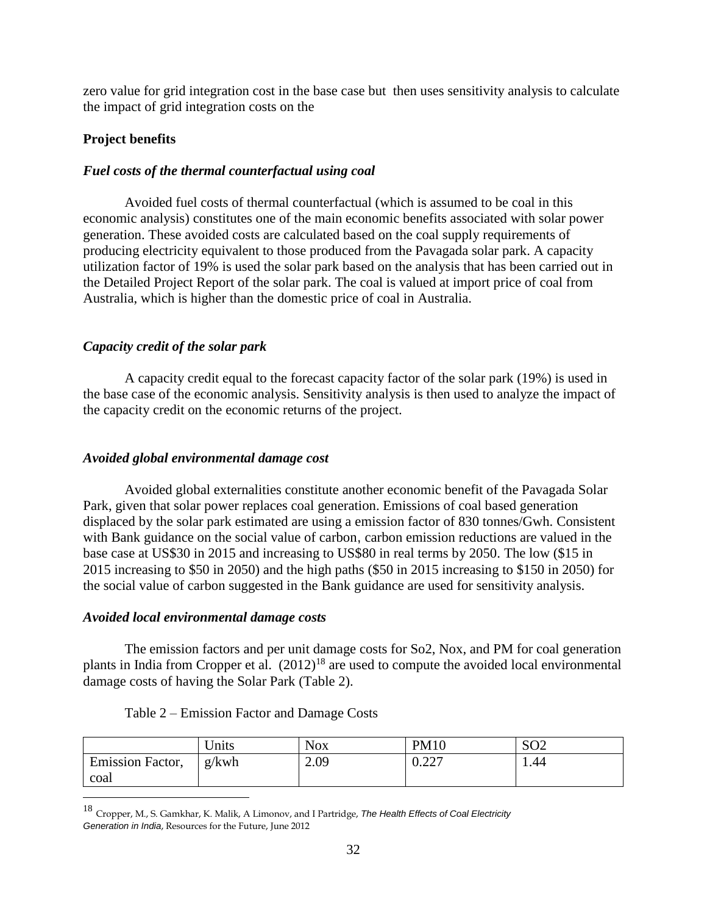zero value for grid integration cost in the base case but then uses sensitivity analysis to calculate the impact of grid integration costs on the

**Project benefits**

***Fuel costs of the thermal counterfactual using coal***

Avoided fuel costs of thermal counterfactual (which is assumed to be coal in this economic analysis) constitutes one of the main economic benefits associated with solar power generation. These avoided costs are calculated based on the coal supply requirements of producing electricity equivalent to those produced from the Pavagada solar park. A capacity utilization factor of 19% is used the solar park based on the analysis that has been carried out in the Detailed Project Report of the solar park. The coal is valued at import price of coal from Australia, which is higher than the domestic price of coal in Australia.

***Capacity credit of the solar park***

A capacity credit equal to the forecast capacity factor of the solar park (19%) is used in the base case of the economic analysis. Sensitivity analysis is then used to analyze the impact of the capacity credit on the economic returns of the project.

***Avoided global environmental damage cost***

Avoided global externalities constitute another economic benefit of the Pavagada Solar Park, given that solar power replaces coal generation. Emissions of coal based generation displaced by the solar park estimated are using a emission factor of 830 tonnes/Gwh. Consistent with Bank guidance on the social value of carbon, carbon emission reductions are valued in the base case at US$30 in 2015 and increasing to US$80 in real terms by 2050. The low ($15 in 2015 increasing to $50 in 2050) and the high paths ($50 in 2015 increasing to $150 in 2050) for the social value of carbon suggested in the Bank guidance are used for sensitivity analysis.

***Avoided local environmental damage costs***

The emission factors and per unit damage costs for So2, Nox, and PM for coal generation plants in India from Cropper et al. (2012)[18] are used to compute the avoided local environmental damage costs of having the Solar Park (Table 2).

Table 2 – Emission Factor and Damage Costs

| | Units | Nox | PM10 | SO2 |
|---|---|---|---|---|
| Emission Factor, coal | g/kwh | 2.09 | 0.227 | 1.44 |

[18] Cropper, M., S. Gamkhar, K. Malik, A Limonov, and I Partridge, *The Health Effects of Coal Electricity Generation in India*, Resources for the Future, June 2012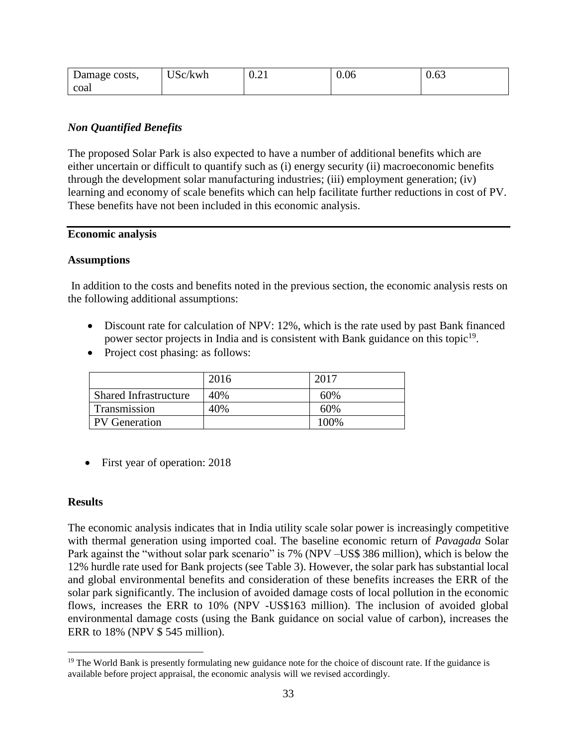| Damage costs, coal | USc/kwh | 0.21 | 0.06 | 0.63 |
|---|---|---|---|---|

### *Non Quantified Benefits*

The proposed Solar Park is also expected to have a number of additional benefits which are either uncertain or difficult to quantify such as (i) energy security (ii) macroeconomic benefits through the development solar manufacturing industries; (iii) employment generation; (iv) learning and economy of scale benefits which can help facilitate further reductions in cost of PV. These benefits have not been included in this economic analysis.

## **Economic analysis**

### **Assumptions**

In addition to the costs and benefits noted in the previous section, the economic analysis rests on the following additional assumptions:

- Discount rate for calculation of NPV: 12%, which is the rate used by past Bank financed power sector projects in India and is consistent with Bank guidance on this topic[19].
- Project cost phasing: as follows:

| | 2016 | 2017 |
|---|---|---|
| Shared Infrastructure | 40% | 60% |
| Transmission | 40% | 60% |
| PV Generation | | 100% |

- First year of operation: 2018

### **Results**

The economic analysis indicates that in India utility scale solar power is increasingly competitive with thermal generation using imported coal. The baseline economic return of *Pavagada* Solar Park against the "without solar park scenario" is 7% (NPV –US$ 386 million), which is below the 12% hurdle rate used for Bank projects (see Table 3). However, the solar park has substantial local and global environmental benefits and consideration of these benefits increases the ERR of the solar park significantly. The inclusion of avoided damage costs of local pollution in the economic flows, increases the ERR to 10% (NPV -US$163 million). The inclusion of avoided global environmental damage costs (using the Bank guidance on social value of carbon), increases the ERR to 18% (NPV $ 545 million).

[19] The World Bank is presently formulating new guidance note for the choice of discount rate. If the guidance is available before project appraisal, the economic analysis will we revised accordingly.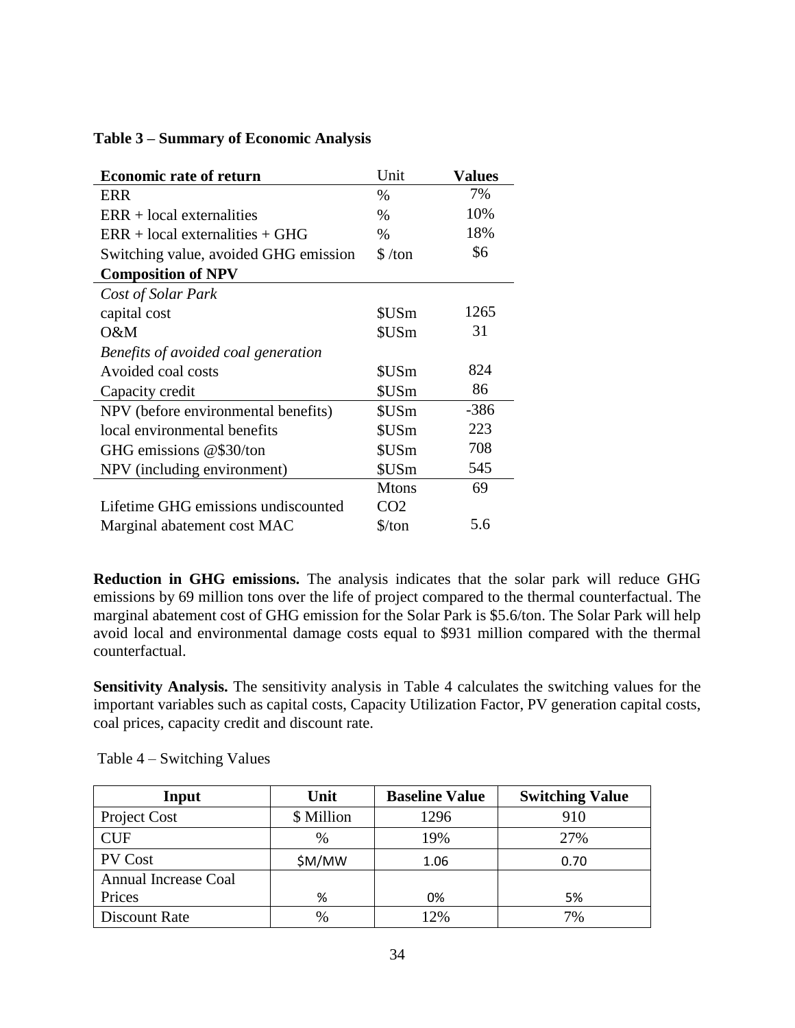**Table 3 – Summary of Economic Analysis**

| Economic rate of return | Unit | Values |
|---|---|---|
| ERR | % | 7% |
| ERR + local externalities | % | 10% |
| ERR + local externalities + GHG | % | 18% |
| Switching value, avoided GHG emission | $ /ton | $6 |
| **Composition of NPV** | | |
| *Cost of Solar Park* | | |
| capital cost | $USm | 1265 |
| O&M | $USm | 31 |
| *Benefits of avoided coal generation* | | |
| Avoided coal costs | $USm | 824 |
| Capacity credit | $USm | 86 |
| NPV (before environmental benefits) | $USm | -386 |
| local environmental benefits | $USm | 223 |
| GHG emissions @$30/ton | $USm | 708 |
| NPV (including environment) | $USm | 545 |
| Lifetime GHG emissions undiscounted | Mtons $CO_2$ | 69 |
| Marginal abatement cost MAC | $/ton | 5.6 |

**Reduction in GHG emissions.** The analysis indicates that the solar park will reduce GHG emissions by 69 million tons over the life of project compared to the thermal counterfactual. The marginal abatement cost of GHG emission for the Solar Park is $5.6/ton. The Solar Park will help avoid local and environmental damage costs equal to $931 million compared with the thermal counterfactual.

**Sensitivity Analysis.** The sensitivity analysis in Table 4 calculates the switching values for the important variables such as capital costs, Capacity Utilization Factor, PV generation capital costs, coal prices, capacity credit and discount rate.

Table 4 – Switching Values

| Input | Unit | Baseline Value | Switching Value |
|---|---|---|---|
| Project Cost | $ Million | 1296 | 910 |
| CUF | % | 19% | 27% |
| PV Cost | $M/MW | 1.06 | 0.70 |
| Annual Increase Coal Prices | % | 0% | 5% |
| Discount Rate | % | 12% | 7% |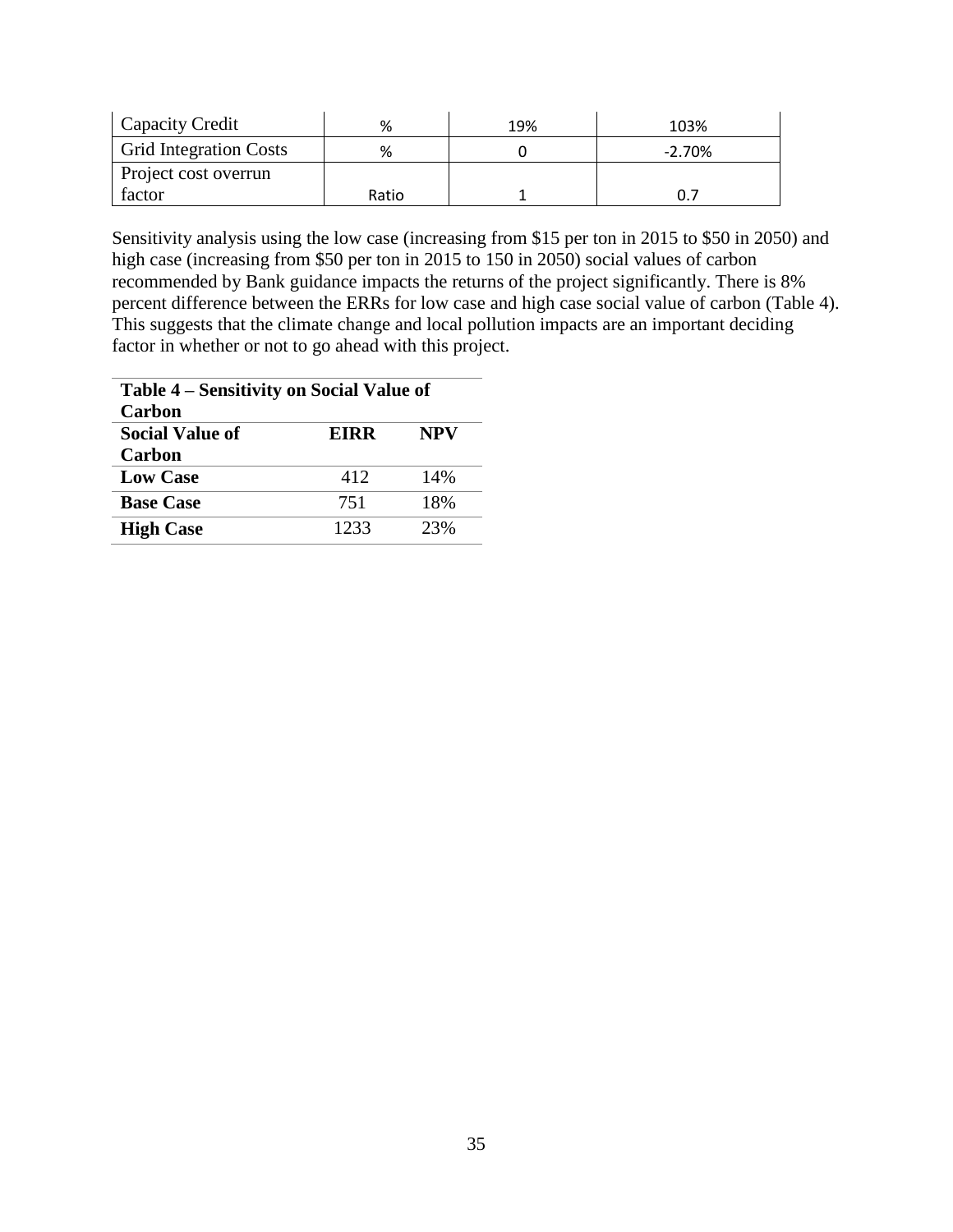| Capacity Credit | % | 19% | 103% |
|---|---|---|---|
| Grid Integration Costs | % | 0 | -2.70% |
| Project cost overrun factor | Ratio | 1 | 0.7 |

Sensitivity analysis using the low case (increasing from $15 per ton in 2015 to $50 in 2050) and high case (increasing from $50 per ton in 2015 to 150 in 2050) social values of carbon recommended by Bank guidance impacts the returns of the project significantly. There is 8% percent difference between the ERRs for low case and high case social value of carbon (Table 4). This suggests that the climate change and local pollution impacts are an important deciding factor in whether or not to go ahead with this project.

**Table 4 – Sensitivity on Social Value of Carbon**

| Social Value of Carbon | EIRR | NPV |
|---|---|---|
| **Low Case** | 412 | 14% |
| **Base Case** | 751 | 18% |
| **High Case** | 1233 | 23% |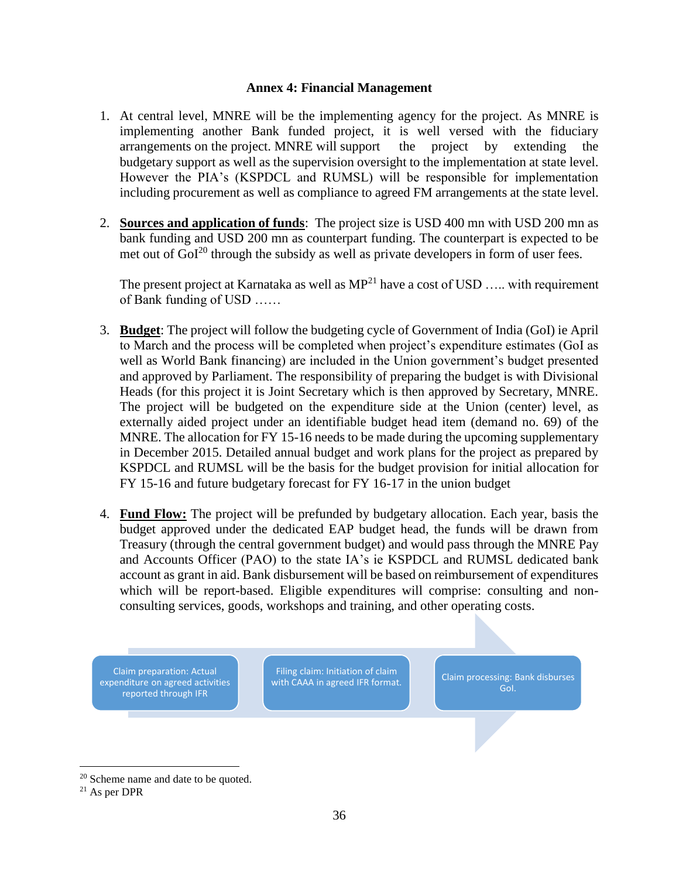# Annex 4: Financial Management

1. At central level, MNRE will be the implementing agency for the project. As MNRE is implementing another Bank funded project, it is well versed with the fiduciary arrangements on the project. MNRE will support the project by extending the budgetary support as well as the supervision oversight to the implementation at state level. However the PIA's (KSPDCL and RUMSL) will be responsible for implementation including procurement as well as compliance to agreed FM arrangements at the state level.

2. **Sources and application of funds**: The project size is USD 400 mn with USD 200 mn as bank funding and USD 200 mn as counterpart funding. The counterpart is expected to be met out of GoI[20] through the subsidy as well as private developers in form of user fees.

   The present project at Karnataka as well as MP[21] have a cost of USD ….. with requirement of Bank funding of USD ……

3. **Budget**: The project will follow the budgeting cycle of Government of India (GoI) ie April to March and the process will be completed when project's expenditure estimates (GoI as well as World Bank financing) are included in the Union government's budget presented and approved by Parliament. The responsibility of preparing the budget is with Divisional Heads (for this project it is Joint Secretary which is then approved by Secretary, MNRE. The project will be budgeted on the expenditure side at the Union (center) level, as externally aided project under an identifiable budget head item (demand no. 69) of the MNRE. The allocation for FY 15-16 needs to be made during the upcoming supplementary in December 2015. Detailed annual budget and work plans for the project as prepared by KSPDCL and RUMSL will be the basis for the budget provision for initial allocation for FY 15-16 and future budgetary forecast for FY 16-17 in the union budget

4. **Fund Flow:** The project will be prefunded by budgetary allocation. Each year, basis the budget approved under the dedicated EAP budget head, the funds will be drawn from Treasury (through the central government budget) and would pass through the MNRE Pay and Accounts Officer (PAO) to the state IA's ie KSPDCL and RUMSL dedicated bank account as grant in aid. Bank disbursement will be based on reimbursement of expenditures which will be report-based. Eligible expenditures will comprise: consulting and non-consulting services, goods, workshops and training, and other operating costs.

Claim preparation: Actual expenditure on agreed activities reported through IFR → Filing claim: Initiation of claim with CAAA in agreed IFR format. → Claim processing: Bank disburses GoI.

[20] Scheme name and date to be quoted.
[21] As per DPR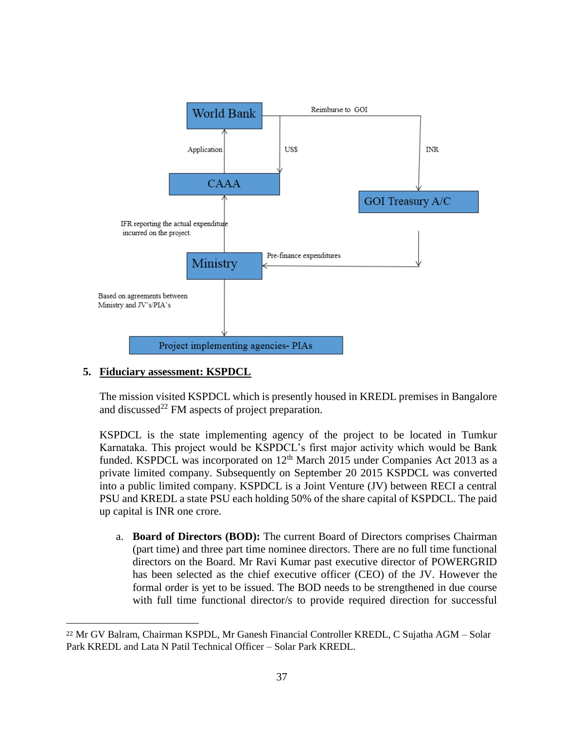World Bank — Reimburse to GOI

Application | US$ | INR

CAAA | GOI Treasury A/C

IFR reporting the actual expenditure incurred on the project.

Ministry — Pre-finance expenditures

Based on agreements between Ministry and JV's/PIA's

Project implementing agencies- PIAs

5. **Fiduciary assessment: KSPDCL**

The mission visited KSPDCL which is presently housed in KREDL premises in Bangalore and discussed[22] FM aspects of project preparation.

KSPDCL is the state implementing agency of the project to be located in Tumkur Karnataka. This project would be KSPDCL's first major activity which would be Bank funded. KSPDCL was incorporated on 12th March 2015 under Companies Act 2013 as a private limited company. Subsequently on September 20 2015 KSPDCL was converted into a public limited company. KSPDCL is a Joint Venture (JV) between RECI a central PSU and KREDL a state PSU each holding 50% of the share capital of KSPDCL. The paid up capital is INR one crore.

a. **Board of Directors (BOD):** The current Board of Directors comprises Chairman (part time) and three part time nominee directors. There are no full time functional directors on the Board. Mr Ravi Kumar past executive director of POWERGRID has been selected as the chief executive officer (CEO) of the JV. However the formal order is yet to be issued. The BOD needs to be strengthened in due course with full time functional director/s to provide required direction for successful

[22] Mr GV Balram, Chairman KSPDL, Mr Ganesh Financial Controller KREDL, C Sujatha AGM – Solar Park KREDL and Lata N Patil Technical Officer – Solar Park KREDL.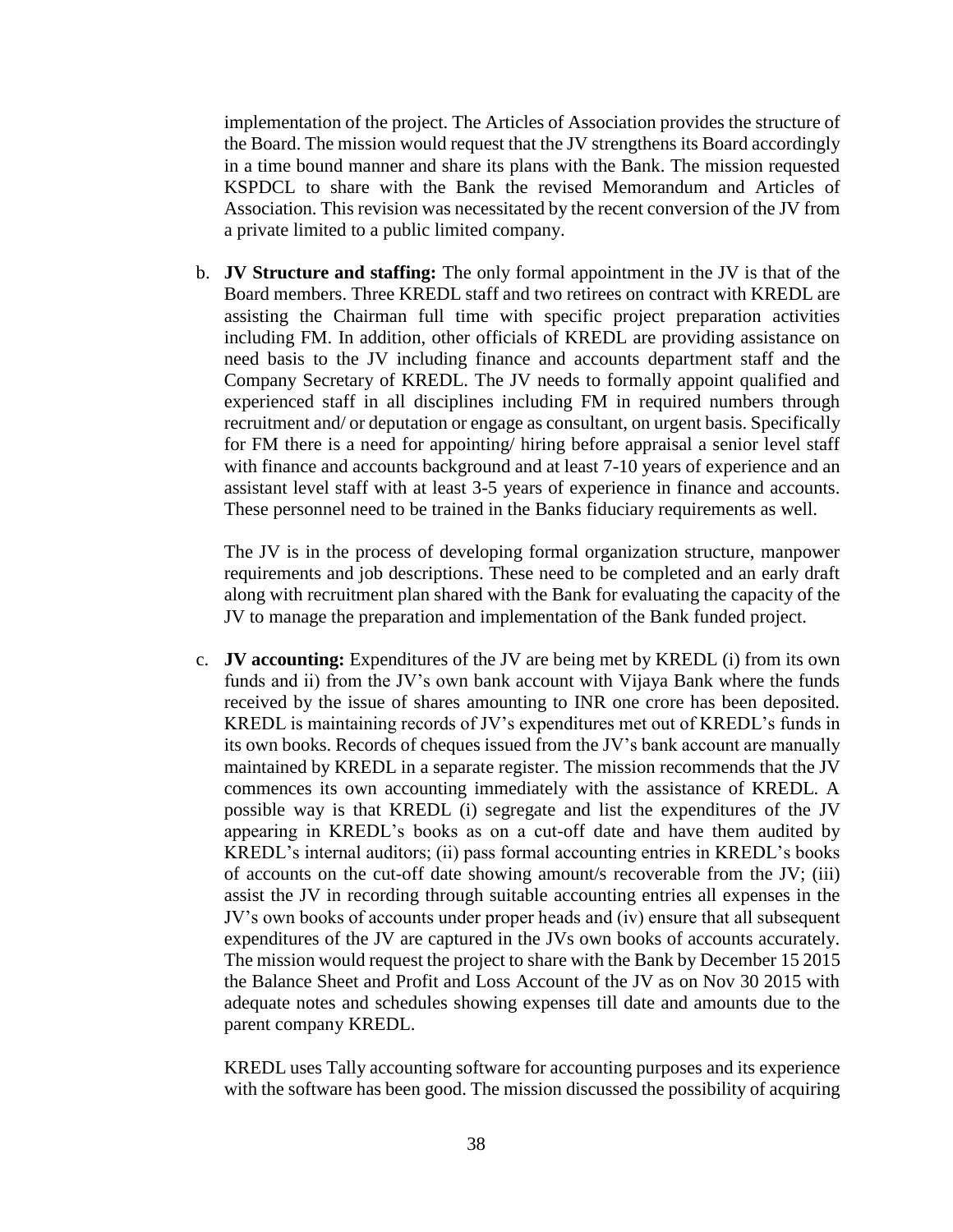implementation of the project. The Articles of Association provides the structure of the Board. The mission would request that the JV strengthens its Board accordingly in a time bound manner and share its plans with the Bank. The mission requested KSPDCL to share with the Bank the revised Memorandum and Articles of Association. This revision was necessitated by the recent conversion of the JV from a private limited to a public limited company.

b. **JV Structure and staffing:** The only formal appointment in the JV is that of the Board members. Three KREDL staff and two retirees on contract with KREDL are assisting the Chairman full time with specific project preparation activities including FM. In addition, other officials of KREDL are providing assistance on need basis to the JV including finance and accounts department staff and the Company Secretary of KREDL. The JV needs to formally appoint qualified and experienced staff in all disciplines including FM in required numbers through recruitment and/ or deputation or engage as consultant, on urgent basis. Specifically for FM there is a need for appointing/ hiring before appraisal a senior level staff with finance and accounts background and at least 7-10 years of experience and an assistant level staff with at least 3-5 years of experience in finance and accounts. These personnel need to be trained in the Banks fiduciary requirements as well.

   The JV is in the process of developing formal organization structure, manpower requirements and job descriptions. These need to be completed and an early draft along with recruitment plan shared with the Bank for evaluating the capacity of the JV to manage the preparation and implementation of the Bank funded project.

c. **JV accounting:** Expenditures of the JV are being met by KREDL (i) from its own funds and ii) from the JV's own bank account with Vijaya Bank where the funds received by the issue of shares amounting to INR one crore has been deposited. KREDL is maintaining records of JV's expenditures met out of KREDL's funds in its own books. Records of cheques issued from the JV's bank account are manually maintained by KREDL in a separate register. The mission recommends that the JV commences its own accounting immediately with the assistance of KREDL. A possible way is that KREDL (i) segregate and list the expenditures of the JV appearing in KREDL's books as on a cut-off date and have them audited by KREDL's internal auditors; (ii) pass formal accounting entries in KREDL's books of accounts on the cut-off date showing amount/s recoverable from the JV; (iii) assist the JV in recording through suitable accounting entries all expenses in the JV's own books of accounts under proper heads and (iv) ensure that all subsequent expenditures of the JV are captured in the JVs own books of accounts accurately. The mission would request the project to share with the Bank by December 15 2015 the Balance Sheet and Profit and Loss Account of the JV as on Nov 30 2015 with adequate notes and schedules showing expenses till date and amounts due to the parent company KREDL.

   KREDL uses Tally accounting software for accounting purposes and its experience with the software has been good. The mission discussed the possibility of acquiring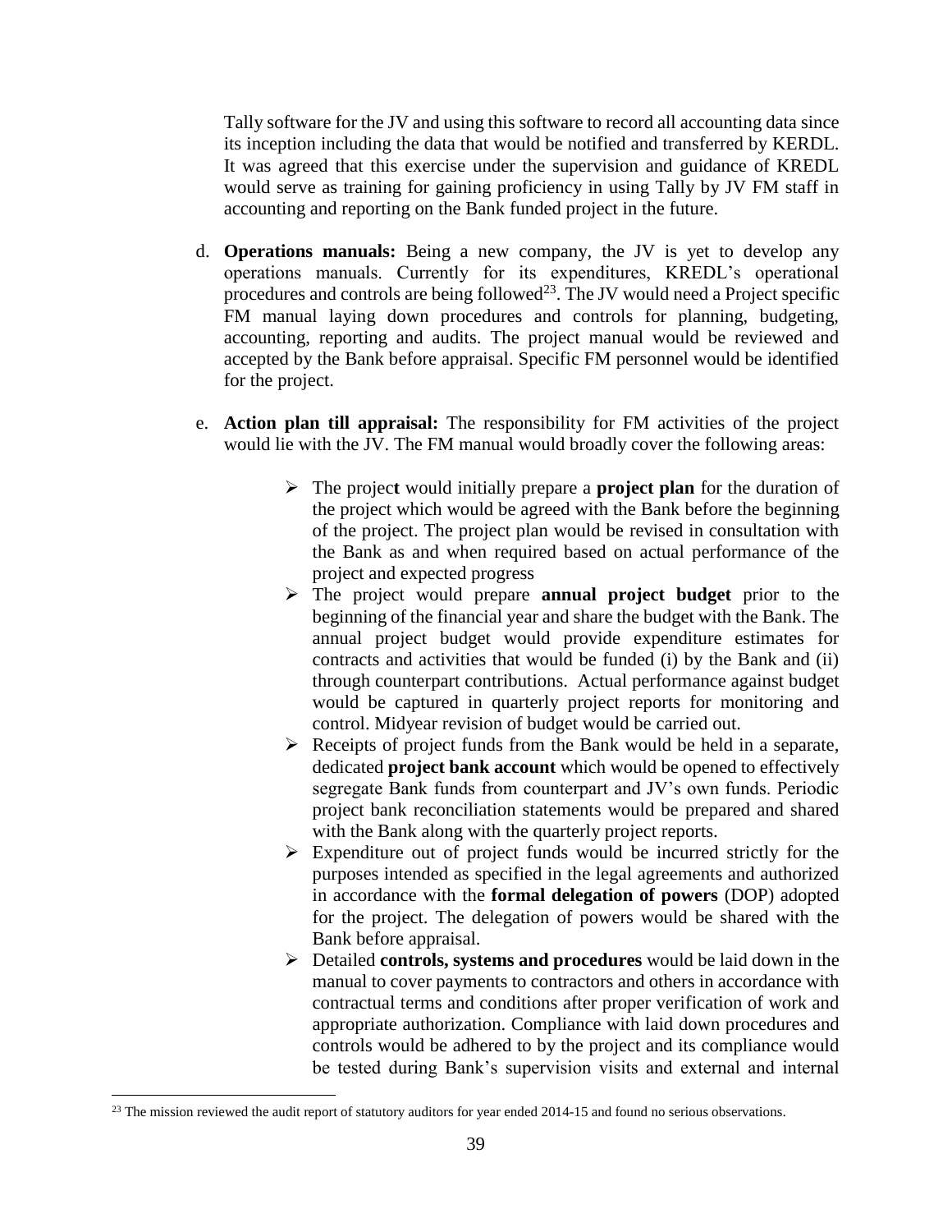Tally software for the JV and using this software to record all accounting data since its inception including the data that would be notified and transferred by KERDL. It was agreed that this exercise under the supervision and guidance of KREDL would serve as training for gaining proficiency in using Tally by JV FM staff in accounting and reporting on the Bank funded project in the future.

d. **Operations manuals:** Being a new company, the JV is yet to develop any operations manuals. Currently for its expenditures, KREDL's operational procedures and controls are being followed[23]. The JV would need a Project specific FM manual laying down procedures and controls for planning, budgeting, accounting, reporting and audits. The project manual would be reviewed and accepted by the Bank before appraisal. Specific FM personnel would be identified for the project.

e. **Action plan till appraisal:** The responsibility for FM activities of the project would lie with the JV. The FM manual would broadly cover the following areas:

- The projec**t** would initially prepare a **project plan** for the duration of the project which would be agreed with the Bank before the beginning of the project. The project plan would be revised in consultation with the Bank as and when required based on actual performance of the project and expected progress
- The project would prepare **annual project budget** prior to the beginning of the financial year and share the budget with the Bank. The annual project budget would provide expenditure estimates for contracts and activities that would be funded (i) by the Bank and (ii) through counterpart contributions. Actual performance against budget would be captured in quarterly project reports for monitoring and control. Midyear revision of budget would be carried out.
- Receipts of project funds from the Bank would be held in a separate, dedicated **project bank account** which would be opened to effectively segregate Bank funds from counterpart and JV's own funds. Periodic project bank reconciliation statements would be prepared and shared with the Bank along with the quarterly project reports.
- Expenditure out of project funds would be incurred strictly for the purposes intended as specified in the legal agreements and authorized in accordance with the **formal delegation of powers** (DOP) adopted for the project. The delegation of powers would be shared with the Bank before appraisal.
- Detailed **controls, systems and procedures** would be laid down in the manual to cover payments to contractors and others in accordance with contractual terms and conditions after proper verification of work and appropriate authorization. Compliance with laid down procedures and controls would be adhered to by the project and its compliance would be tested during Bank's supervision visits and external and internal

[23] The mission reviewed the audit report of statutory auditors for year ended 2014-15 and found no serious observations.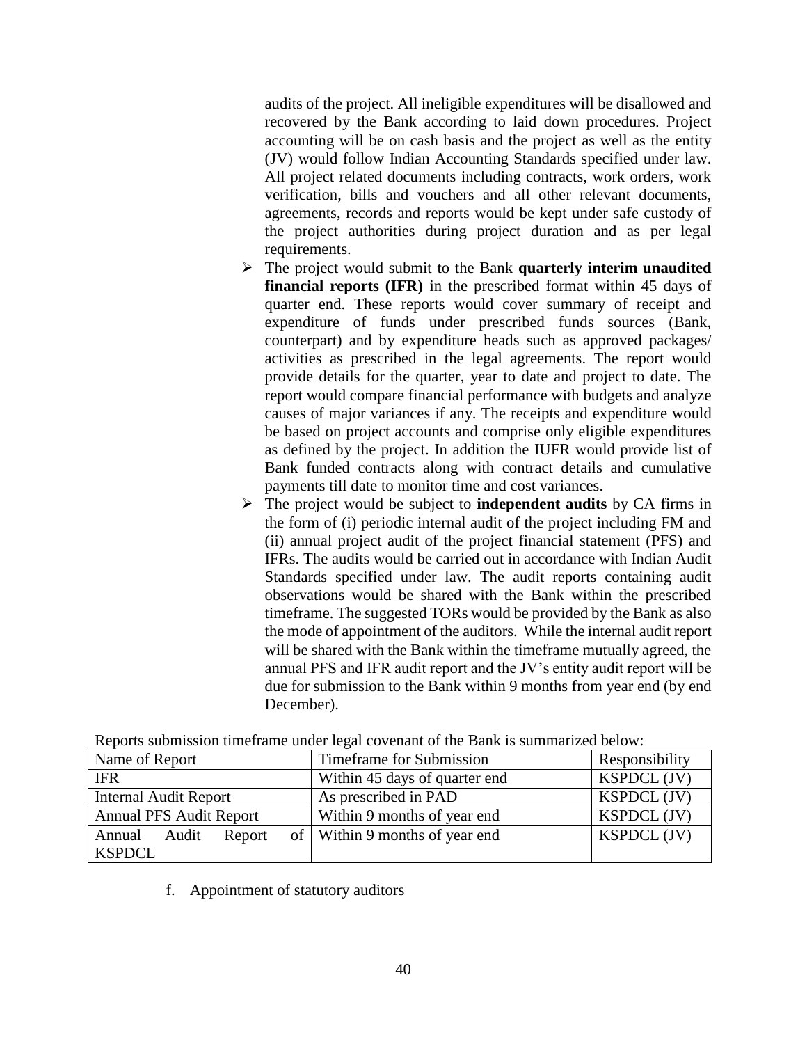audits of the project. All ineligible expenditures will be disallowed and recovered by the Bank according to laid down procedures. Project accounting will be on cash basis and the project as well as the entity (JV) would follow Indian Accounting Standards specified under law. All project related documents including contracts, work orders, work verification, bills and vouchers and all other relevant documents, agreements, records and reports would be kept under safe custody of the project authorities during project duration and as per legal requirements.

- The project would submit to the Bank **quarterly interim unaudited financial reports (IFR)** in the prescribed format within 45 days of quarter end. These reports would cover summary of receipt and expenditure of funds under prescribed funds sources (Bank, counterpart) and by expenditure heads such as approved packages/ activities as prescribed in the legal agreements. The report would provide details for the quarter, year to date and project to date. The report would compare financial performance with budgets and analyze causes of major variances if any. The receipts and expenditure would be based on project accounts and comprise only eligible expenditures as defined by the project. In addition the IUFR would provide list of Bank funded contracts along with contract details and cumulative payments till date to monitor time and cost variances.
- The project would be subject to **independent audits** by CA firms in the form of (i) periodic internal audit of the project including FM and (ii) annual project audit of the project financial statement (PFS) and IFRs. The audits would be carried out in accordance with Indian Audit Standards specified under law. The audit reports containing audit observations would be shared with the Bank within the prescribed timeframe. The suggested TORs would be provided by the Bank as also the mode of appointment of the auditors. While the internal audit report will be shared with the Bank within the timeframe mutually agreed, the annual PFS and IFR audit report and the JV's entity audit report will be due for submission to the Bank within 9 months from year end (by end December).

Reports submission timeframe under legal covenant of the Bank is summarized below:

| Name of Report | Timeframe for Submission | Responsibility |
|---|---|---|
| IFR | Within 45 days of quarter end | KSPDCL (JV) |
| Internal Audit Report | As prescribed in PAD | KSPDCL (JV) |
| Annual PFS Audit Report | Within 9 months of year end | KSPDCL (JV) |
| Annual Audit Report of KSPDCL | Within 9 months of year end | KSPDCL (JV) |

f. Appointment of statutory auditors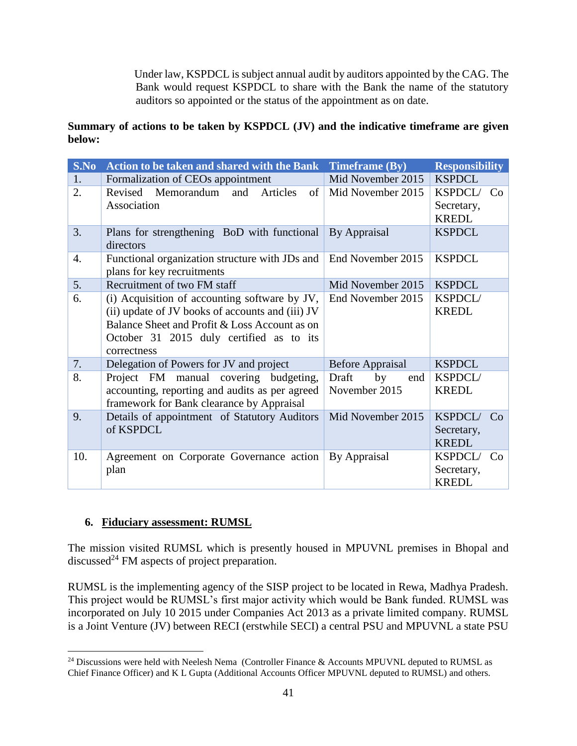Under law, KSPDCL is subjiect annual audit by auditors appointed by the CAG. The Bank would request KSPDCL to share with the Bank the name of the statutory auditors so appointed or the status of the appointment as on date.

**Summary of actions to be taken by KSPDCL (JV) and the indicative timeframe are given below:**

| S.No | Action to be taken and shared with the Bank | Timeframe (By) | Responsibility |
|---|---|---|---|
| 1. | Formalization of CEOs appointment | Mid November 2015 | KSPDCL |
| 2. | Revised Memorandum and Articles of Association | Mid November 2015 | KSPDCL/ Co Secretary, KREDL |
| 3. | Plans for strengthening BoD with functional directors | By Appraisal | KSPDCL |
| 4. | Functional organization structure with JDs and plans for key recruitments | End November 2015 | KSPDCL |
| 5. | Recruitment of two FM staff | Mid November 2015 | KSPDCL |
| 6. | (i) Acquisition of accounting software by JV, (ii) update of JV books of accounts and (iii) JV Balance Sheet and Profit & Loss Account as on October 31 2015 duly certified as to its correctness | End November 2015 | KSPDCL/ KREDL |
| 7. | Delegation of Powers for JV and project | Before Appraisal | KSPDCL |
| 8. | Project FM manual covering budgeting, accounting, reporting and audits as per agreed framework for Bank clearance by Appraisal | Draft by end November 2015 | KSPDCL/ KREDL |
| 9. | Details of appointment of Statutory Auditors of KSPDCL | Mid November 2015 | KSPDCL/ Co Secretary, KREDL |
| 10. | Agreement on Corporate Governance action plan | By Appraisal | KSPDCL/ Co Secretary, KREDL |

## 6. Fiduciary assessment: RUMSL

The mission visited RUMSL which is presently housed in MPUVNL premises in Bhopal and discussed[24] FM aspects of project preparation.

RUMSL is the implementing agency of the SISP project to be located in Rewa, Madhya Pradesh. This project would be RUMSL's first major activity which would be Bank funded. RUMSL was incorporated on July 10 2015 under Companies Act 2013 as a private limited company. RUMSL is a Joint Venture (JV) between RECI (erstwhile SECI) a central PSU and MPUVNL a state PSU

[24] Discussions were held with Neelesh Nema (Controller Finance & Accounts MPUVNL deputed to RUMSL as Chief Finance Officer) and K L Gupta (Additional Accounts Officer MPUVNL deputed to RUMSL) and others.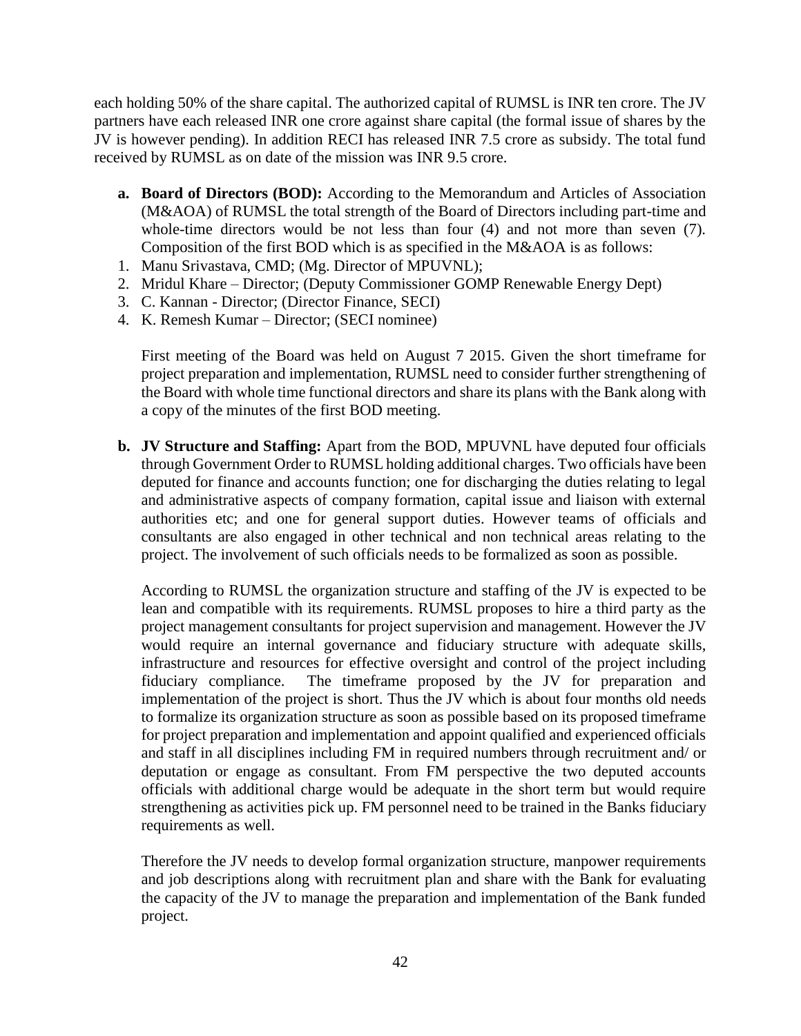each holding 50% of the share capital. The authorized capital of RUMSL is INR ten crore. The JV partners have each released INR one crore against share capital (the formal issue of shares by the JV is however pending). In addition RECI has released INR 7.5 crore as subsidy. The total fund received by RUMSL as on date of the mission was INR 9.5 crore.

**a. Board of Directors (BOD):** According to the Memorandum and Articles of Association (M&AOA) of RUMSL the total strength of the Board of Directors including part-time and whole-time directors would be not less than four (4) and not more than seven (7). Composition of the first BOD which is as specified in the M&AOA is as follows:

1. Manu Srivastava, CMD; (Mg. Director of MPUVNL);
2. Mridul Khare – Director; (Deputy Commissioner GOMP Renewable Energy Dept)
3. C. Kannan - Director; (Director Finance, SECI)
4. K. Remesh Kumar – Director; (SECI nominee)

First meeting of the Board was held on August 7 2015. Given the short timeframe for project preparation and implementation, RUMSL need to consider further strengthening of the Board with whole time functional directors and share its plans with the Bank along with a copy of the minutes of the first BOD meeting.

**b. JV Structure and Staffing:** Apart from the BOD, MPUVNL have deputed four officials through Government Order to RUMSL holding additional charges. Two officials have been deputed for finance and accounts function; one for discharging the duties relating to legal and administrative aspects of company formation, capital issue and liaison with external authorities etc; and one for general support duties. However teams of officials and consultants are also engaged in other technical and non technical areas relating to the project. The involvement of such officials needs to be formalized as soon as possible.

According to RUMSL the organization structure and staffing of the JV is expected to be lean and compatible with its requirements. RUMSL proposes to hire a third party as the project management consultants for project supervision and management. However the JV would require an internal governance and fiduciary structure with adequate skills, infrastructure and resources for effective oversight and control of the project including fiduciary compliance. The timeframe proposed by the JV for preparation and implementation of the project is short. Thus the JV which is about four months old needs to formalize its organization structure as soon as possible based on its proposed timeframe for project preparation and implementation and appoint qualified and experienced officials and staff in all disciplines including FM in required numbers through recruitment and/ or deputation or engage as consultant. From FM perspective the two deputed accounts officials with additional charge would be adequate in the short term but would require strengthening as activities pick up. FM personnel need to be trained in the Banks fiduciary requirements as well.

Therefore the JV needs to develop formal organization structure, manpower requirements and job descriptions along with recruitment plan and share with the Bank for evaluating the capacity of the JV to manage the preparation and implementation of the Bank funded project.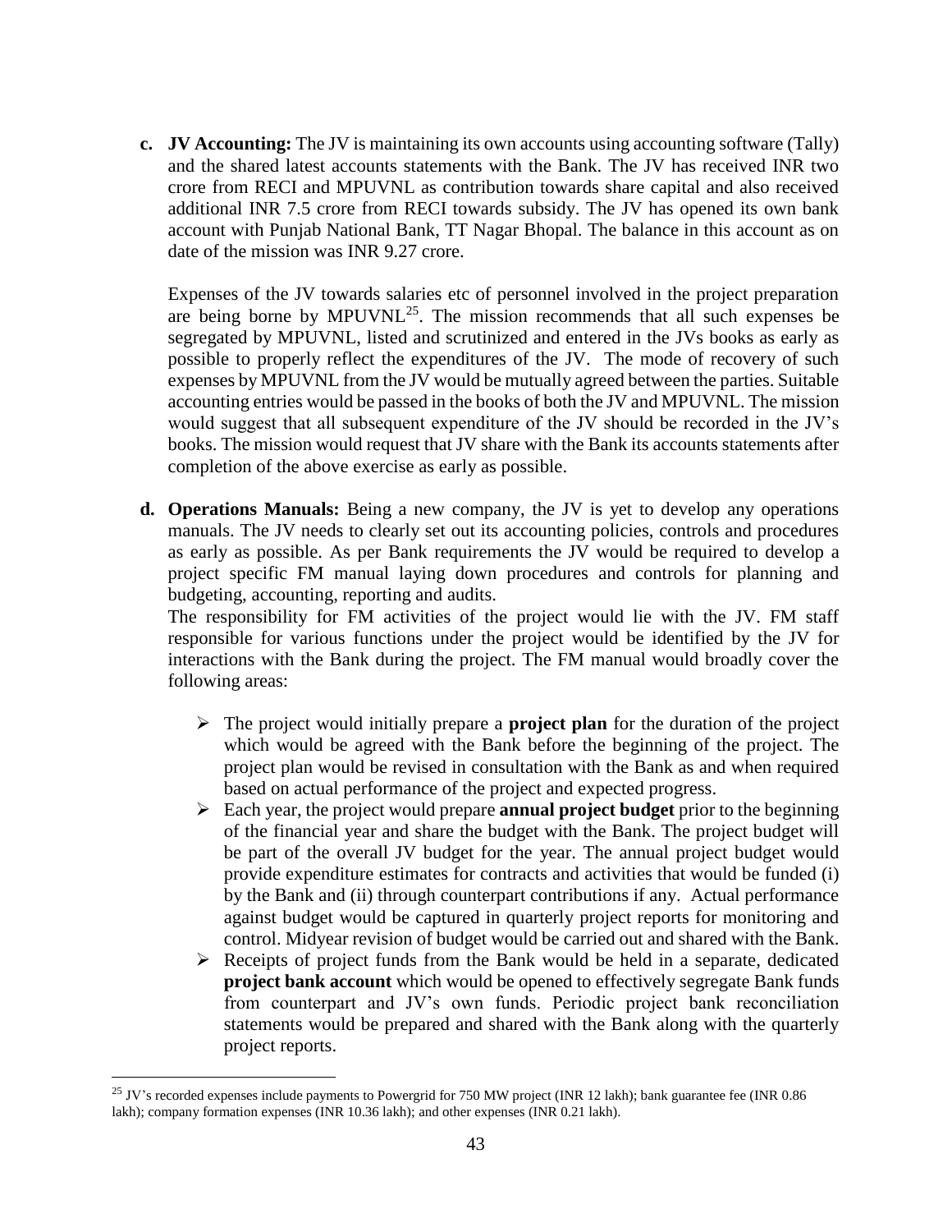**c. JV Accounting:** The JV is maintaining its own accounts using accounting software (Tally) and the shared latest accounts statements with the Bank. The JV has received INR two crore from RECI and MPUVNL as contribution towards share capital and also received additional INR 7.5 crore from RECI towards subsidy. The JV has opened its own bank account with Punjab National Bank, TT Nagar Bhopal. The balance in this account as on date of the mission was INR 9.27 crore.

Expenses of the JV towards salaries etc of personnel involved in the project preparation are being borne by MPUVNL[25]. The mission recommends that all such expenses be segregated by MPUVNL, listed and scrutinized and entered in the JVs books as early as possible to properly reflect the expenditures of the JV. The mode of recovery of such expenses by MPUVNL from the JV would be mutually agreed between the parties. Suitable accounting entries would be passed in the books of both the JV and MPUVNL. The mission would suggest that all subsequent expenditure of the JV should be recorded in the JV's books. The mission would request that JV share with the Bank its accounts statements after completion of the above exercise as early as possible.

**d. Operations Manuals:** Being a new company, the JV is yet to develop any operations manuals. The JV needs to clearly set out its accounting policies, controls and procedures as early as possible. As per Bank requirements the JV would be required to develop a project specific FM manual laying down procedures and controls for planning and budgeting, accounting, reporting and audits.

The responsibility for FM activities of the project would lie with the JV. FM staff responsible for various functions under the project would be identified by the JV for interactions with the Bank during the project. The FM manual would broadly cover the following areas:

- The project would initially prepare a **project plan** for the duration of the project which would be agreed with the Bank before the beginning of the project. The project plan would be revised in consultation with the Bank as and when required based on actual performance of the project and expected progress.
- Each year, the project would prepare **annual project budget** prior to the beginning of the financial year and share the budget with the Bank. The project budget will be part of the overall JV budget for the year. The annual project budget would provide expenditure estimates for contracts and activities that would be funded (i) by the Bank and (ii) through counterpart contributions if any. Actual performance against budget would be captured in quarterly project reports for monitoring and control. Midyear revision of budget would be carried out and shared with the Bank.
- Receipts of project funds from the Bank would be held in a separate, dedicated **project bank account** which would be opened to effectively segregate Bank funds from counterpart and JV's own funds. Periodic project bank reconciliation statements would be prepared and shared with the Bank along with the quarterly project reports.

[25] JV's recorded expenses include payments to Powergrid for 750 MW project (INR 12 lakh); bank guarantee fee (INR 0.86 lakh); company formation expenses (INR 10.36 lakh); and other expenses (INR 0.21 lakh).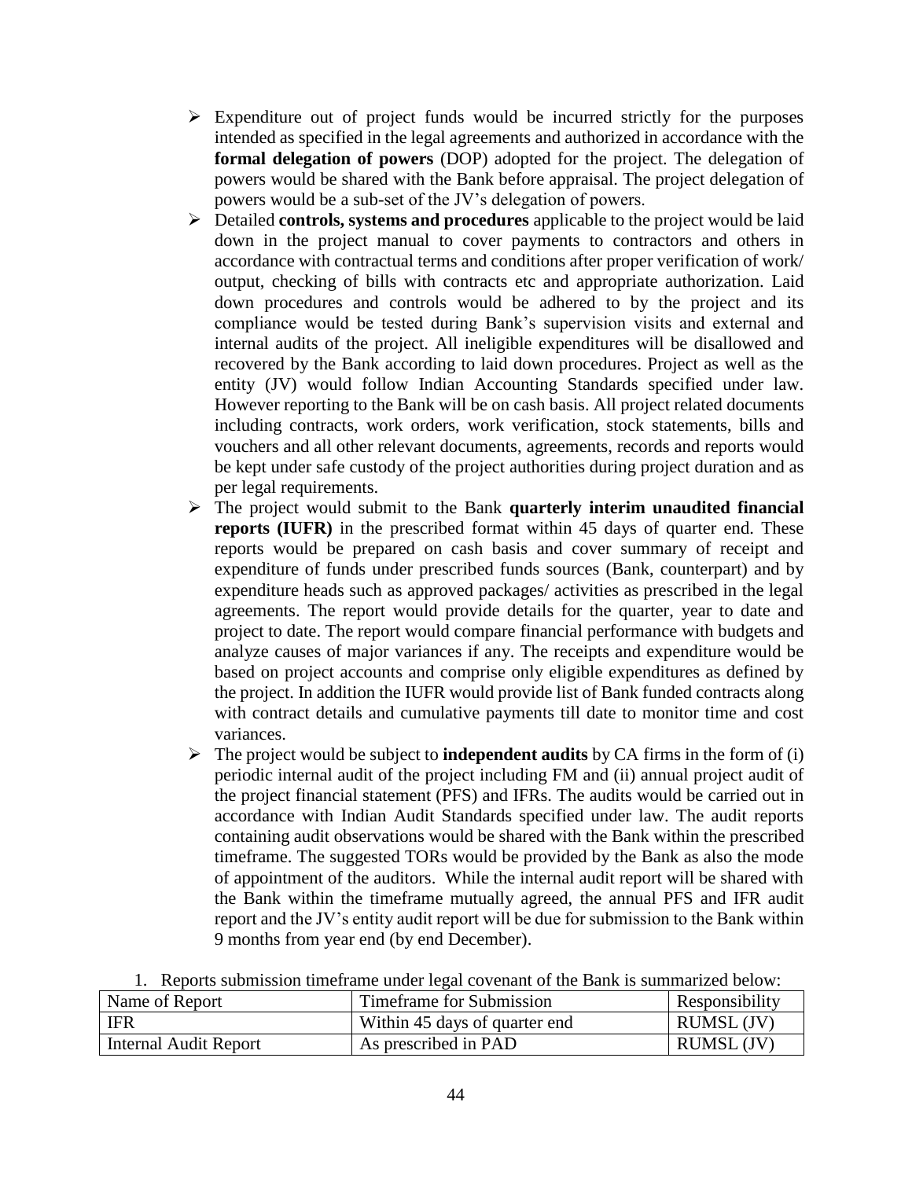- Expenditure out of project funds would be incurred strictly for the purposes intended as specified in the legal agreements and authorized in accordance with the **formal delegation of powers** (DOP) adopted for the project. The delegation of powers would be shared with the Bank before appraisal. The project delegation of powers would be a sub-set of the JV's delegation of powers.
- Detailed **controls, systems and procedures** applicable to the project would be laid down in the project manual to cover payments to contractors and others in accordance with contractual terms and conditions after proper verification of work/ output, checking of bills with contracts etc and appropriate authorization. Laid down procedures and controls would be adhered to by the project and its compliance would be tested during Bank's supervision visits and external and internal audits of the project. All ineligible expenditures will be disallowed and recovered by the Bank according to laid down procedures. Project as well as the entity (JV) would follow Indian Accounting Standards specified under law. However reporting to the Bank will be on cash basis. All project related documents including contracts, work orders, work verification, stock statements, bills and vouchers and all other relevant documents, agreements, records and reports would be kept under safe custody of the project authorities during project duration and as per legal requirements.
- The project would submit to the Bank **quarterly interim unaudited financial reports (IUFR)** in the prescribed format within 45 days of quarter end. These reports would be prepared on cash basis and cover summary of receipt and expenditure of funds under prescribed funds sources (Bank, counterpart) and by expenditure heads such as approved packages/ activities as prescribed in the legal agreements. The report would provide details for the quarter, year to date and project to date. The report would compare financial performance with budgets and analyze causes of major variances if any. The receipts and expenditure would be based on project accounts and comprise only eligible expenditures as defined by the project. In addition the IUFR would provide list of Bank funded contracts along with contract details and cumulative payments till date to monitor time and cost variances.
- The project would be subject to **independent audits** by CA firms in the form of (i) periodic internal audit of the project including FM and (ii) annual project audit of the project financial statement (PFS) and IFRs. The audits would be carried out in accordance with Indian Audit Standards specified under law. The audit reports containing audit observations would be shared with the Bank within the prescribed timeframe. The suggested TORs would be provided by the Bank as also the mode of appointment of the auditors. While the internal audit report will be shared with the Bank within the timeframe mutually agreed, the annual PFS and IFR audit report and the JV's entity audit report will be due for submission to the Bank within 9 months from year end (by end December).

1. Reports submission timeframe under legal covenant of the Bank is summarized below:

| Name of Report | Timeframe for Submission | Responsibility |
|---|---|---|
| IFR | Within 45 days of quarter end | RUMSL (JV) |
| Internal Audit Report | As prescribed in PAD | RUMSL (JV) |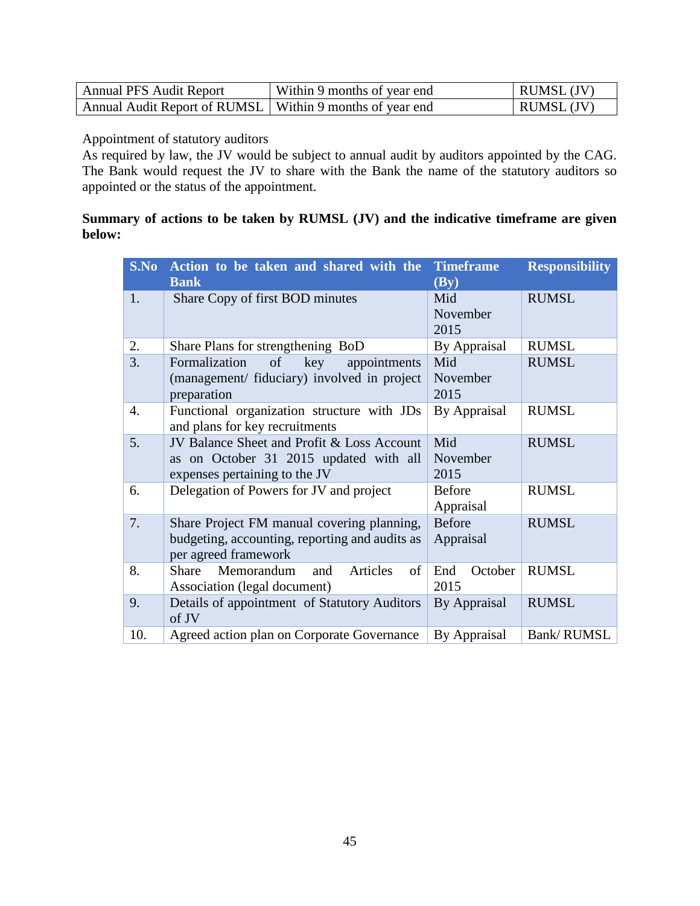| Annual PFS Audit Report | Within 9 months of year end | RUMSL (JV) |
|---|---|---|
| Annual Audit Report of RUMSL | Within 9 months of year end | RUMSL (JV) |

Appointment of statutory auditors

As required by law, the JV would be subject to annual audit by auditors appointed by the CAG. The Bank would request the JV to share with the Bank the name of the statutory auditors so appointed or the status of the appointment.

**Summary of actions to be taken by RUMSL (JV) and the indicative timeframe are given below:**

| S.No | Action to be taken and shared with the Bank | Timeframe (By) | Responsibility |
|---|---|---|---|
| 1. | Share Copy of first BOD minutes | Mid November 2015 | RUMSL |
| 2. | Share Plans for strengthening BoD | By Appraisal | RUMSL |
| 3. | Formalization of key appointments (management/ fiduciary) involved in project preparation | Mid November 2015 | RUMSL |
| 4. | Functional organization structure with JDs and plans for key recruitments | By Appraisal | RUMSL |
| 5. | JV Balance Sheet and Profit & Loss Account as on October 31 2015 updated with all expenses pertaining to the JV | Mid November 2015 | RUMSL |
| 6. | Delegation of Powers for JV and project | Before Appraisal | RUMSL |
| 7. | Share Project FM manual covering planning, budgeting, accounting, reporting and audits as per agreed framework | Before Appraisal | RUMSL |
| 8. | Share Memorandum and Articles of Association (legal document) | End October 2015 | RUMSL |
| 9. | Details of appointment of Statutory Auditors of JV | By Appraisal | RUMSL |
| 10. | Agreed action plan on Corporate Governance | By Appraisal | Bank/ RUMSL |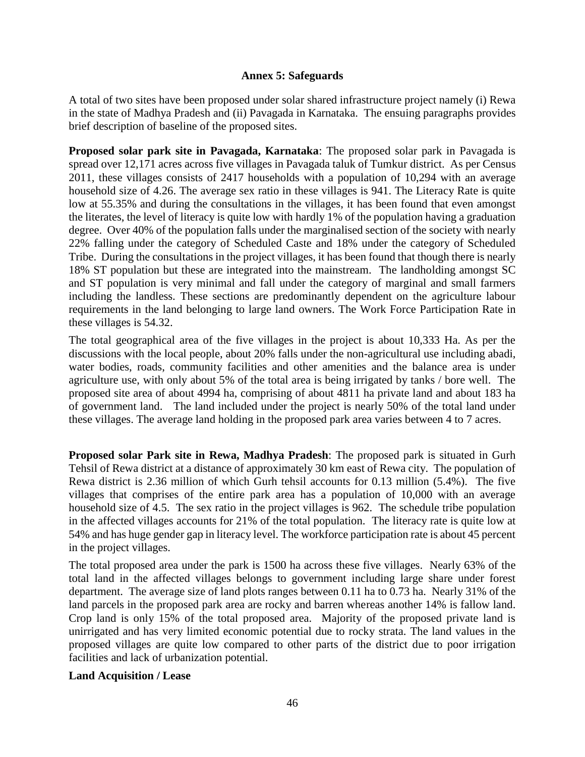# Annex 5: Safeguards

A total of two sites have been proposed under solar shared infrastructure project namely (i) Rewa in the state of Madhya Pradesh and (ii) Pavagada in Karnataka. The ensuing paragraphs provides brief description of baseline of the proposed sites.

**Proposed solar park site in Pavagada, Karnataka**: The proposed solar park in Pavagada is spread over 12,171 acres across five villages in Pavagada taluk of Tumkur district. As per Census 2011, these villages consists of 2417 households with a population of 10,294 with an average household size of 4.26. The average sex ratio in these villages is 941. The Literacy Rate is quite low at 55.35% and during the consultations in the villages, it has been found that even amongst the literates, the level of literacy is quite low with hardly 1% of the population having a graduation degree. Over 40% of the population falls under the marginalised section of the society with nearly 22% falling under the category of Scheduled Caste and 18% under the category of Scheduled Tribe. During the consultations in the project villages, it has been found that though there is nearly 18% ST population but these are integrated into the mainstream. The landholding amongst SC and ST population is very minimal and fall under the category of marginal and small farmers including the landless. These sections are predominantly dependent on the agriculture labour requirements in the land belonging to large land owners. The Work Force Participation Rate in these villages is 54.32.

The total geographical area of the five villages in the project is about 10,333 Ha. As per the discussions with the local people, about 20% falls under the non-agricultural use including abadi, water bodies, roads, community facilities and other amenities and the balance area is under agriculture use, with only about 5% of the total area is being irrigated by tanks / bore well. The proposed site area of about 4994 ha, comprising of about 4811 ha private land and about 183 ha of government land. The land included under the project is nearly 50% of the total land under these villages. The average land holding in the proposed park area varies between 4 to 7 acres.

**Proposed solar Park site in Rewa, Madhya Pradesh**: The proposed park is situated in Gurh Tehsil of Rewa district at a distance of approximately 30 km east of Rewa city. The population of Rewa district is 2.36 million of which Gurh tehsil accounts for 0.13 million (5.4%). The five villages that comprises of the entire park area has a population of 10,000 with an average household size of 4.5. The sex ratio in the project villages is 962. The schedule tribe population in the affected villages accounts for 21% of the total population. The literacy rate is quite low at 54% and has huge gender gap in literacy level. The workforce participation rate is about 45 percent in the project villages.

The total proposed area under the park is 1500 ha across these five villages. Nearly 63% of the total land in the affected villages belongs to government including large share under forest department. The average size of land plots ranges between 0.11 ha to 0.73 ha. Nearly 31% of the land parcels in the proposed park area are rocky and barren whereas another 14% is fallow land. Crop land is only 15% of the total proposed area. Majority of the proposed private land is unirrigated and has very limited economic potential due to rocky strata. The land values in the proposed villages are quite low compared to other parts of the district due to poor irrigation facilities and lack of urbanization potential.

**Land Acquisition / Lease**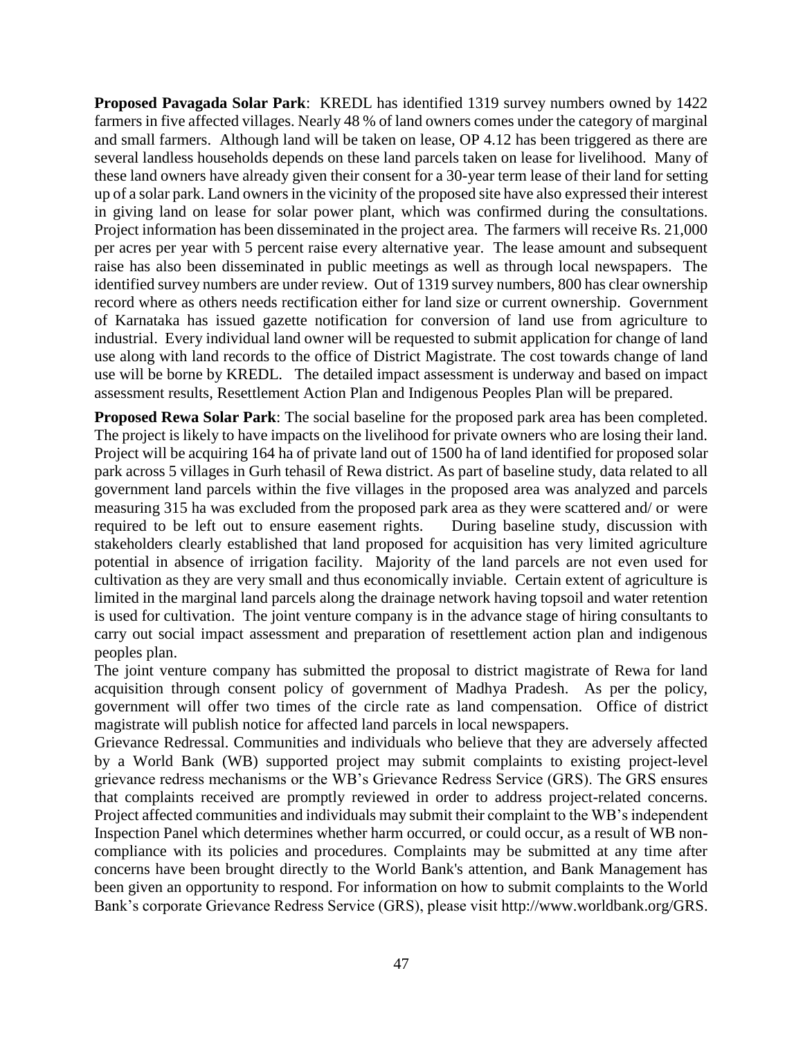**Proposed Pavagada Solar Park**: KREDL has identified 1319 survey numbers owned by 1422 farmers in five affected villages. Nearly 48 % of land owners comes under the category of marginal and small farmers. Although land will be taken on lease, OP 4.12 has been triggered as there are several landless households depends on these land parcels taken on lease for livelihood. Many of these land owners have already given their consent for a 30-year term lease of their land for setting up of a solar park. Land owners in the vicinity of the proposed site have also expressed their interest in giving land on lease for solar power plant, which was confirmed during the consultations. Project information has been disseminated in the project area. The farmers will receive Rs. 21,000 per acres per year with 5 percent raise every alternative year. The lease amount and subsequent raise has also been disseminated in public meetings as well as through local newspapers. The identified survey numbers are under review. Out of 1319 survey numbers, 800 has clear ownership record where as others needs rectification either for land size or current ownership. Government of Karnataka has issued gazette notification for conversion of land use from agriculture to industrial. Every individual land owner will be requested to submit application for change of land use along with land records to the office of District Magistrate. The cost towards change of land use will be borne by KREDL. The detailed impact assessment is underway and based on impact assessment results, Resettlement Action Plan and Indigenous Peoples Plan will be prepared.

**Proposed Rewa Solar Park**: The social baseline for the proposed park area has been completed. The project is likely to have impacts on the livelihood for private owners who are losing their land. Project will be acquiring 164 ha of private land out of 1500 ha of land identified for proposed solar park across 5 villages in Gurh tehasil of Rewa district. As part of baseline study, data related to all government land parcels within the five villages in the proposed area was analyzed and parcels measuring 315 ha was excluded from the proposed park area as they were scattered and/ or were required to be left out to ensure easement rights. During baseline study, discussion with stakeholders clearly established that land proposed for acquisition has very limited agriculture potential in absence of irrigation facility. Majority of the land parcels are not even used for cultivation as they are very small and thus economically inviable. Certain extent of agriculture is limited in the marginal land parcels along the drainage network having topsoil and water retention is used for cultivation. The joint venture company is in the advance stage of hiring consultants to carry out social impact assessment and preparation of resettlement action plan and indigenous peoples plan.

The joint venture company has submitted the proposal to district magistrate of Rewa for land acquisition through consent policy of government of Madhya Pradesh. As per the policy, government will offer two times of the circle rate as land compensation. Office of district magistrate will publish notice for affected land parcels in local newspapers.

Grievance Redressal. Communities and individuals who believe that they are adversely affected by a World Bank (WB) supported project may submit complaints to existing project-level grievance redress mechanisms or the WB's Grievance Redress Service (GRS). The GRS ensures that complaints received are promptly reviewed in order to address project-related concerns. Project affected communities and individuals may submit their complaint to the WB's independent Inspection Panel which determines whether harm occurred, or could occur, as a result of WB non-compliance with its policies and procedures. Complaints may be submitted at any time after concerns have been brought directly to the World Bank's attention, and Bank Management has been given an opportunity to respond. For information on how to submit complaints to the World Bank's corporate Grievance Redress Service (GRS), please visit http://www.worldbank.org/GRS.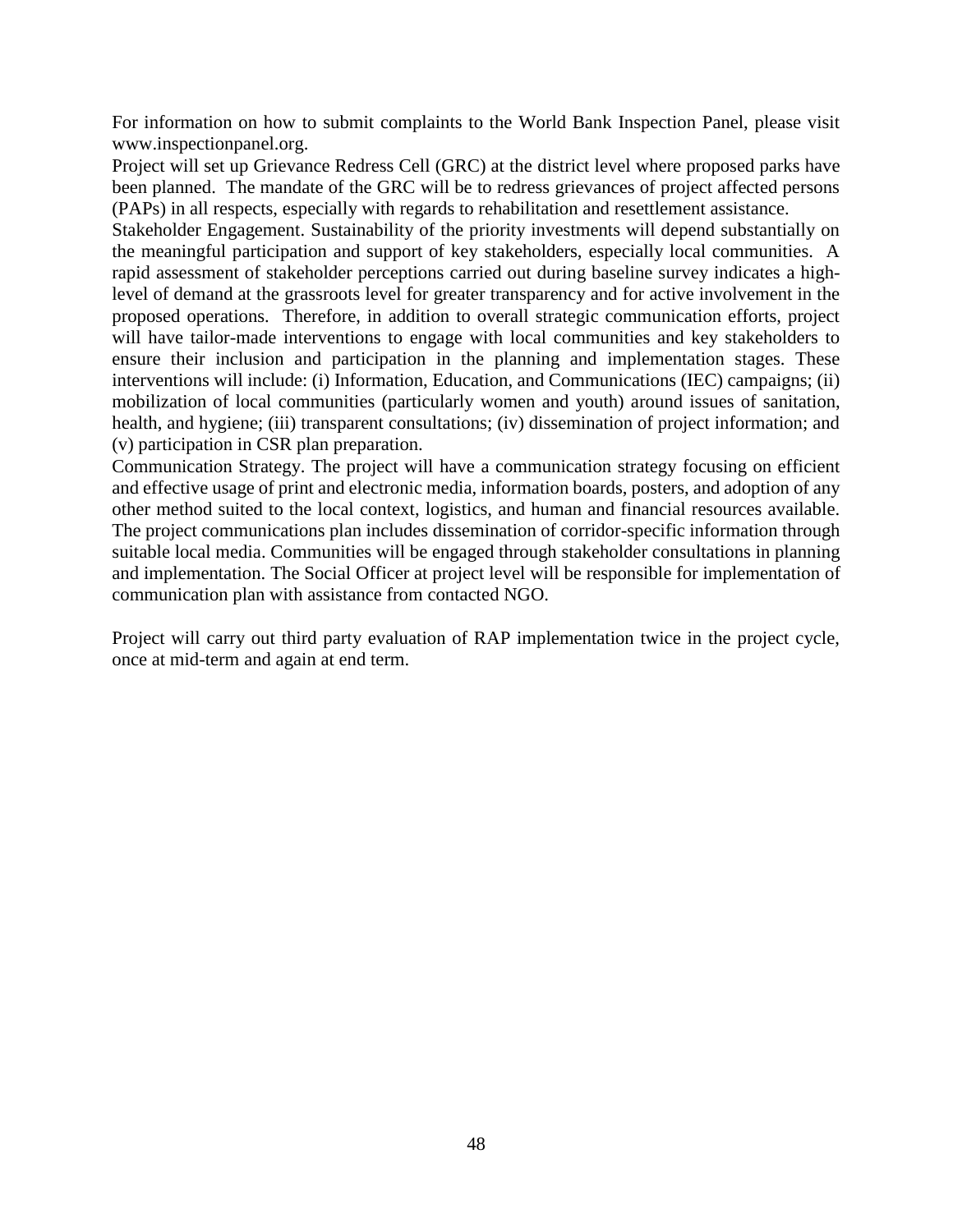For information on how to submit complaints to the World Bank Inspection Panel, please visit www.inspectionpanel.org.

Project will set up Grievance Redress Cell (GRC) at the district level where proposed parks have been planned. The mandate of the GRC will be to redress grievances of project affected persons (PAPs) in all respects, especially with regards to rehabilitation and resettlement assistance.

Stakeholder Engagement. Sustainability of the priority investments will depend substantially on the meaningful participation and support of key stakeholders, especially local communities. A rapid assessment of stakeholder perceptions carried out during baseline survey indicates a high-level of demand at the grassroots level for greater transparency and for active involvement in the proposed operations. Therefore, in addition to overall strategic communication efforts, project will have tailor-made interventions to engage with local communities and key stakeholders to ensure their inclusion and participation in the planning and implementation stages. These interventions will include: (i) Information, Education, and Communications (IEC) campaigns; (ii) mobilization of local communities (particularly women and youth) around issues of sanitation, health, and hygiene; (iii) transparent consultations; (iv) dissemination of project information; and (v) participation in CSR plan preparation.

Communication Strategy. The project will have a communication strategy focusing on efficient and effective usage of print and electronic media, information boards, posters, and adoption of any other method suited to the local context, logistics, and human and financial resources available. The project communications plan includes dissemination of corridor-specific information through suitable local media. Communities will be engaged through stakeholder consultations in planning and implementation. The Social Officer at project level will be responsible for implementation of communication plan with assistance from contacted NGO.

Project will carry out third party evaluation of RAP implementation twice in the project cycle, once at mid-term and again at end term.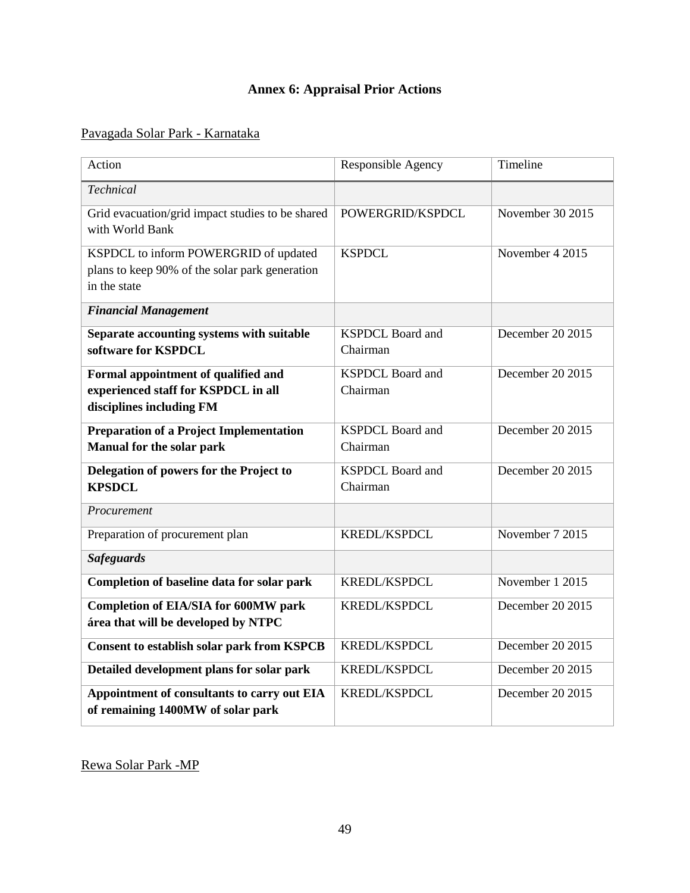## Annex 6: Appraisal Prior Actions

Pavagada Solar Park - Karnataka

| Action | Responsible Agency | Timeline |
|---|---|---|
| *Technical* | | |
| Grid evacuation/grid impact studies to be shared with World Bank | POWERGRID/KSPDCL | November 30 2015 |
| KSPDCL to inform POWERGRID of updated plans to keep 90% of the solar park generation in the state | KSPDCL | November 4 2015 |
| ***Financial Management*** | | |
| **Separate accounting systems with suitable software for KSPDCL** | KSPDCL Board and Chairman | December 20 2015 |
| **Formal appointment of qualified and experienced staff for KSPDCL in all disciplines including FM** | KSPDCL Board and Chairman | December 20 2015 |
| **Preparation of a Project Implementation Manual for the solar park** | KSPDCL Board and Chairman | December 20 2015 |
| **Delegation of powers for the Project to KPSDCL** | KSPDCL Board and Chairman | December 20 2015 |
| *Procurement* | | |
| Preparation of procurement plan | KREDL/KSPDCL | November 7 2015 |
| ***Safeguards*** | | |
| **Completion of baseline data for solar park** | KREDL/KSPDCL | November 1 2015 |
| **Completion of EIA/SIA for 600MW park área that will be developed by NTPC** | KREDL/KSPDCL | December 20 2015 |
| **Consent to establish solar park from KSPCB** | KREDL/KSPDCL | December 20 2015 |
| **Detailed development plans for solar park** | KREDL/KSPDCL | December 20 2015 |
| **Appointment of consultants to carry out EIA of remaining 1400MW of solar park** | KREDL/KSPDCL | December 20 2015 |

Rewa Solar Park -MP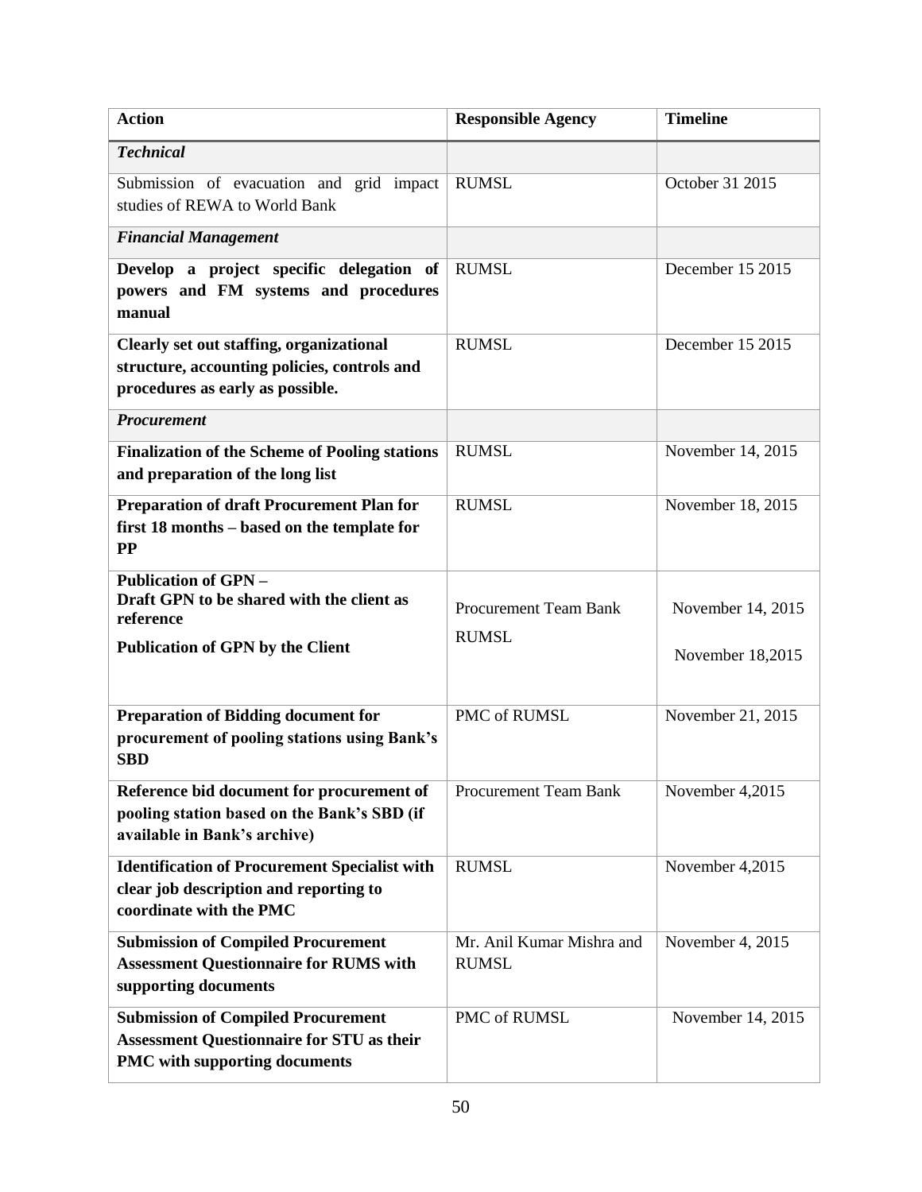| Action | Responsible Agency | Timeline |
|---|---|---|
| ***Technical*** | | |
| Submission of evacuation and grid impact studies of REWA to World Bank | RUMSL | October 31 2015 |
| ***Financial Management*** | | |
| **Develop a project specific delegation of powers and FM systems and procedures manual** | RUMSL | December 15 2015 |
| **Clearly set out staffing, organizational structure, accounting policies, controls and procedures as early as possible.** | RUMSL | December 15 2015 |
| ***Procurement*** | | |
| **Finalization of the Scheme of Pooling stations and preparation of the long list** | RUMSL | November 14, 2015 |
| **Preparation of draft Procurement Plan for first 18 months – based on the template for PP** | RUMSL | November 18, 2015 |
| **Publication of GPN –**<br>**Draft GPN to be shared with the client as reference**<br>**Publication of GPN by the Client** | Procurement Team Bank<br>RUMSL | November 14, 2015<br>November 18,2015 |
| **Preparation of Bidding document for procurement of pooling stations using Bank's SBD** | PMC of RUMSL | November 21, 2015 |
| **Reference bid document for procurement of pooling station based on the Bank's SBD (if available in Bank's archive)** | Procurement Team Bank | November 4,2015 |
| **Identification of Procurement Specialist with clear job description and reporting to coordinate with the PMC** | RUMSL | November 4,2015 |
| **Submission of Compiled Procurement Assessment Questionnaire for RUMS with supporting documents** | Mr. Anil Kumar Mishra and RUMSL | November 4, 2015 |
| **Submission of Compiled Procurement Assessment Questionnaire for STU as their PMC with supporting documents** | PMC of RUMSL | November 14, 2015 |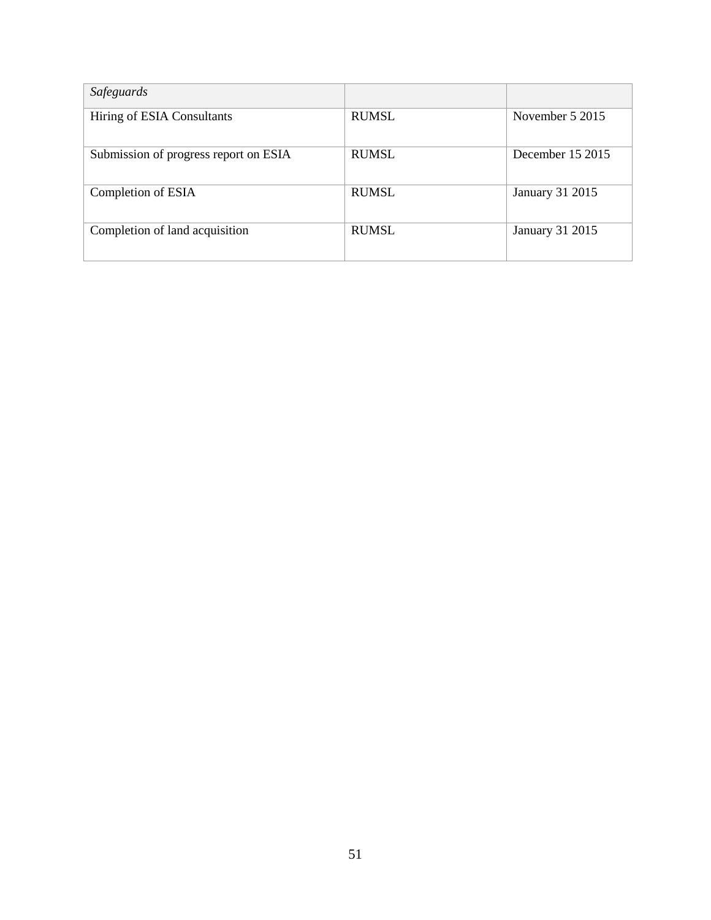| *Safeguards* | | |
|---|---|---|
| Hiring of ESIA Consultants | RUMSL | November 5 2015 |
| Submission of progress report on ESIA | RUMSL | December 15 2015 |
| Completion of ESIA | RUMSL | January 31 2015 |
| Completion of land acquisition | RUMSL | January 31 2015 |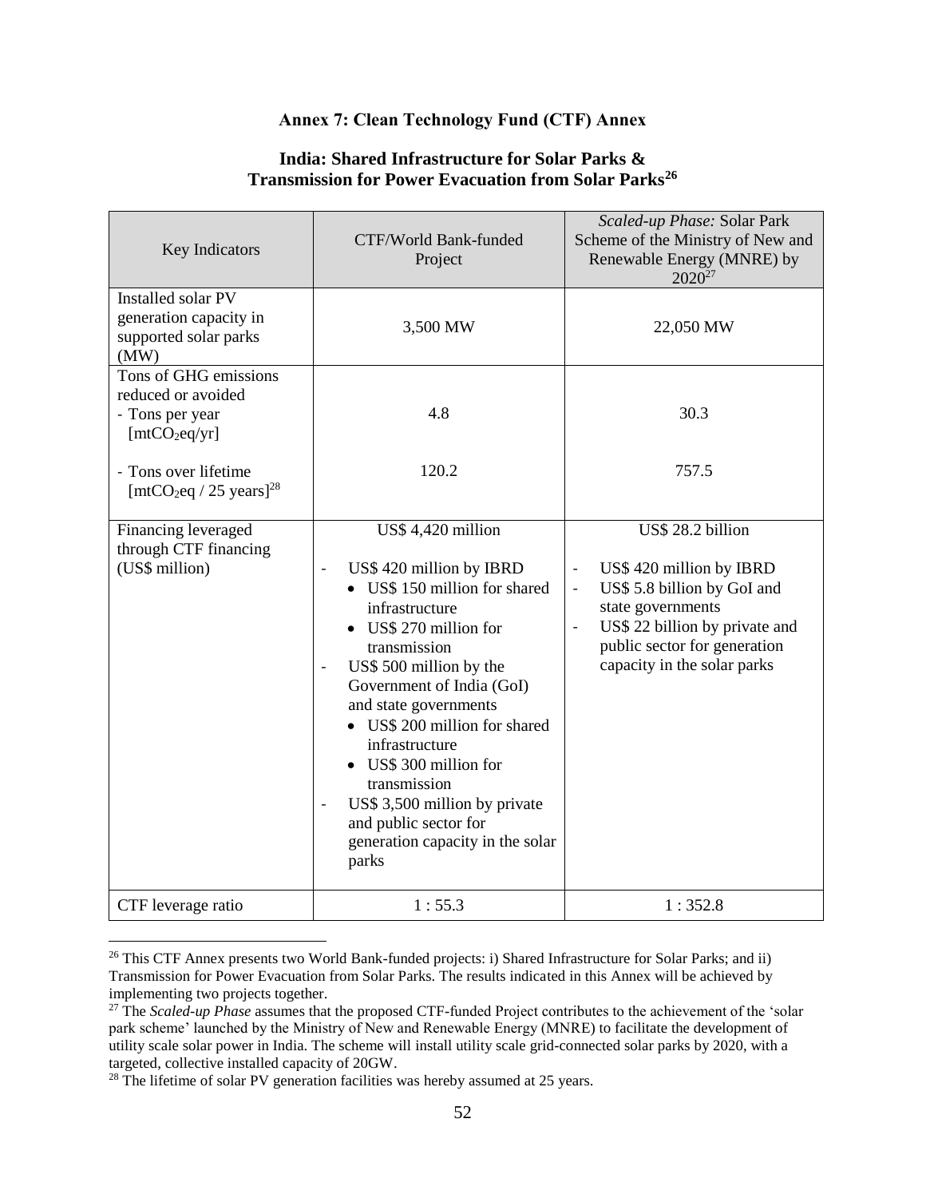## Annex 7: Clean Technology Fund (CTF) Annex

### India: Shared Infrastructure for Solar Parks & Transmission for Power Evacuation from Solar Parks[26]

| Key Indicators | CTF/World Bank-funded Project | *Scaled-up Phase:* Solar Park Scheme of the Ministry of New and Renewable Energy (MNRE) by 2020[27] |
|---|---|---|
| Installed solar PV generation capacity in supported solar parks (MW) | 3,500 MW | 22,050 MW |
| Tons of GHG emissions reduced or avoided<br>- Tons per year [mt$CO_2$eq/yr]<br><br>- Tons over lifetime [mt$CO_2$eq / 25 years][28] | <br><br>4.8<br><br>120.2 | <br><br>30.3<br><br>757.5 |
| Financing leveraged through CTF financing (US$ million) | US$ 4,420 million<br><br>- US$ 420 million by IBRD<br>• US$ 150 million for shared infrastructure<br>• US$ 270 million for transmission<br>- US$ 500 million by the Government of India (GoI) and state governments<br>• US$ 200 million for shared infrastructure<br>• US$ 300 million for transmission<br>- US$ 3,500 million by private and public sector for generation capacity in the solar parks | US$ 28.2 billion<br><br>- US$ 420 million by IBRD<br>- US$ 5.8 billion by GoI and state governments<br>- US$ 22 billion by private and public sector for generation capacity in the solar parks |
| CTF leverage ratio | 1 : 55.3 | 1 : 352.8 |

[26] This CTF Annex presents two World Bank-funded projects: i) Shared Infrastructure for Solar Parks; and ii) Transmission for Power Evacuation from Solar Parks. The results indicated in this Annex will be achieved by implementing two projects together.

[27] The *Scaled-up Phase* assumes that the proposed CTF-funded Project contributes to the achievement of the 'solar park scheme' launched by the Ministry of New and Renewable Energy (MNRE) to facilitate the development of utility scale solar power in India. The scheme will install utility scale grid-connected solar parks by 2020, with a targeted, collective installed capacity of 20GW.

[28] The lifetime of solar PV generation facilities was hereby assumed at 25 years.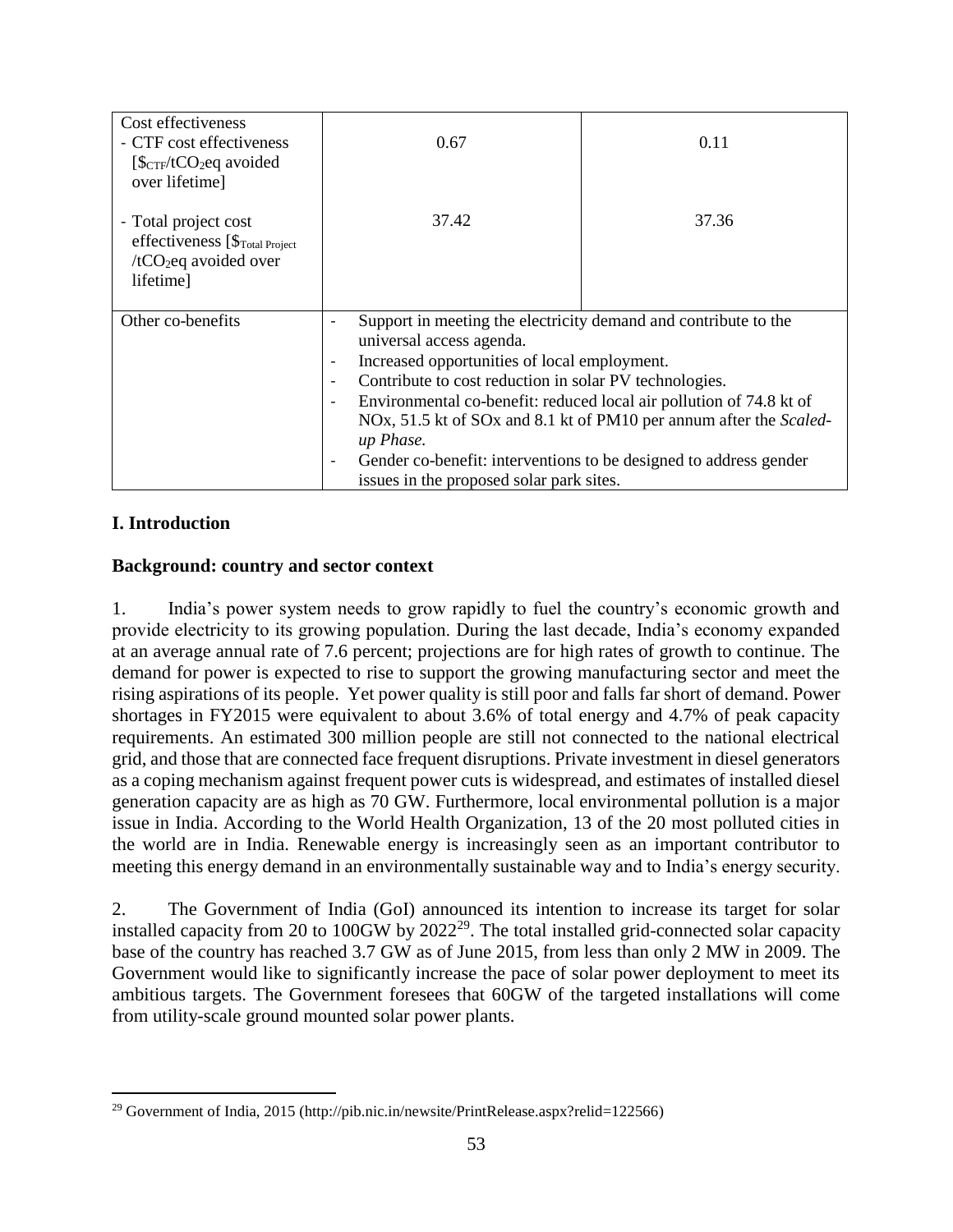| Cost effectiveness<br>- CTF cost effectiveness [$\$_{CTF}$/t$CO_2$eq avoided over lifetime]<br><br>- Total project cost effectiveness [$\$_{Total\ Project}$ /t$CO_2$eq avoided over lifetime] | 0.67<br><br><br><br>37.42 | 0.11<br><br><br><br>37.36 |
|---|---|---|
| Other co-benefits | - Support in meeting the electricity demand and contribute to the universal access agenda.<br>- Increased opportunities of local employment.<br>- Contribute to cost reduction in solar PV technologies.<br>- Environmental co-benefit: reduced local air pollution of 74.8 kt of NOx, 51.5 kt of SOx and 8.1 kt of PM10 per annum after the *Scaled-up Phase.*<br>- Gender co-benefit: interventions to be designed to address gender issues in the proposed solar park sites. | |

## I. Introduction

### Background: country and sector context

1. India's power system needs to grow rapidly to fuel the country's economic growth and provide electricity to its growing population. During the last decade, India's economy expanded at an average annual rate of 7.6 percent; projections are for high rates of growth to continue. The demand for power is expected to rise to support the growing manufacturing sector and meet the rising aspirations of its people. Yet power quality is still poor and falls far short of demand. Power shortages in FY2015 were equivalent to about 3.6% of total energy and 4.7% of peak capacity requirements. An estimated 300 million people are still not connected to the national electrical grid, and those that are connected face frequent disruptions. Private investment in diesel generators as a coping mechanism against frequent power cuts is widespread, and estimates of installed diesel generation capacity are as high as 70 GW. Furthermore, local environmental pollution is a major issue in India. According to the World Health Organization, 13 of the 20 most polluted cities in the world are in India. Renewable energy is increasingly seen as an important contributor to meeting this energy demand in an environmentally sustainable way and to India's energy security.

2. The Government of India (GoI) announced its intention to increase its target for solar installed capacity from 20 to 100GW by 2022[29]. The total installed grid-connected solar capacity base of the country has reached 3.7 GW as of June 2015, from less than only 2 MW in 2009. The Government would like to significantly increase the pace of solar power deployment to meet its ambitious targets. The Government foresees that 60GW of the targeted installations will come from utility-scale ground mounted solar power plants.

[29] Government of India, 2015 (http://pib.nic.in/newsite/PrintRelease.aspx?relid=122566)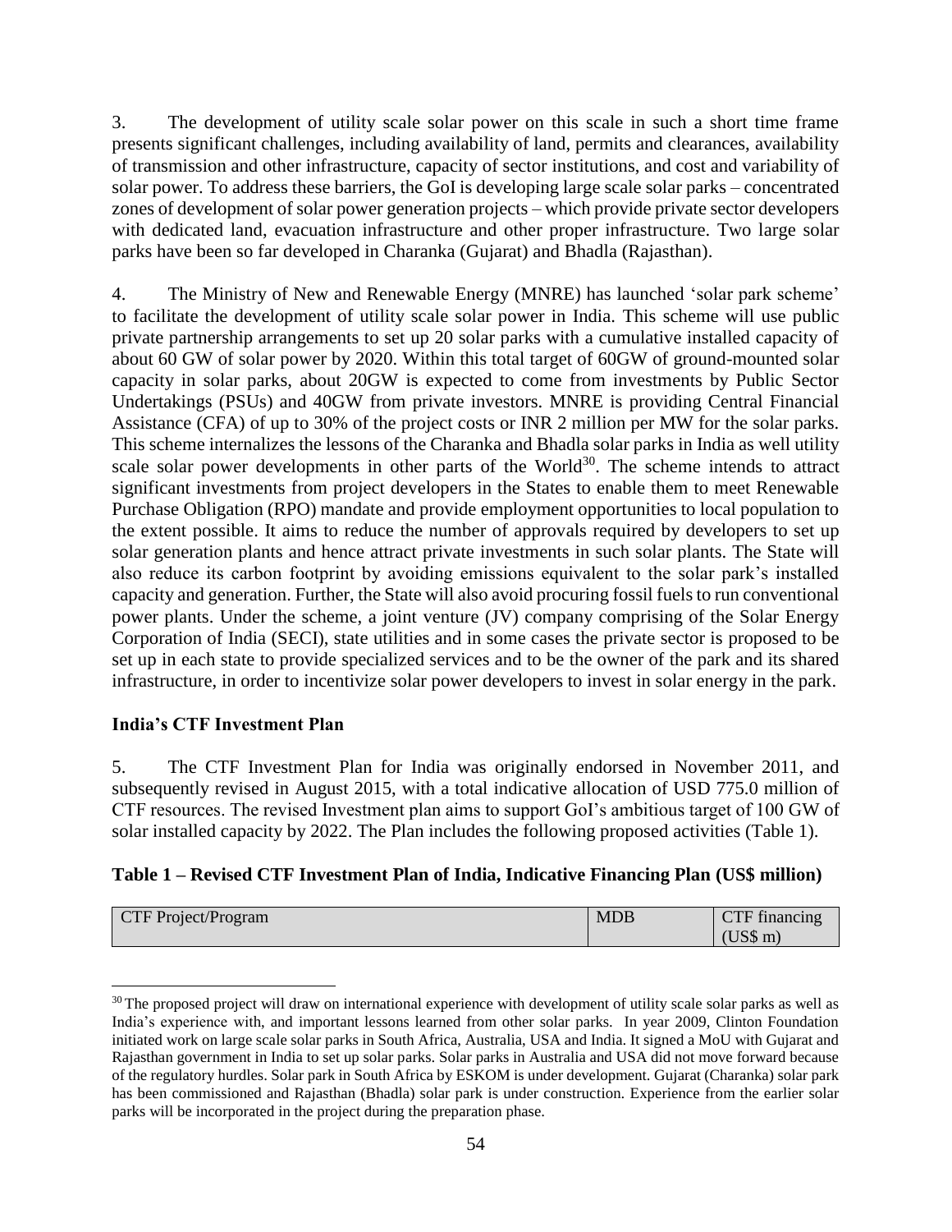3. The development of utility scale solar power on this scale in such a short time frame presents significant challenges, including availability of land, permits and clearances, availability of transmission and other infrastructure, capacity of sector institutions, and cost and variability of solar power. To address these barriers, the GoI is developing large scale solar parks – concentrated zones of development of solar power generation projects – which provide private sector developers with dedicated land, evacuation infrastructure and other proper infrastructure. Two large solar parks have been so far developed in Charanka (Gujarat) and Bhadla (Rajasthan).

4. The Ministry of New and Renewable Energy (MNRE) has launched 'solar park scheme' to facilitate the development of utility scale solar power in India. This scheme will use public private partnership arrangements to set up 20 solar parks with a cumulative installed capacity of about 60 GW of solar power by 2020. Within this total target of 60GW of ground-mounted solar capacity in solar parks, about 20GW is expected to come from investments by Public Sector Undertakings (PSUs) and 40GW from private investors. MNRE is providing Central Financial Assistance (CFA) of up to 30% of the project costs or INR 2 million per MW for the solar parks. This scheme internalizes the lessons of the Charanka and Bhadla solar parks in India as well utility scale solar power developments in other parts of the World[30]. The scheme intends to attract significant investments from project developers in the States to enable them to meet Renewable Purchase Obligation (RPO) mandate and provide employment opportunities to local population to the extent possible. It aims to reduce the number of approvals required by developers to set up solar generation plants and hence attract private investments in such solar plants. The State will also reduce its carbon footprint by avoiding emissions equivalent to the solar park's installed capacity and generation. Further, the State will also avoid procuring fossil fuels to run conventional power plants. Under the scheme, a joint venture (JV) company comprising of the Solar Energy Corporation of India (SECI), state utilities and in some cases the private sector is proposed to be set up in each state to provide specialized services and to be the owner of the park and its shared infrastructure, in order to incentivize solar power developers to invest in solar energy in the park.

**India's CTF Investment Plan**

5. The CTF Investment Plan for India was originally endorsed in November 2011, and subsequently revised in August 2015, with a total indicative allocation of USD 775.0 million of CTF resources. The revised Investment plan aims to support GoI's ambitious target of 100 GW of solar installed capacity by 2022. The Plan includes the following proposed activities (Table 1).

**Table 1 – Revised CTF Investment Plan of India, Indicative Financing Plan (US$ million)**

| CTF Project/Program | MDB | CTF financing (US$ m) |
|---|---|---|

[30] The proposed project will draw on international experience with development of utility scale solar parks as well as India's experience with, and important lessons learned from other solar parks. In year 2009, Clinton Foundation initiated work on large scale solar parks in South Africa, Australia, USA and India. It signed a MoU with Gujarat and Rajasthan government in India to set up solar parks. Solar parks in Australia and USA did not move forward because of the regulatory hurdles. Solar park in South Africa by ESKOM is under development. Gujarat (Charanka) solar park has been commissioned and Rajasthan (Bhadla) solar park is under construction. Experience from the earlier solar parks will be incorporated in the project during the preparation phase.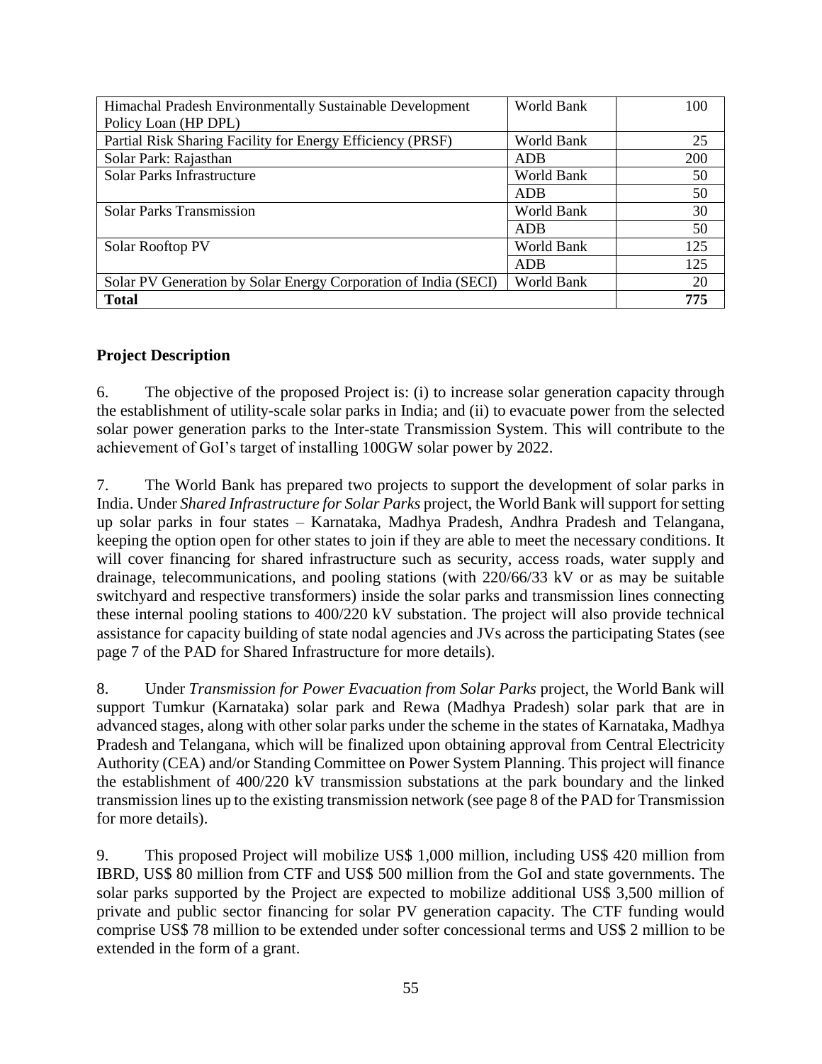| | | |
|---|---|---|
| Himachal Pradesh Environmentally Sustainable Development Policy Loan (HP DPL) | World Bank | 100 |
| Partial Risk Sharing Facility for Energy Efficiency (PRSF) | World Bank | 25 |
| Solar Park: Rajasthan | ADB | 200 |
| Solar Parks Infrastructure | World Bank | 50 |
| | ADB | 50 |
| Solar Parks Transmission | World Bank | 30 |
| | ADB | 50 |
| Solar Rooftop PV | World Bank | 125 |
| | ADB | 125 |
| Solar PV Generation by Solar Energy Corporation of India (SECI) | World Bank | 20 |
| **Total** | | **775** |

## Project Description

6. The objective of the proposed Project is: (i) to increase solar generation capacity through the establishment of utility-scale solar parks in India; and (ii) to evacuate power from the selected solar power generation parks to the Inter-state Transmission System. This will contribute to the achievement of GoI's target of installing 100GW solar power by 2022.

7. The World Bank has prepared two projects to support the development of solar parks in India. Under *Shared Infrastructure for Solar Parks* project, the World Bank will support for setting up solar parks in four states – Karnataka, Madhya Pradesh, Andhra Pradesh and Telangana, keeping the option open for other states to join if they are able to meet the necessary conditions. It will cover financing for shared infrastructure such as security, access roads, water supply and drainage, telecommunications, and pooling stations (with 220/66/33 kV or as may be suitable switchyard and respective transformers) inside the solar parks and transmission lines connecting these internal pooling stations to 400/220 kV substation. The project will also provide technical assistance for capacity building of state nodal agencies and JVs across the participating States (see page 7 of the PAD for Shared Infrastructure for more details).

8. Under *Transmission for Power Evacuation from Solar Parks* project, the World Bank will support Tumkur (Karnataka) solar park and Rewa (Madhya Pradesh) solar park that are in advanced stages, along with other solar parks under the scheme in the states of Karnataka, Madhya Pradesh and Telangana, which will be finalized upon obtaining approval from Central Electricity Authority (CEA) and/or Standing Committee on Power System Planning. This project will finance the establishment of 400/220 kV transmission substations at the park boundary and the linked transmission lines up to the existing transmission network (see page 8 of the PAD for Transmission for more details).

9. This proposed Project will mobilize US$ 1,000 million, including US$ 420 million from IBRD, US$ 80 million from CTF and US$ 500 million from the GoI and state governments. The solar parks supported by the Project are expected to mobilize additional US$ 3,500 million of private and public sector financing for solar PV generation capacity. The CTF funding would comprise US$ 78 million to be extended under softer concessional terms and US$ 2 million to be extended in the form of a grant.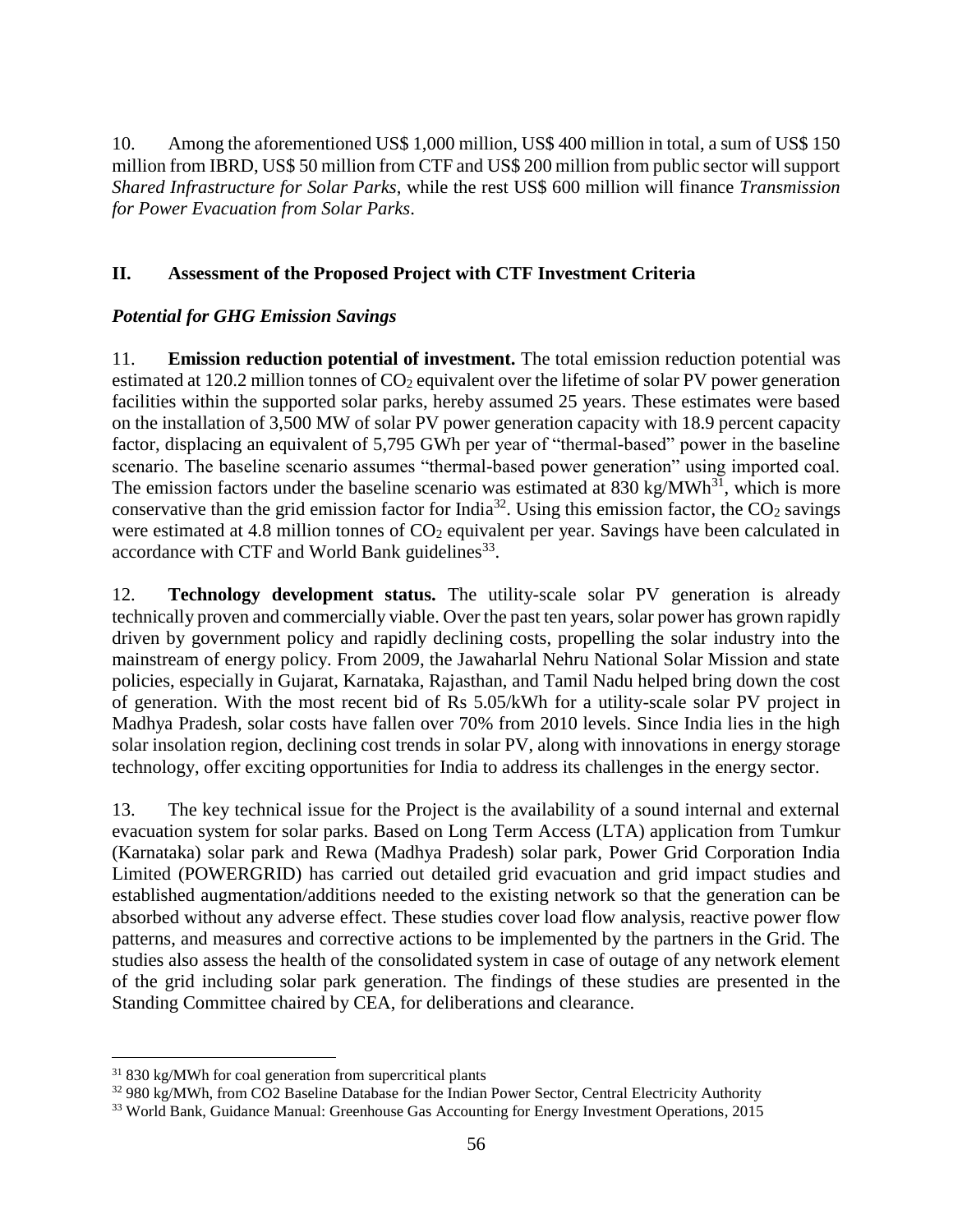10. Among the aforementioned US$ 1,000 million, US$ 400 million in total, a sum of US$ 150 million from IBRD, US$ 50 million from CTF and US$ 200 million from public sector will support *Shared Infrastructure for Solar Parks*, while the rest US$ 600 million will finance *Transmission for Power Evacuation from Solar Parks*.

## II. Assessment of the Proposed Project with CTF Investment Criteria

### *Potential for GHG Emission Savings*

11. **Emission reduction potential of investment.** The total emission reduction potential was estimated at 120.2 million tonnes of $CO_2$ equivalent over the lifetime of solar PV power generation facilities within the supported solar parks, hereby assumed 25 years. These estimates were based on the installation of 3,500 MW of solar PV power generation capacity with 18.9 percent capacity factor, displacing an equivalent of 5,795 GWh per year of "thermal-based" power in the baseline scenario. The baseline scenario assumes "thermal-based power generation" using imported coal. The emission factors under the baseline scenario was estimated at 830 kg/MWh[31], which is more conservative than the grid emission factor for India[32]. Using this emission factor, the $CO_2$ savings were estimated at 4.8 million tonnes of $CO_2$ equivalent per year. Savings have been calculated in accordance with CTF and World Bank guidelines[33].

12. **Technology development status.** The utility-scale solar PV generation is already technically proven and commercially viable. Over the past ten years, solar power has grown rapidly driven by government policy and rapidly declining costs, propelling the solar industry into the mainstream of energy policy. From 2009, the Jawaharlal Nehru National Solar Mission and state policies, especially in Gujarat, Karnataka, Rajasthan, and Tamil Nadu helped bring down the cost of generation. With the most recent bid of Rs 5.05/kWh for a utility-scale solar PV project in Madhya Pradesh, solar costs have fallen over 70% from 2010 levels. Since India lies in the high solar insolation region, declining cost trends in solar PV, along with innovations in energy storage technology, offer exciting opportunities for India to address its challenges in the energy sector.

13. The key technical issue for the Project is the availability of a sound internal and external evacuation system for solar parks. Based on Long Term Access (LTA) application from Tumkur (Karnataka) solar park and Rewa (Madhya Pradesh) solar park, Power Grid Corporation India Limited (POWERGRID) has carried out detailed grid evacuation and grid impact studies and established augmentation/additions needed to the existing network so that the generation can be absorbed without any adverse effect. These studies cover load flow analysis, reactive power flow patterns, and measures and corrective actions to be implemented by the partners in the Grid. The studies also assess the health of the consolidated system in case of outage of any network element of the grid including solar park generation. The findings of these studies are presented in the Standing Committee chaired by CEA, for deliberations and clearance.

---

[31] 830 kg/MWh for coal generation from supercritical plants

[32] 980 kg/MWh, from CO2 Baseline Database for the Indian Power Sector, Central Electricity Authority

[33] World Bank, Guidance Manual: Greenhouse Gas Accounting for Energy Investment Operations, 2015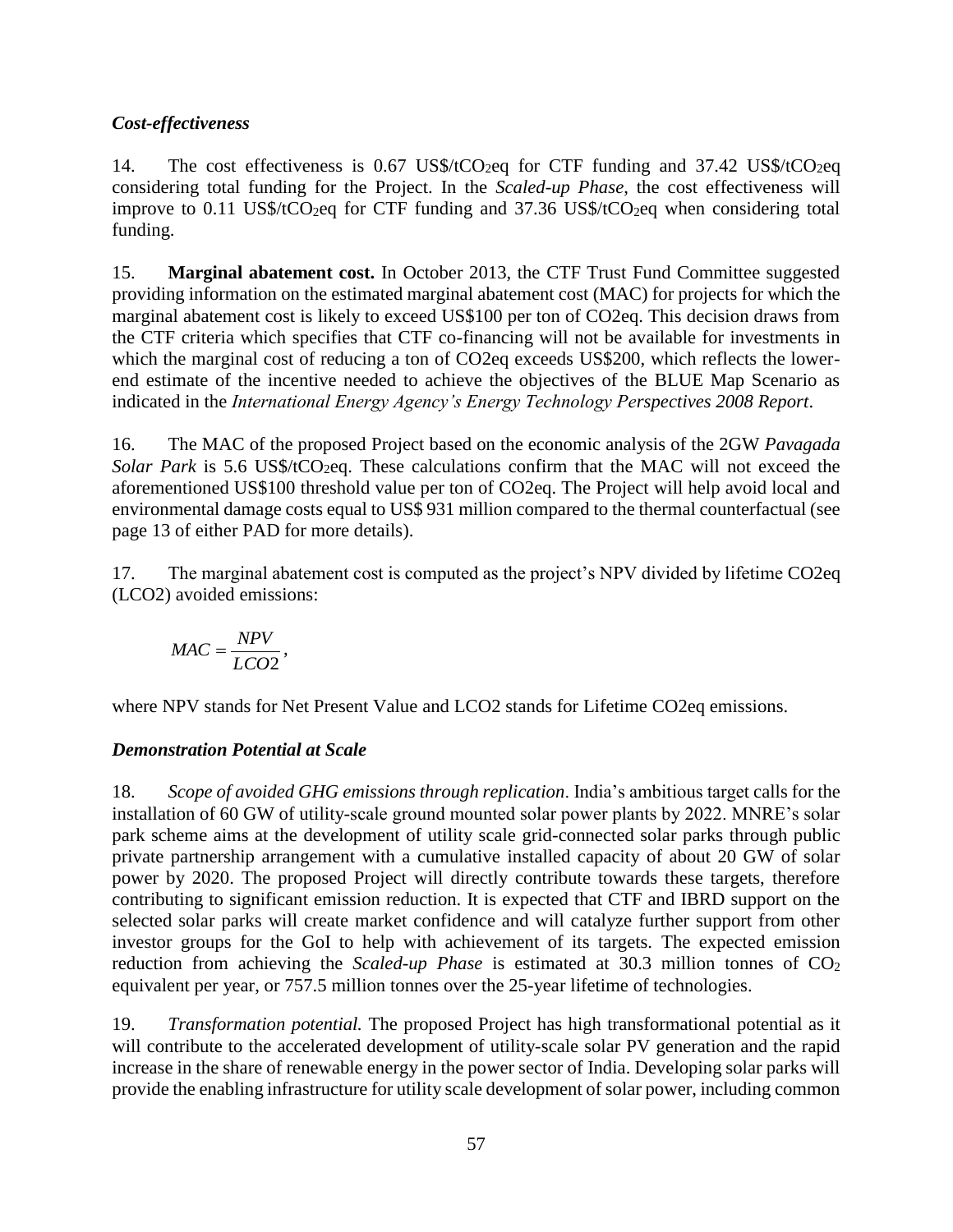### *Cost-effectiveness*

14. The cost effectiveness is 0.67 US\$/t$CO_2$eq for CTF funding and 37.42 US\$/t$CO_2$eq considering total funding for the Project. In the *Scaled-up Phase*, the cost effectiveness will improve to 0.11 US\$/t$CO_2$eq for CTF funding and 37.36 US\$/t$CO_2$eq when considering total funding.

15. **Marginal abatement cost.** In October 2013, the CTF Trust Fund Committee suggested providing information on the estimated marginal abatement cost (MAC) for projects for which the marginal abatement cost is likely to exceed US\$100 per ton of CO2eq. This decision draws from the CTF criteria which specifies that CTF co-financing will not be available for investments in which the marginal cost of reducing a ton of CO2eq exceeds US\$200, which reflects the lower-end estimate of the incentive needed to achieve the objectives of the BLUE Map Scenario as indicated in the *International Energy Agency's Energy Technology Perspectives 2008 Report*.

16. The MAC of the proposed Project based on the economic analysis of the 2GW *Pavagada Solar Park* is 5.6 US\$/t$CO_2$eq. These calculations confirm that the MAC will not exceed the aforementioned US\$100 threshold value per ton of CO2eq. The Project will help avoid local and environmental damage costs equal to US\$ 931 million compared to the thermal counterfactual (see page 13 of either PAD for more details).

17. The marginal abatement cost is computed as the project's NPV divided by lifetime CO2eq (LCO2) avoided emissions:

$$MAC = \frac{NPV}{LCO2},$$

where NPV stands for Net Present Value and LCO2 stands for Lifetime CO2eq emissions.

### *Demonstration Potential at Scale*

18. *Scope of avoided GHG emissions through replication*. India's ambitious target calls for the installation of 60 GW of utility-scale ground mounted solar power plants by 2022. MNRE's solar park scheme aims at the development of utility scale grid-connected solar parks through public private partnership arrangement with a cumulative installed capacity of about 20 GW of solar power by 2020. The proposed Project will directly contribute towards these targets, therefore contributing to significant emission reduction. It is expected that CTF and IBRD support on the selected solar parks will create market confidence and will catalyze further support from other investor groups for the GoI to help with achievement of its targets. The expected emission reduction from achieving the *Scaled-up Phase* is estimated at 30.3 million tonnes of $CO_2$ equivalent per year, or 757.5 million tonnes over the 25-year lifetime of technologies.

19. *Transformation potential.* The proposed Project has high transformational potential as it will contribute to the accelerated development of utility-scale solar PV generation and the rapid increase in the share of renewable energy in the power sector of India. Developing solar parks will provide the enabling infrastructure for utility scale development of solar power, including common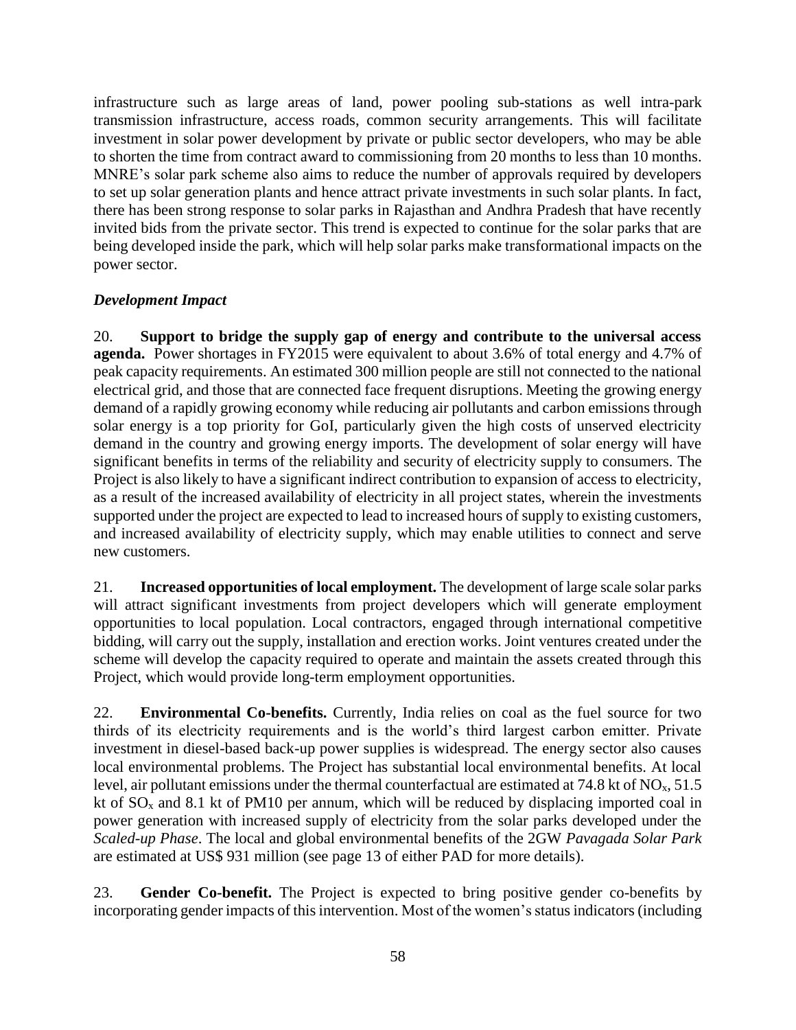infrastructure such as large areas of land, power pooling sub-stations as well intra-park transmission infrastructure, access roads, common security arrangements. This will facilitate investment in solar power development by private or public sector developers, who may be able to shorten the time from contract award to commissioning from 20 months to less than 10 months. MNRE's solar park scheme also aims to reduce the number of approvals required by developers to set up solar generation plants and hence attract private investments in such solar plants. In fact, there has been strong response to solar parks in Rajasthan and Andhra Pradesh that have recently invited bids from the private sector. This trend is expected to continue for the solar parks that are being developed inside the park, which will help solar parks make transformational impacts on the power sector.

***Development Impact***

20. **Support to bridge the supply gap of energy and contribute to the universal access agenda.** Power shortages in FY2015 were equivalent to about 3.6% of total energy and 4.7% of peak capacity requirements. An estimated 300 million people are still not connected to the national electrical grid, and those that are connected face frequent disruptions. Meeting the growing energy demand of a rapidly growing economy while reducing air pollutants and carbon emissions through solar energy is a top priority for GoI, particularly given the high costs of unserved electricity demand in the country and growing energy imports. The development of solar energy will have significant benefits in terms of the reliability and security of electricity supply to consumers. The Project is also likely to have a significant indirect contribution to expansion of access to electricity, as a result of the increased availability of electricity in all project states, wherein the investments supported under the project are expected to lead to increased hours of supply to existing customers, and increased availability of electricity supply, which may enable utilities to connect and serve new customers.

21. **Increased opportunities of local employment.** The development of large scale solar parks will attract significant investments from project developers which will generate employment opportunities to local population. Local contractors, engaged through international competitive bidding, will carry out the supply, installation and erection works. Joint ventures created under the scheme will develop the capacity required to operate and maintain the assets created through this Project, which would provide long-term employment opportunities.

22. **Environmental Co-benefits.** Currently, India relies on coal as the fuel source for two thirds of its electricity requirements and is the world's third largest carbon emitter. Private investment in diesel-based back-up power supplies is widespread. The energy sector also causes local environmental problems. The Project has substantial local environmental benefits. At local level, air pollutant emissions under the thermal counterfactual are estimated at 74.8 kt of $NO_x$, 51.5 kt of $SO_x$ and 8.1 kt of PM10 per annum, which will be reduced by displacing imported coal in power generation with increased supply of electricity from the solar parks developed under the *Scaled-up Phase*. The local and global environmental benefits of the 2GW *Pavagada Solar Park* are estimated at US$ 931 million (see page 13 of either PAD for more details).

23. **Gender Co-benefit.** The Project is expected to bring positive gender co-benefits by incorporating gender impacts of this intervention. Most of the women's status indicators (including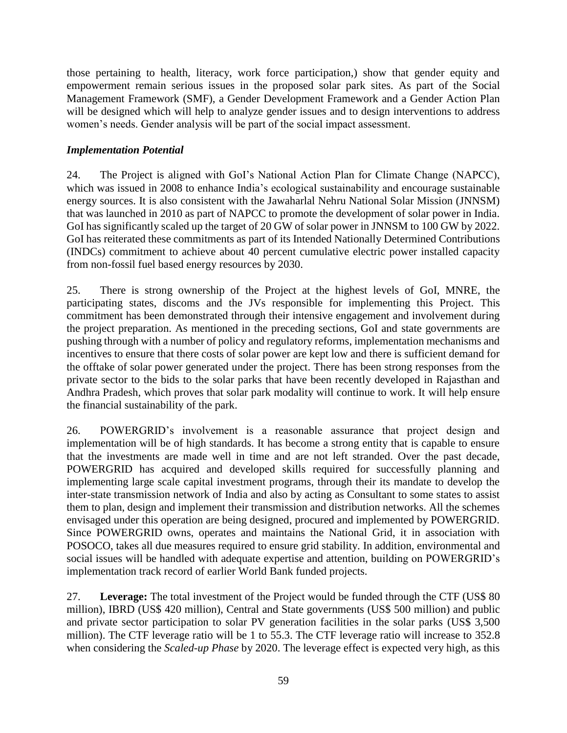those pertaining to health, literacy, work force participation,) show that gender equity and empowerment remain serious issues in the proposed solar park sites. As part of the Social Management Framework (SMF), a Gender Development Framework and a Gender Action Plan will be designed which will help to analyze gender issues and to design interventions to address women's needs. Gender analysis will be part of the social impact assessment.

### *Implementation Potential*

24. The Project is aligned with GoI's National Action Plan for Climate Change (NAPCC), which was issued in 2008 to enhance India's ecological sustainability and encourage sustainable energy sources. It is also consistent with the Jawaharlal Nehru National Solar Mission (JNNSM) that was launched in 2010 as part of NAPCC to promote the development of solar power in India. GoI has significantly scaled up the target of 20 GW of solar power in JNNSM to 100 GW by 2022. GoI has reiterated these commitments as part of its Intended Nationally Determined Contributions (INDCs) commitment to achieve about 40 percent cumulative electric power installed capacity from non-fossil fuel based energy resources by 2030.

25. There is strong ownership of the Project at the highest levels of GoI, MNRE, the participating states, discoms and the JVs responsible for implementing this Project. This commitment has been demonstrated through their intensive engagement and involvement during the project preparation. As mentioned in the preceding sections, GoI and state governments are pushing through with a number of policy and regulatory reforms, implementation mechanisms and incentives to ensure that there costs of solar power are kept low and there is sufficient demand for the offtake of solar power generated under the project. There has been strong responses from the private sector to the bids to the solar parks that have been recently developed in Rajasthan and Andhra Pradesh, which proves that solar park modality will continue to work. It will help ensure the financial sustainability of the park.

26. POWERGRID's involvement is a reasonable assurance that project design and implementation will be of high standards. It has become a strong entity that is capable to ensure that the investments are made well in time and are not left stranded. Over the past decade, POWERGRID has acquired and developed skills required for successfully planning and implementing large scale capital investment programs, through their its mandate to develop the inter-state transmission network of India and also by acting as Consultant to some states to assist them to plan, design and implement their transmission and distribution networks. All the schemes envisaged under this operation are being designed, procured and implemented by POWERGRID. Since POWERGRID owns, operates and maintains the National Grid, it in association with POSOCO, takes all due measures required to ensure grid stability. In addition, environmental and social issues will be handled with adequate expertise and attention, building on POWERGRID's implementation track record of earlier World Bank funded projects.

27. **Leverage:** The total investment of the Project would be funded through the CTF (US$ 80 million), IBRD (US$ 420 million), Central and State governments (US$ 500 million) and public and private sector participation to solar PV generation facilities in the solar parks (US$ 3,500 million). The CTF leverage ratio will be 1 to 55.3. The CTF leverage ratio will increase to 352.8 when considering the *Scaled-up Phase* by 2020. The leverage effect is expected very high, as this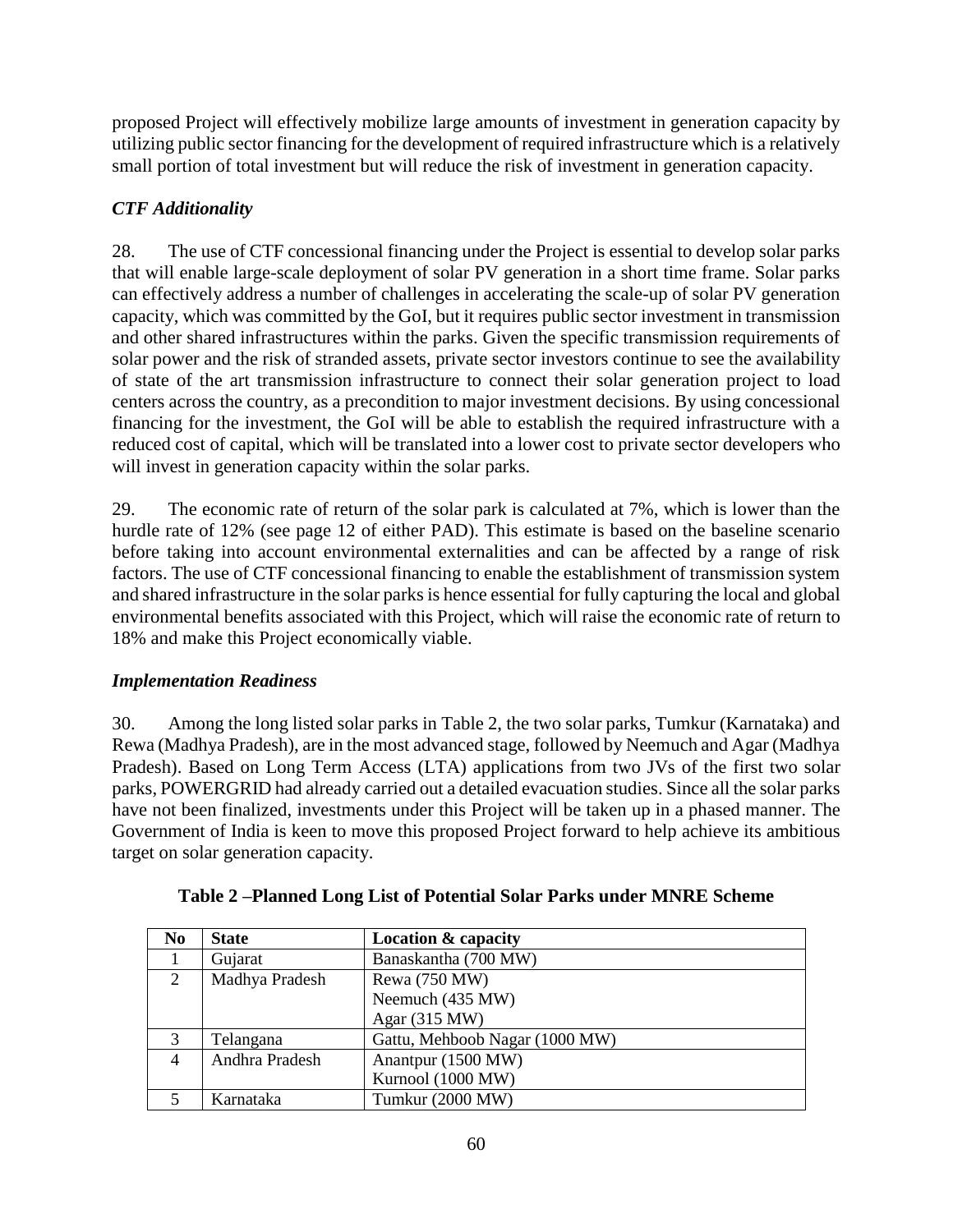proposed Project will effectively mobilize large amounts of investment in generation capacity by utilizing public sector financing for the development of required infrastructure which is a relatively small portion of total investment but will reduce the risk of investment in generation capacity.

### *CTF Additionality*

28. The use of CTF concessional financing under the Project is essential to develop solar parks that will enable large-scale deployment of solar PV generation in a short time frame. Solar parks can effectively address a number of challenges in accelerating the scale-up of solar PV generation capacity, which was committed by the GoI, but it requires public sector investment in transmission and other shared infrastructures within the parks. Given the specific transmission requirements of solar power and the risk of stranded assets, private sector investors continue to see the availability of state of the art transmission infrastructure to connect their solar generation project to load centers across the country, as a precondition to major investment decisions. By using concessional financing for the investment, the GoI will be able to establish the required infrastructure with a reduced cost of capital, which will be translated into a lower cost to private sector developers who will invest in generation capacity within the solar parks.

29. The economic rate of return of the solar park is calculated at 7%, which is lower than the hurdle rate of 12% (see page 12 of either PAD). This estimate is based on the baseline scenario before taking into account environmental externalities and can be affected by a range of risk factors. The use of CTF concessional financing to enable the establishment of transmission system and shared infrastructure in the solar parks is hence essential for fully capturing the local and global environmental benefits associated with this Project, which will raise the economic rate of return to 18% and make this Project economically viable.

### *Implementation Readiness*

30. Among the long listed solar parks in Table 2, the two solar parks, Tumkur (Karnataka) and Rewa (Madhya Pradesh), are in the most advanced stage, followed by Neemuch and Agar (Madhya Pradesh). Based on Long Term Access (LTA) applications from two JVs of the first two solar parks, POWERGRID had already carried out a detailed evacuation studies. Since all the solar parks have not been finalized, investments under this Project will be taken up in a phased manner. The Government of India is keen to move this proposed Project forward to help achieve its ambitious target on solar generation capacity.

**Table 2 –Planned Long List of Potential Solar Parks under MNRE Scheme**

| No | State | Location & capacity |
|---|---|---|
| 1 | Gujarat | Banaskantha (700 MW) |
| 2 | Madhya Pradesh | Rewa (750 MW)<br>Neemuch (435 MW)<br>Agar (315 MW) |
| 3 | Telangana | Gattu, Mehboob Nagar (1000 MW) |
| 4 | Andhra Pradesh | Anantpur (1500 MW)<br>Kurnool (1000 MW) |
| 5 | Karnataka | Tumkur (2000 MW) |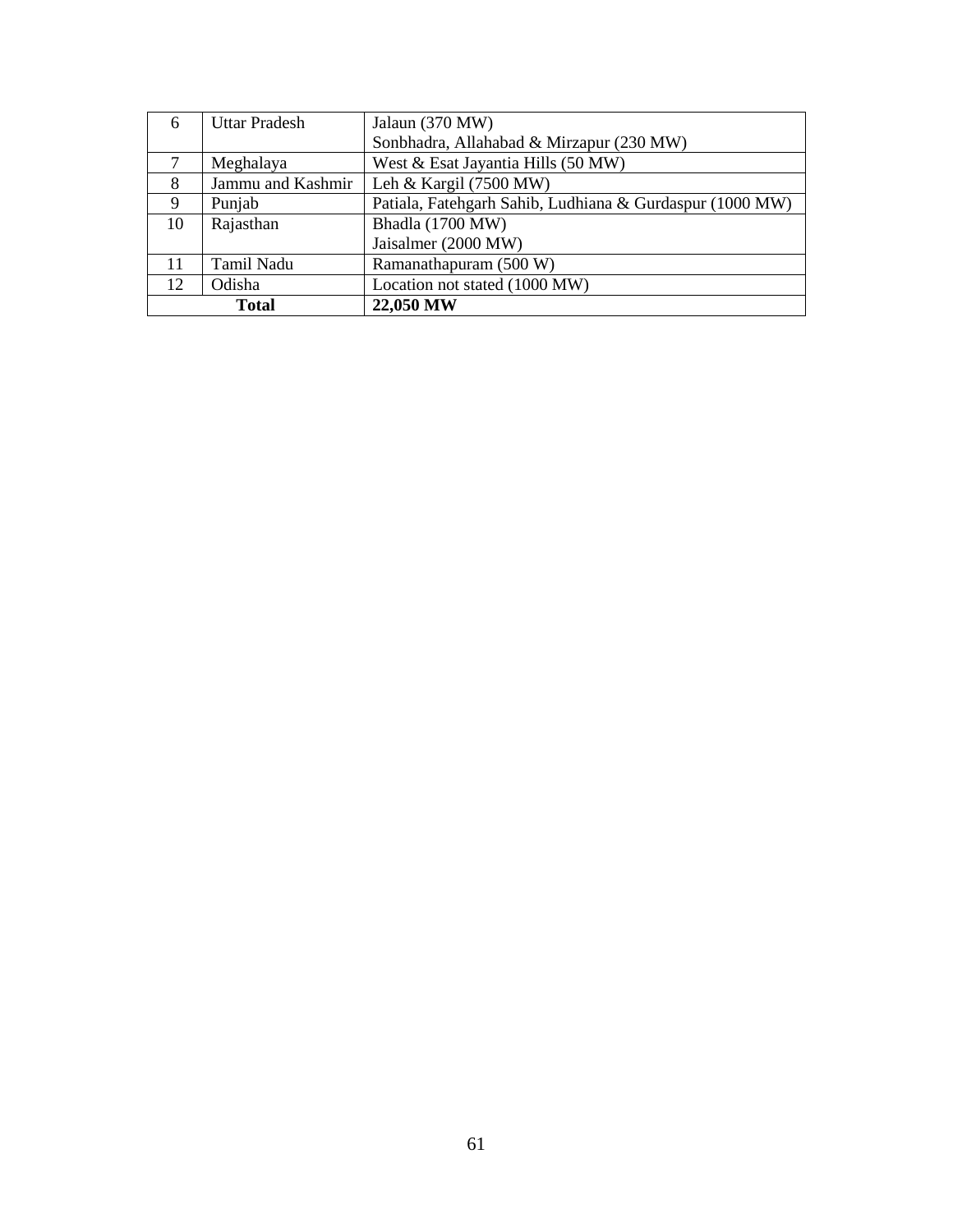| | | |
|---|---|---|
| 6 | Uttar Pradesh | Jalaun (370 MW)<br>Sonbhadra, Allahabad & Mirzapur (230 MW) |
| 7 | Meghalaya | West & Esat Jayantia Hills (50 MW) |
| 8 | Jammu and Kashmir | Leh & Kargil (7500 MW) |
| 9 | Punjab | Patiala, Fatehgarh Sahib, Ludhiana & Gurdaspur (1000 MW) |
| 10 | Rajasthan | Bhadla (1700 MW)<br>Jaisalmer (2000 MW) |
| 11 | Tamil Nadu | Ramanathapuram (500 W) |
| 12 | Odisha | Location not stated (1000 MW) |
| **Total** | | **22,050 MW** |